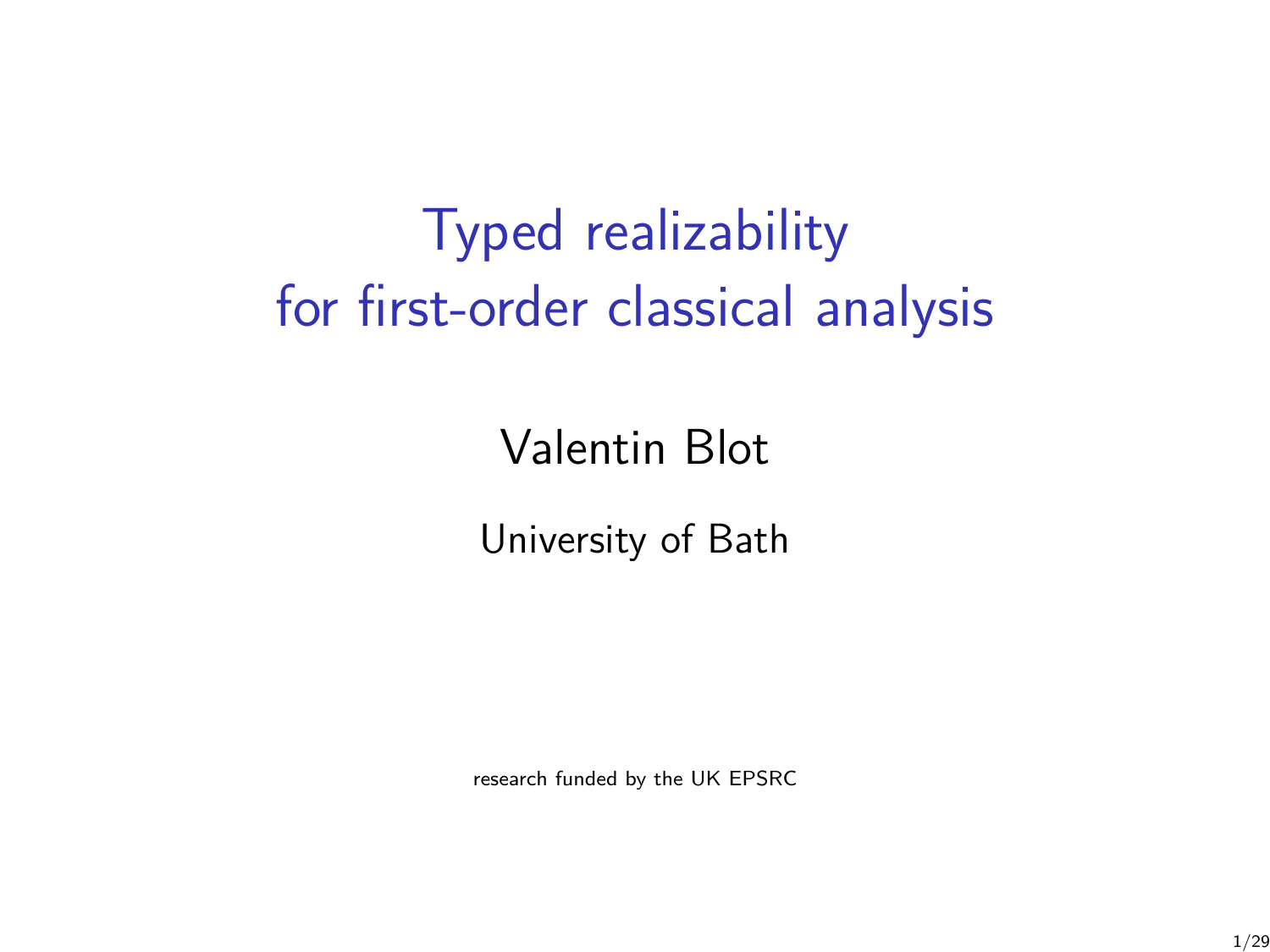# Typed realizability for first-order classical analysis

Valentin Blot

University of Bath

research funded by the UK EPSRC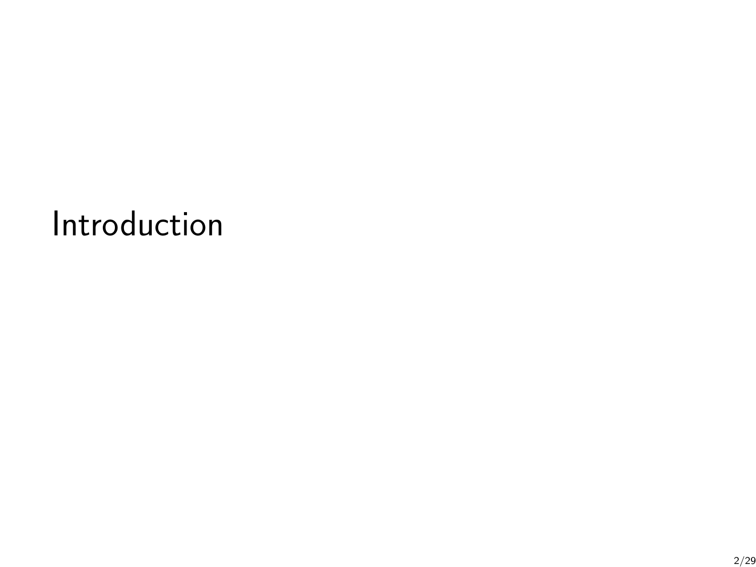# Introduction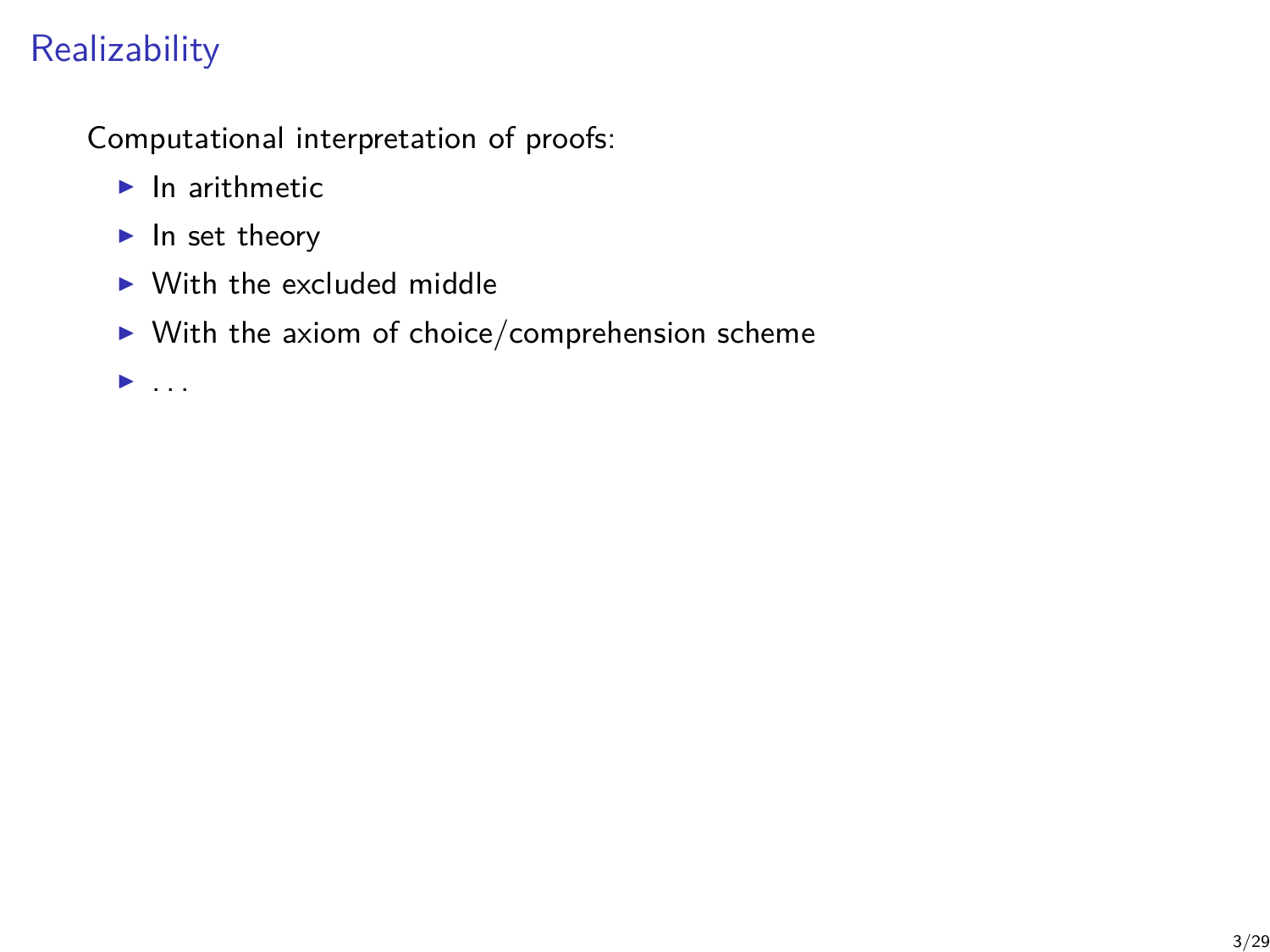# Realizability

Computational interpretation of proofs:

- In arithmetic
- In set theory
- With the excluded middle
- With the axiom of choice/comprehension scheme
- ...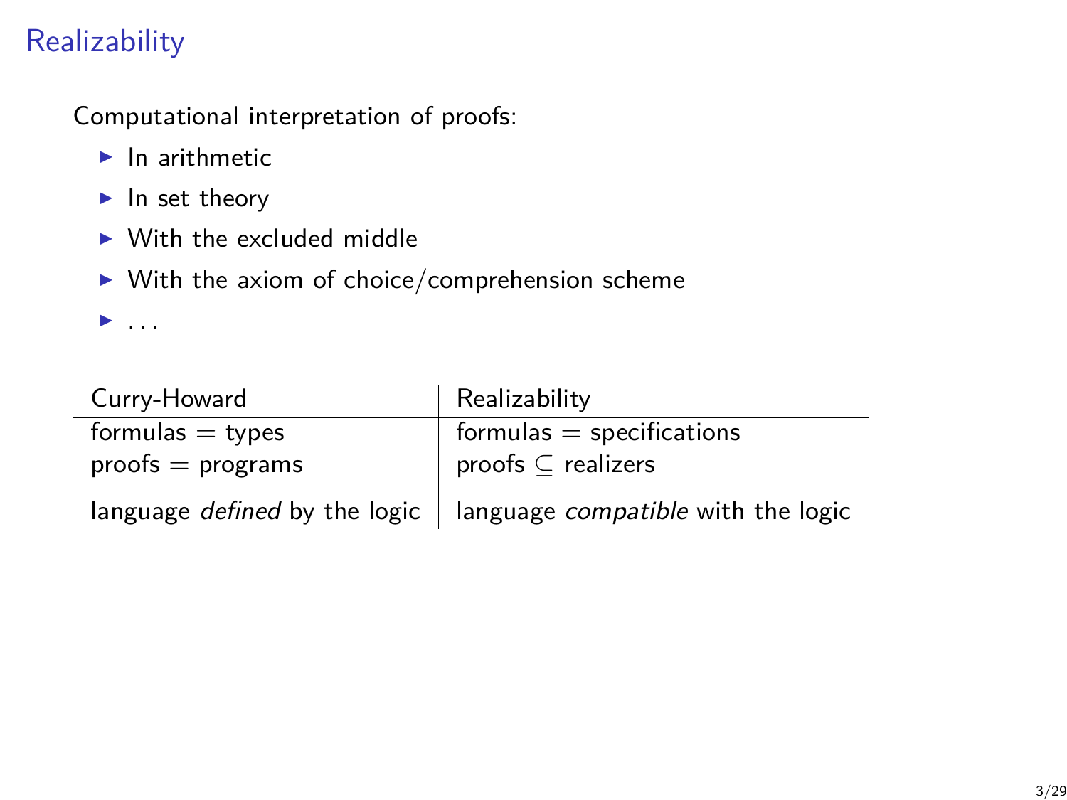# Realizability

Computational interpretation of proofs:

- In arithmetic
- In set theory
- With the excluded middle
- With the axiom of choice/comprehension scheme
- ...

| Curry-Howard | Realizability |
|---|---|
| formulas = types | formulas = specifications |
| proofs = programs | proofs $\subseteq$ realizers |
| language *defined* by the logic | language *compatible* with the logic |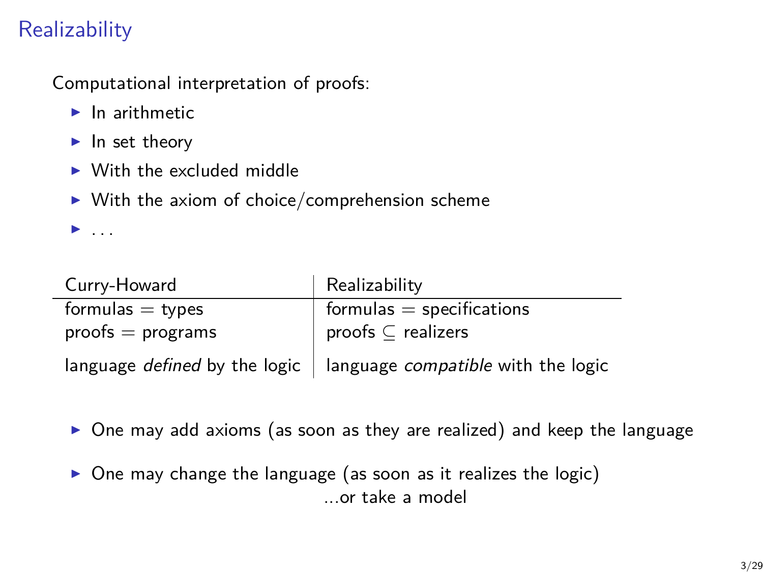# Realizability

Computational interpretation of proofs:

- In arithmetic
- In set theory
- With the excluded middle
- With the axiom of choice/comprehension scheme
- ...

| Curry-Howard | Realizability |
|---|---|
| formulas = types | formulas = specifications |
| proofs = programs | proofs $\subseteq$ realizers |
| language *defined* by the logic | language *compatible* with the logic |

- One may add axioms (as soon as they are realized) and keep the language
- One may change the language (as soon as it realizes the logic)

  ...or take a model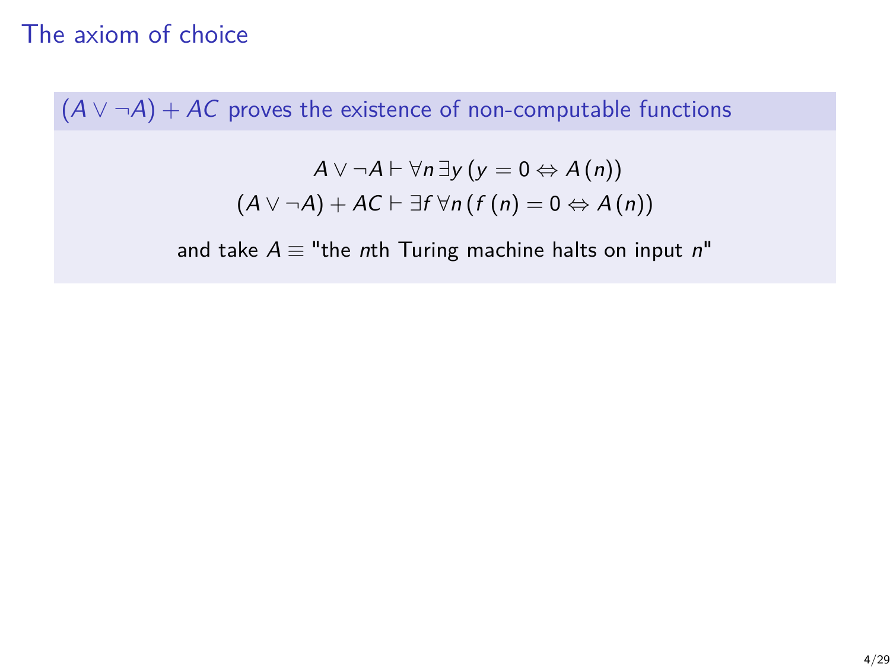# The axiom of choice

**$(A \vee \neg A) + AC$ proves the existence of non-computable functions**

$$A \vee \neg A \vdash \forall n \, \exists y \, (y = 0 \Leftrightarrow A(n))$$

$$(A \vee \neg A) + AC \vdash \exists f \, \forall n \, (f(n) = 0 \Leftrightarrow A(n))$$

and take $A \equiv$ "the $n$th Turing machine halts on input $n$"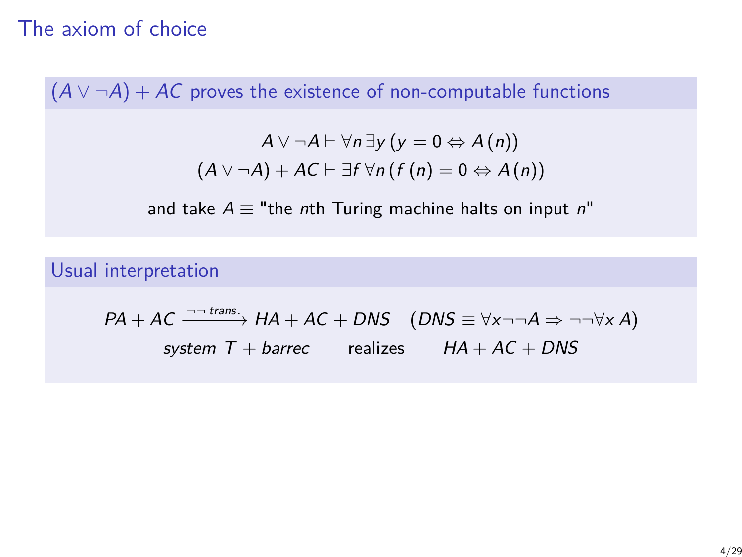# The axiom of choice

## $(A \vee \neg A) + AC$ proves the existence of non-computable functions

$$A \vee \neg A \vdash \forall n \, \exists y \, (y = 0 \Leftrightarrow A(n))$$

$$(A \vee \neg A) + AC \vdash \exists f \, \forall n \, (f(n) = 0 \Leftrightarrow A(n))$$

and take $A \equiv$ "the $n$th Turing machine halts on input $n$"

## Usual interpretation

$$PA + AC \xrightarrow{\neg\neg \; trans.} HA + AC + DNS \quad (DNS \equiv \forall x \neg\neg A \Rightarrow \neg\neg \forall x \, A)$$

$$\textit{system } T + \textit{barrec} \qquad \text{realizes} \qquad HA + AC + DNS$$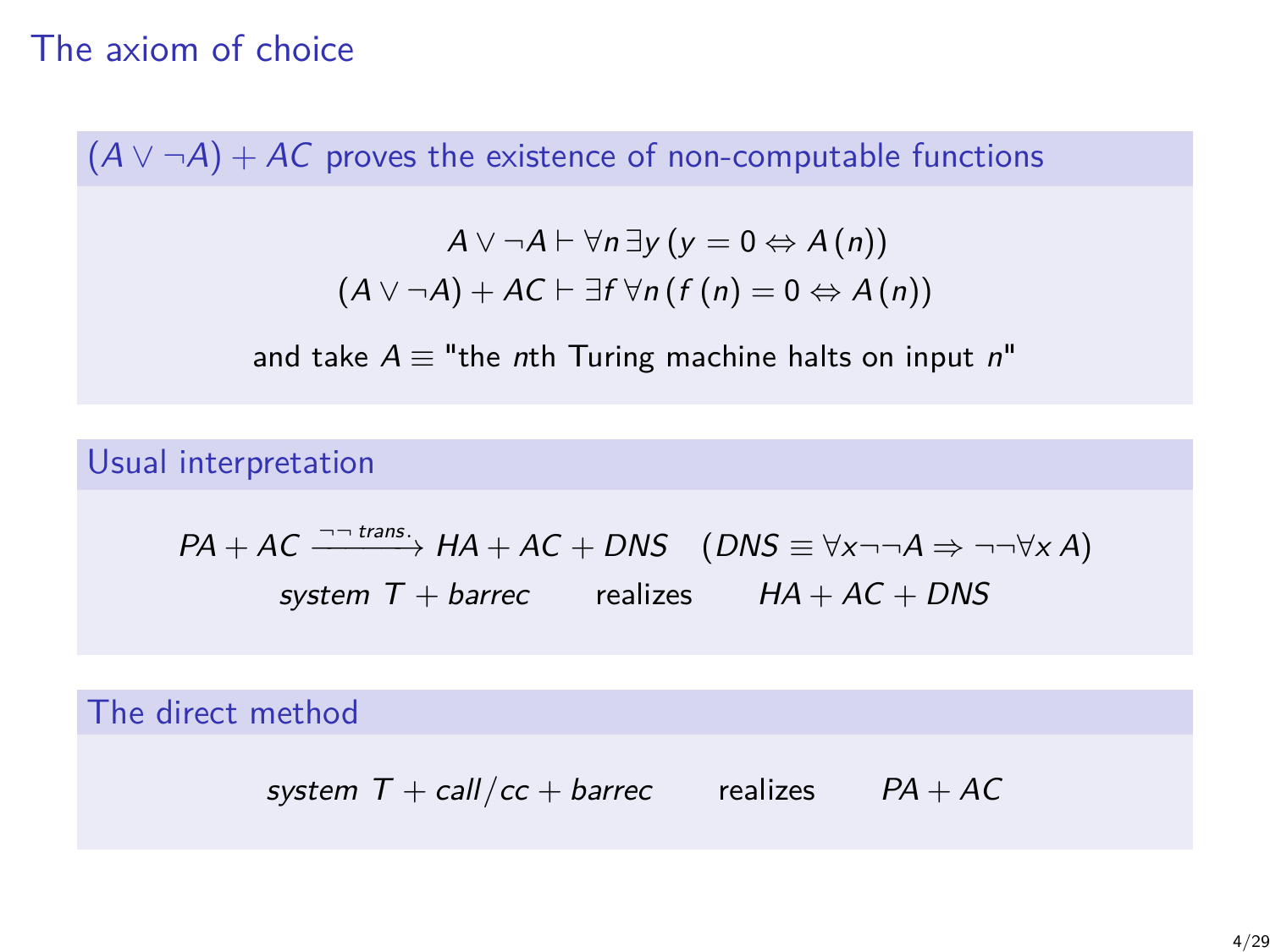# The axiom of choice

## $(A \vee \neg A) + AC$ proves the existence of non-computable functions

$$A \vee \neg A \vdash \forall n \, \exists y \, (y = 0 \Leftrightarrow A\,(n))$$
$$(A \vee \neg A) + AC \vdash \exists f \, \forall n \, (f\,(n) = 0 \Leftrightarrow A\,(n))$$

and take $A \equiv$ "the $n$th Turing machine halts on input $n$"

## Usual interpretation

$$PA + AC \xrightarrow{\neg\neg \, trans.} HA + AC + DNS \quad (DNS \equiv \forall x \neg\neg A \Rightarrow \neg\neg \forall x \, A)$$

$$system\ T + barrec \qquad \text{realizes} \qquad HA + AC + DNS$$

## The direct method

$$system\ T + call/cc + barrec \qquad \text{realizes} \qquad PA + AC$$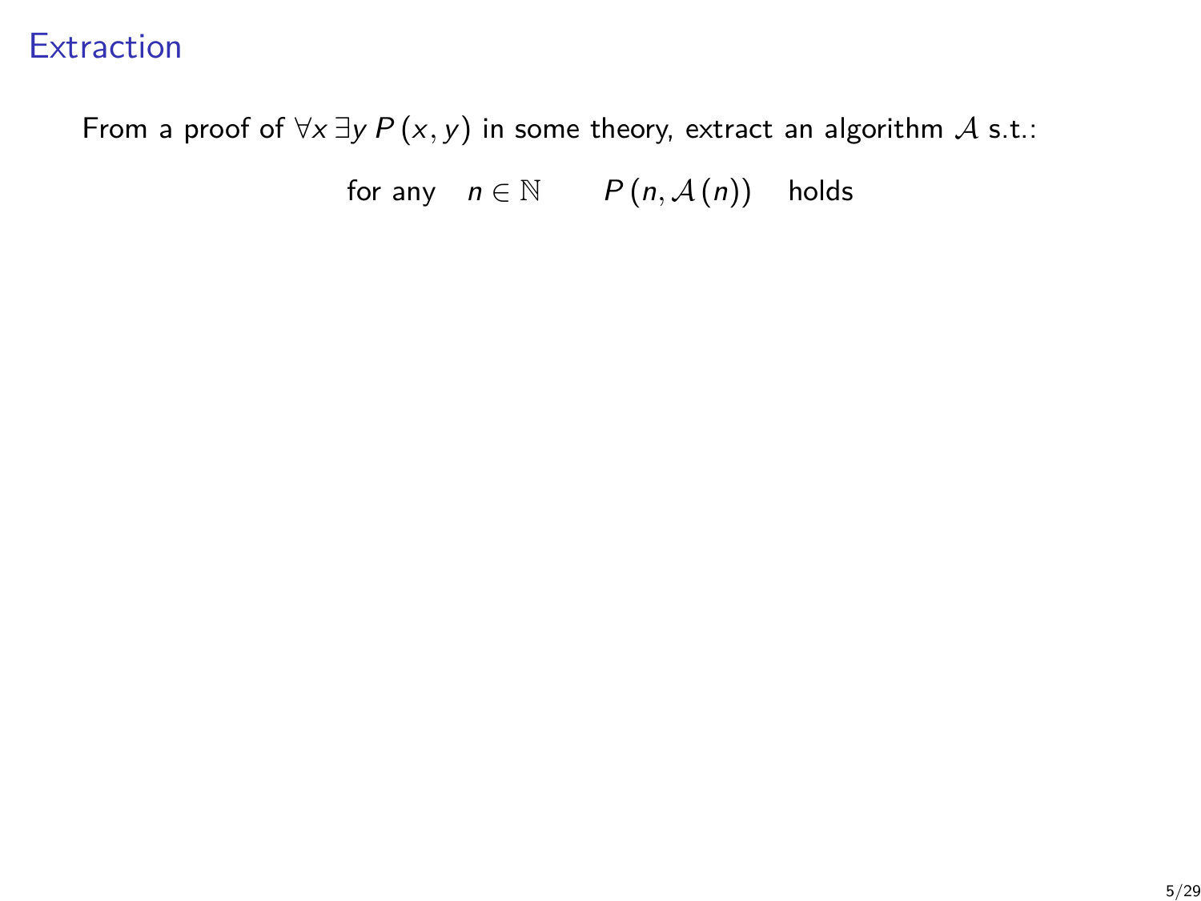# Extraction

From a proof of $\forall x \, \exists y \, P(x, y)$ in some theory, extract an algorithm $\mathcal{A}$ s.t.:

$$\text{for any} \quad n \in \mathbb{N} \qquad P(n, \mathcal{A}(n)) \quad \text{holds}$$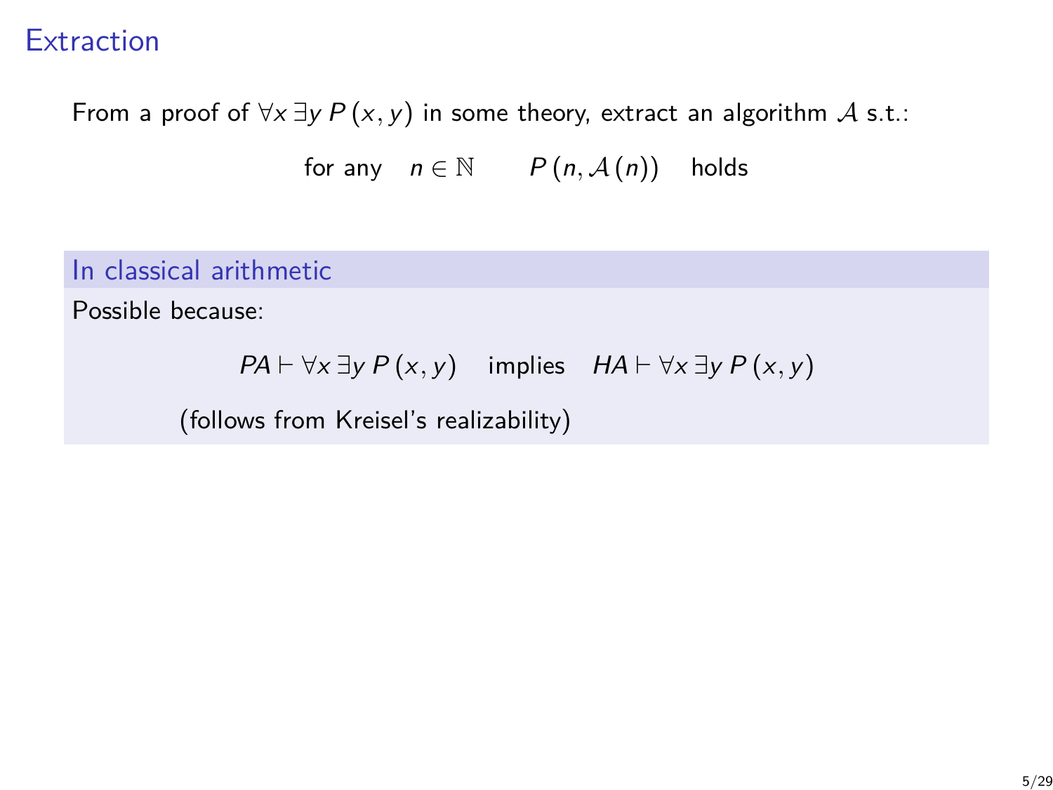# Extraction

From a proof of $\forall x \, \exists y \, P(x, y)$ in some theory, extract an algorithm $\mathcal{A}$ s.t.:

$$\text{for any} \quad n \in \mathbb{N} \qquad P(n, \mathcal{A}(n)) \quad \text{holds}$$

### In classical arithmetic

Possible because:

$$PA \vdash \forall x \, \exists y \, P(x, y) \quad \text{implies} \quad HA \vdash \forall x \, \exists y \, P(x, y)$$

(follows from Kreisel's realizability)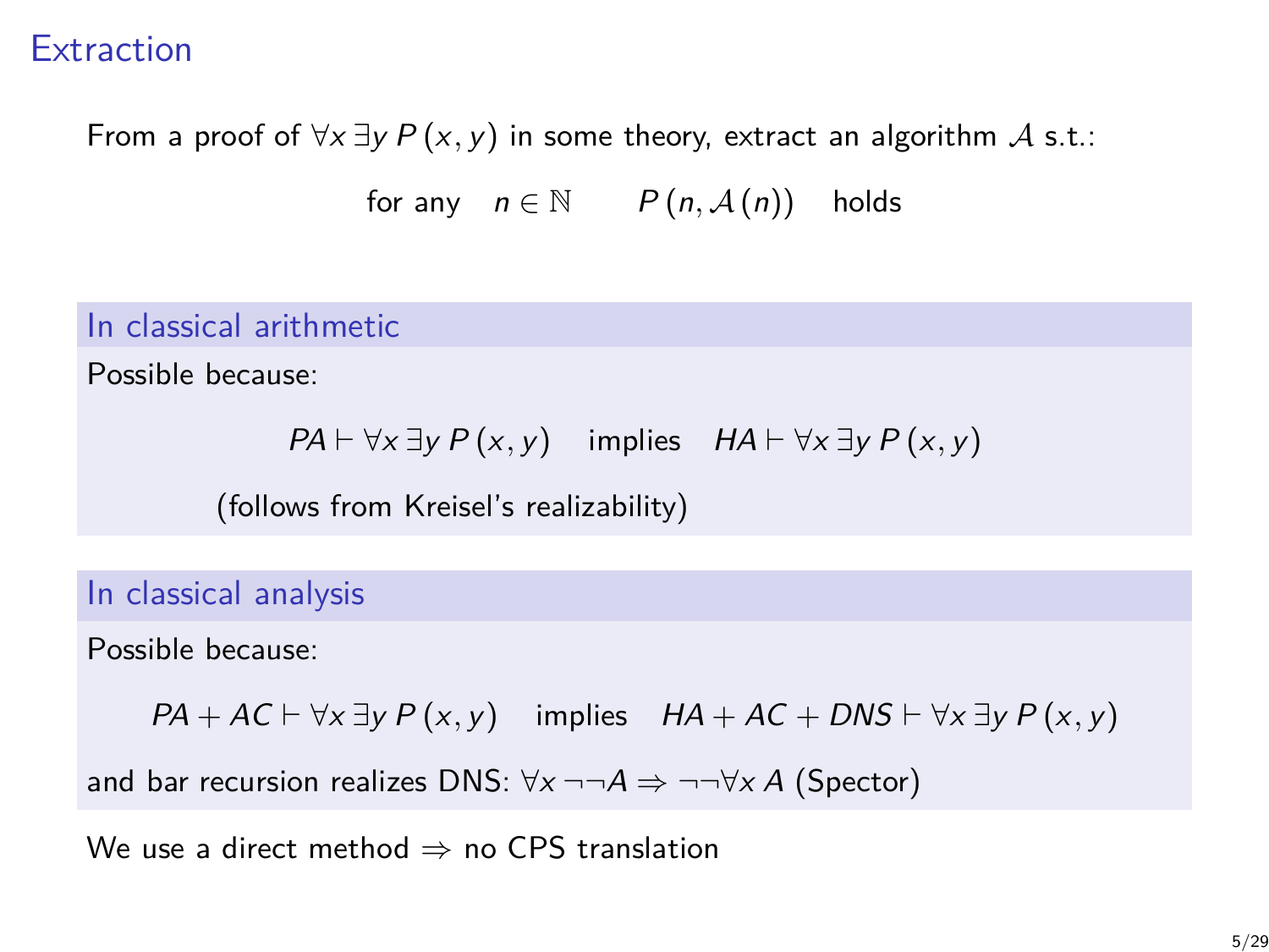# Extraction

From a proof of $\forall x\, \exists y\, P(x, y)$ in some theory, extract an algorithm $\mathcal{A}$ s.t.:

$$\text{for any} \quad n \in \mathbb{N} \qquad P(n, \mathcal{A}(n)) \quad \text{holds}$$

## In classical arithmetic

Possible because:

$$PA \vdash \forall x\, \exists y\, P(x, y) \quad \text{implies} \quad HA \vdash \forall x\, \exists y\, P(x, y)$$

(follows from Kreisel's realizability)

## In classical analysis

Possible because:

$$PA + AC \vdash \forall x\, \exists y\, P(x, y) \quad \text{implies} \quad HA + AC + DNS \vdash \forall x\, \exists y\, P(x, y)$$

and bar recursion realizes DNS: $\forall x\, \neg\neg A \Rightarrow \neg\neg\forall x\, A$ (Spector)

We use a direct method $\Rightarrow$ no CPS translation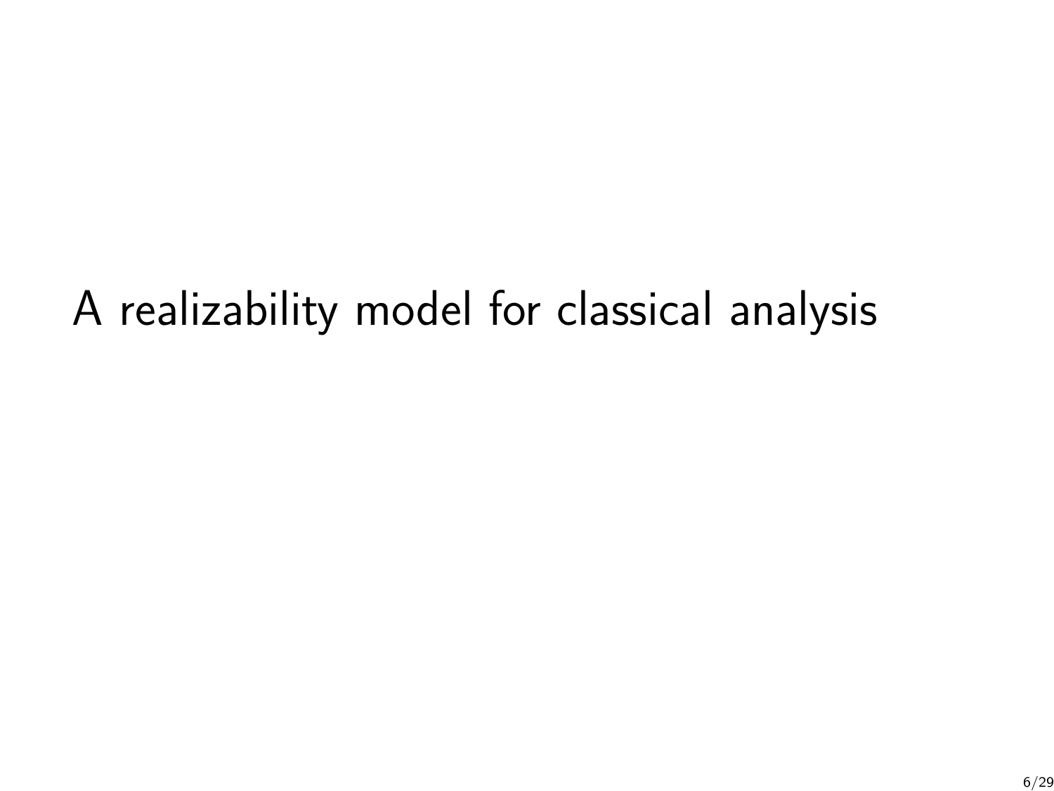# A realizability model for classical analysis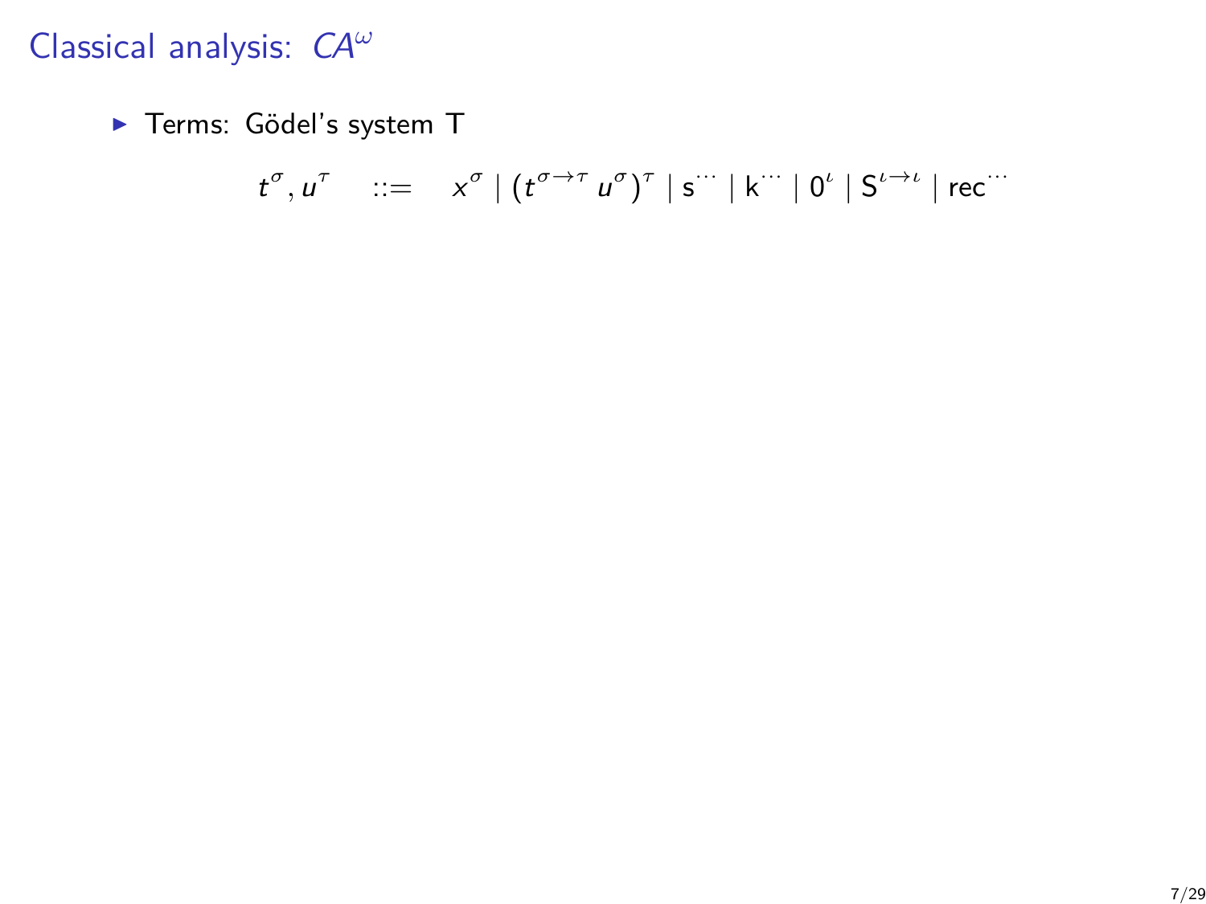# Classical analysis: $CA^\omega$

- Terms: Gödel's system T

$$t^\sigma, u^\tau \quad ::= \quad x^\sigma \mid (t^{\sigma\to\tau}\, u^\sigma)^\tau \mid \mathsf{s}^{\cdots} \mid \mathsf{k}^{\cdots} \mid 0^\iota \mid \mathsf{S}^{\iota\to\iota} \mid \mathsf{rec}^{\cdots}$$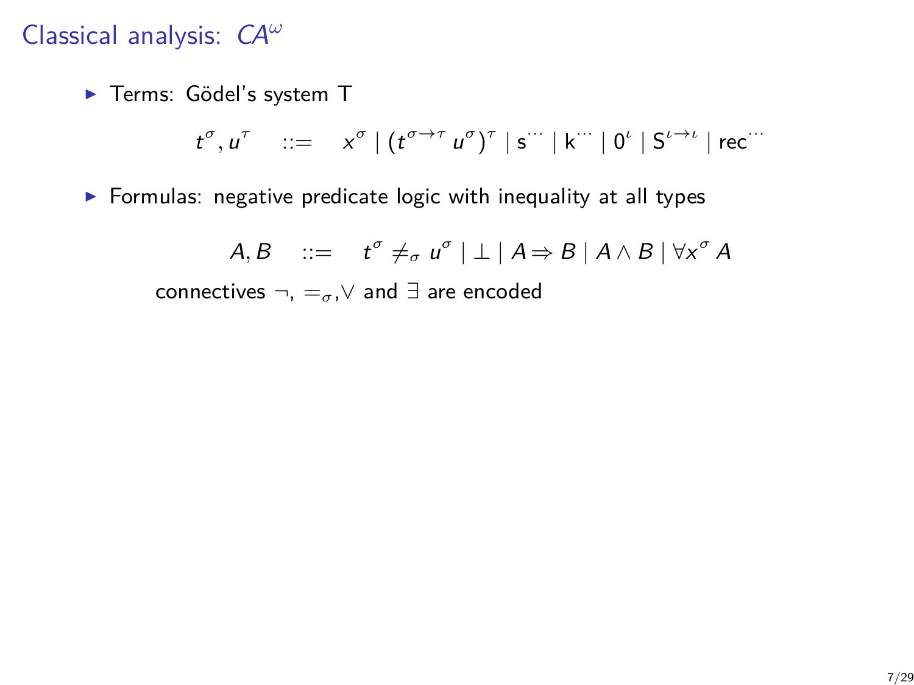# Classical analysis: $CA^\omega$

- Terms: Gödel's system T

$$t^\sigma, u^\tau \quad ::= \quad x^\sigma \mid (t^{\sigma\to\tau}\, u^\sigma)^\tau \mid \mathsf{s}^{\cdots} \mid \mathsf{k}^{\cdots} \mid 0^\iota \mid \mathsf{S}^{\iota\to\iota} \mid \mathsf{rec}^{\cdots}$$

- Formulas: negative predicate logic with inequality at all types

$$A, B \quad ::= \quad t^\sigma \neq_\sigma u^\sigma \mid \bot \mid A \Rightarrow B \mid A \wedge B \mid \forall x^\sigma\, A$$

connectives $\neg$, $=_\sigma$, $\vee$ and $\exists$ are encoded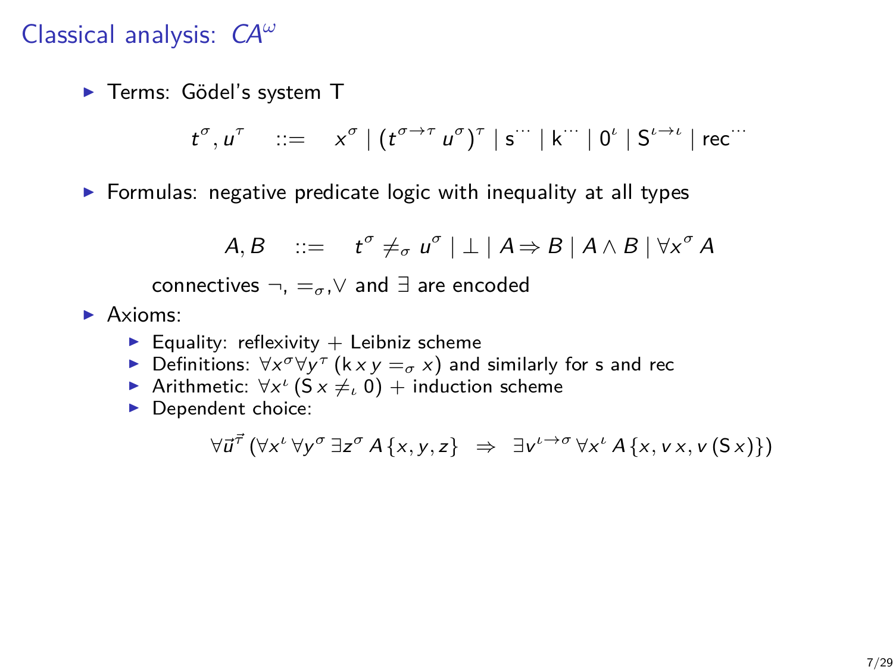# Classical analysis: $CA^\omega$

- Terms: Gödel's system T

$$t^\sigma, u^\tau \quad ::= \quad x^\sigma \mid (t^{\sigma\to\tau}\, u^\sigma)^\tau \mid \mathsf{s}^{\cdots} \mid \mathsf{k}^{\cdots} \mid 0^\iota \mid \mathsf{S}^{\iota\to\iota} \mid \mathsf{rec}^{\cdots}$$

- Formulas: negative predicate logic with inequality at all types

$$A, B \quad ::= \quad t^\sigma \neq_\sigma u^\sigma \mid \bot \mid A \Rightarrow B \mid A \wedge B \mid \forall x^\sigma A$$

  connectives $\neg$, $=_\sigma$, $\vee$ and $\exists$ are encoded

- Axioms:
  - Equality: reflexivity + Leibniz scheme
  - Definitions: $\forall x^\sigma \forall y^\tau\, (\mathsf{k}\, x\, y =_\sigma x)$ and similarly for s and rec
  - Arithmetic: $\forall x^\iota\, (\mathsf{S}\, x \neq_\iota 0)$ + induction scheme
  - Dependent choice:

$$\forall \vec{u}^{\vec{\tau}}\, (\forall x^\iota\, \forall y^\sigma\, \exists z^\sigma\, A\{x, y, z\} \;\;\Rightarrow\;\; \exists v^{\iota\to\sigma}\, \forall x^\iota\, A\{x, v\, x, v\, (\mathsf{S}\, x)\})$$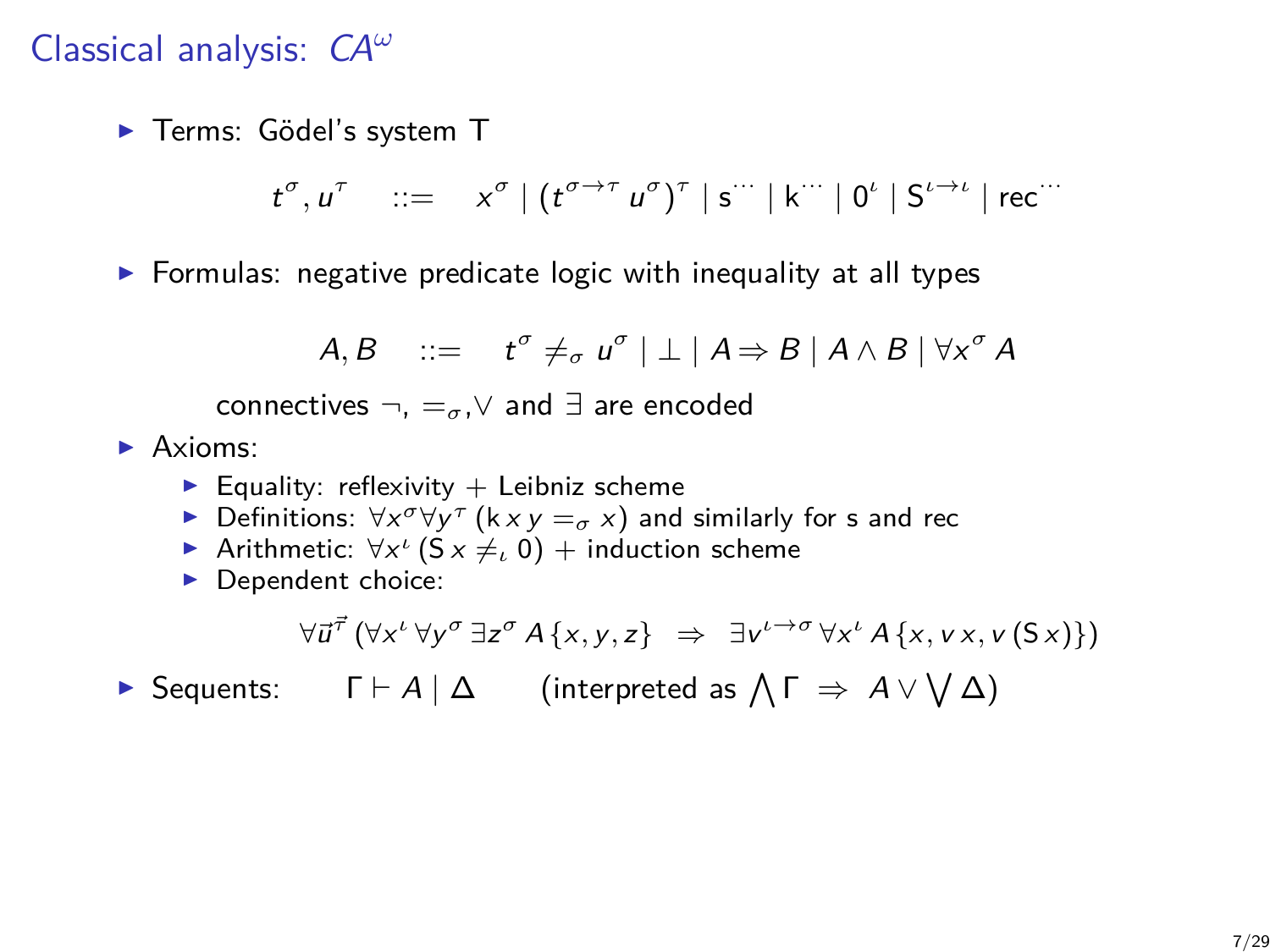# Classical analysis: $CA^\omega$

- Terms: Gödel's system T

$$t^\sigma, u^\tau \quad ::= \quad x^\sigma \mid (t^{\sigma\to\tau}\, u^\sigma)^\tau \mid \mathsf{s}^{\cdots} \mid \mathsf{k}^{\cdots} \mid 0^\iota \mid \mathsf{S}^{\iota\to\iota} \mid \mathsf{rec}^{\cdots}$$

- Formulas: negative predicate logic with inequality at all types

$$A, B \quad ::= \quad t^\sigma \neq_\sigma u^\sigma \mid \bot \mid A \Rightarrow B \mid A \wedge B \mid \forall x^\sigma\, A$$

  connectives $\neg$, $=_\sigma$, $\vee$ and $\exists$ are encoded

- Axioms:
  - Equality: reflexivity + Leibniz scheme
  - Definitions: $\forall x^\sigma \forall y^\tau\, (\mathsf{k}\, x\, y =_\sigma x)$ and similarly for $\mathsf{s}$ and $\mathsf{rec}$
  - Arithmetic: $\forall x^\iota\, (\mathsf{S}\, x \neq_\iota 0)$ + induction scheme
  - Dependent choice:

$$\forall \vec{u}^{\vec{\tau}}\, (\forall x^\iota\, \forall y^\sigma\, \exists z^\sigma\, A\{x, y, z\} \;\Rightarrow\; \exists v^{\iota\to\sigma}\, \forall x^\iota\, A\{x, v\, x, v\, (\mathsf{S}\, x)\})$$

- Sequents: $\quad \Gamma \vdash A \mid \Delta \quad$ (interpreted as $\bigwedge \Gamma \;\Rightarrow\; A \vee \bigvee \Delta$)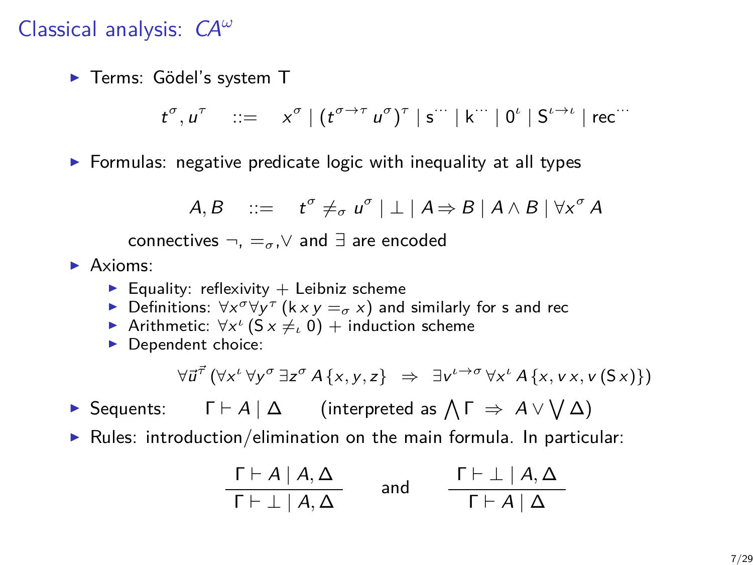# Classical analysis: $CA^\omega$

- Terms: Gödel's system T

$$t^\sigma, u^\tau \quad ::= \quad x^\sigma \mid (t^{\sigma\to\tau}\, u^\sigma)^\tau \mid \mathsf{s}^{\cdots} \mid \mathsf{k}^{\cdots} \mid 0^\iota \mid \mathsf{S}^{\iota\to\iota} \mid \mathsf{rec}^{\cdots}$$

- Formulas: negative predicate logic with inequality at all types

$$A, B \quad ::= \quad t^\sigma \neq_\sigma u^\sigma \mid \bot \mid A \Rightarrow B \mid A \wedge B \mid \forall x^\sigma\, A$$

  connectives $\neg$, $=_\sigma$, $\vee$ and $\exists$ are encoded

- Axioms:
  - Equality: reflexivity + Leibniz scheme
  - Definitions: $\forall x^\sigma \forall y^\tau\, (\mathsf{k}\, x\, y =_\sigma x)$ and similarly for s and rec
  - Arithmetic: $\forall x^\iota\, (\mathsf{S}\, x \neq_\iota 0)$ + induction scheme
  - Dependent choice:

$$\forall \vec{u}^{\vec{\tau}}\, (\forall x^\iota\, \forall y^\sigma\, \exists z^\sigma\, A\{x, y, z\} \;\Rightarrow\; \exists v^{\iota\to\sigma}\, \forall x^\iota\, A\{x, v\, x, v\, (\mathsf{S}\, x)\})$$

- Sequents: $\quad \Gamma \vdash A \mid \Delta \quad$ (interpreted as $\bigwedge \Gamma \;\Rightarrow\; A \vee \bigvee \Delta$)
- Rules: introduction/elimination on the main formula. In particular:

$$\frac{\Gamma \vdash A \mid A, \Delta}{\Gamma \vdash \bot \mid A, \Delta} \qquad \text{and} \qquad \frac{\Gamma \vdash \bot \mid A, \Delta}{\Gamma \vdash A \mid \Delta}$$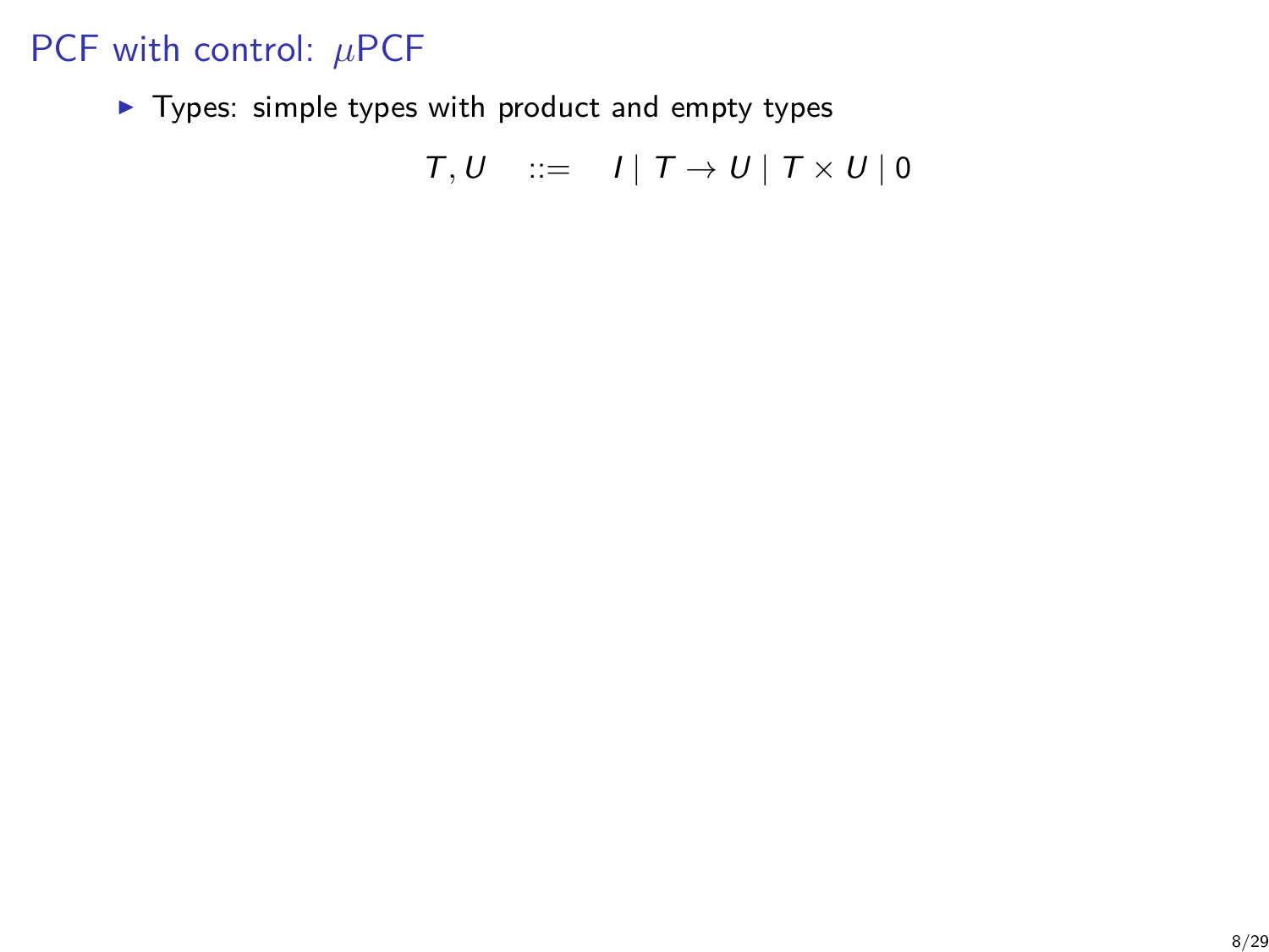# PCF with control: $\mu$PCF

- Types: simple types with product and empty types

$$T, U \quad ::= \quad I \mid T \to U \mid T \times U \mid 0$$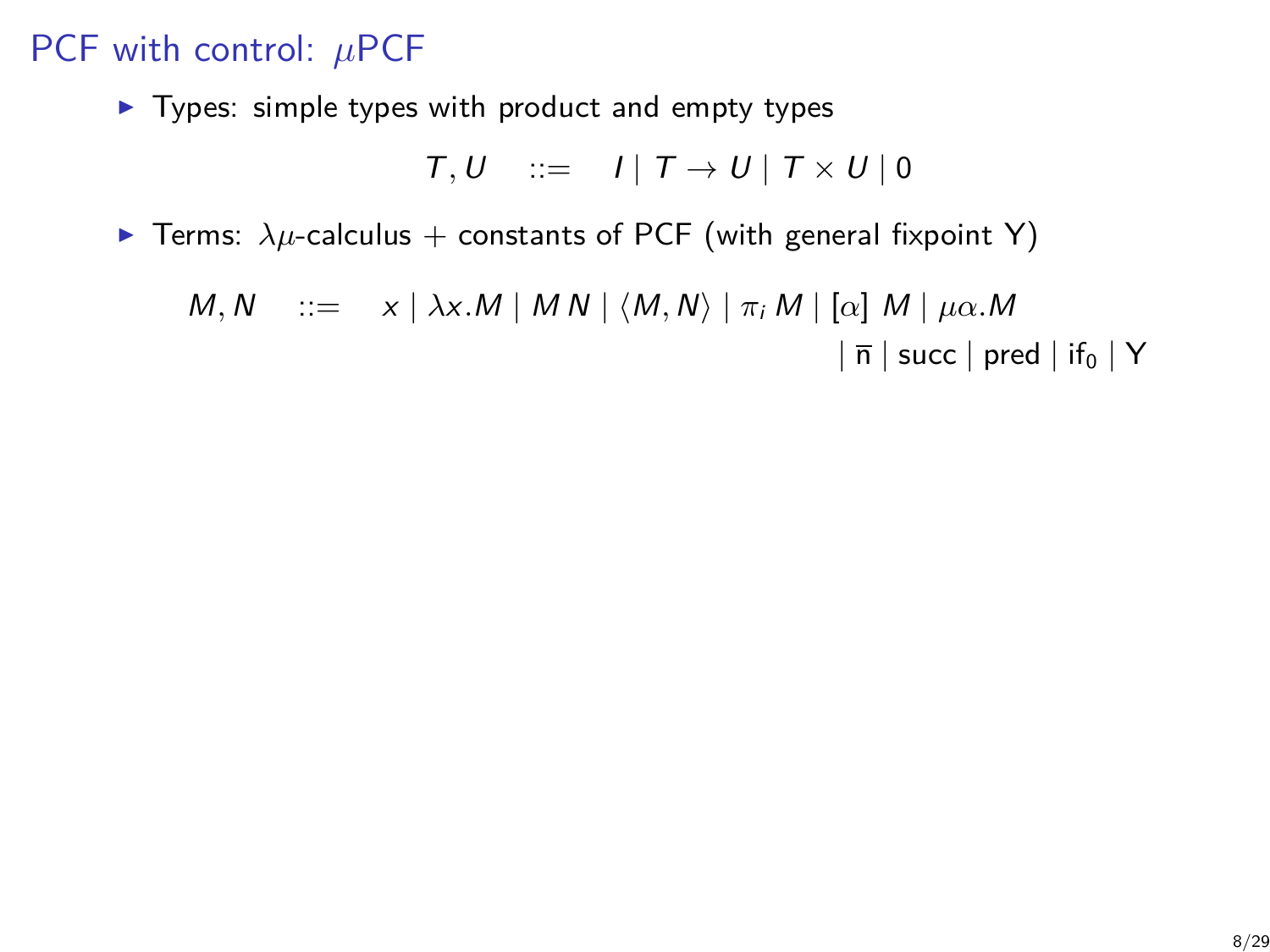# PCF with control: $\mu$PCF

- Types: simple types with product and empty types

$$T, U \quad ::= \quad I \mid T \to U \mid T \times U \mid 0$$

- Terms: $\lambda\mu$-calculus + constants of PCF (with general fixpoint Y)

$$M, N \quad ::= \quad x \mid \lambda x.M \mid M\,N \mid \langle M, N \rangle \mid \pi_i\,M \mid [\alpha]\ M \mid \mu\alpha.M$$
$$\mid \overline{\mathsf{n}} \mid \mathsf{succ} \mid \mathsf{pred} \mid \mathsf{if}_0 \mid \mathsf{Y}$$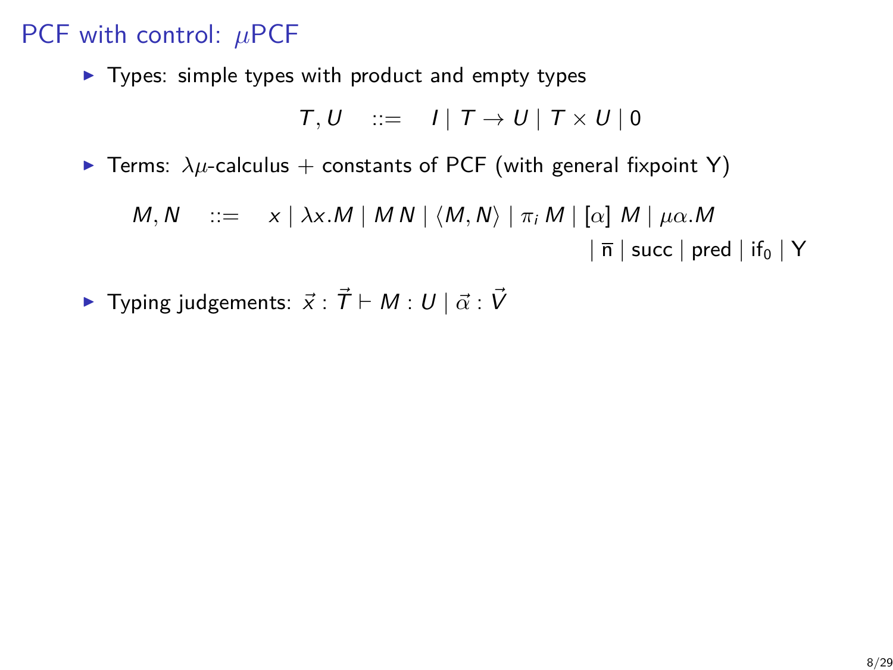# PCF with control: $\mu$PCF

- Types: simple types with product and empty types

$$T, U \quad ::= \quad I \mid T \to U \mid T \times U \mid 0$$

- Terms: $\lambda\mu$-calculus + constants of PCF (with general fixpoint Y)

$$M, N \quad ::= \quad x \mid \lambda x.M \mid M\,N \mid \langle M, N \rangle \mid \pi_i\,M \mid [\alpha]\ M \mid \mu\alpha.M$$
$$\mid \overline{\mathsf{n}} \mid \mathsf{succ} \mid \mathsf{pred} \mid \mathsf{if}_0 \mid \mathsf{Y}$$

- Typing judgements: $\vec{x} : \vec{T} \vdash M : U \mid \vec{\alpha} : \vec{V}$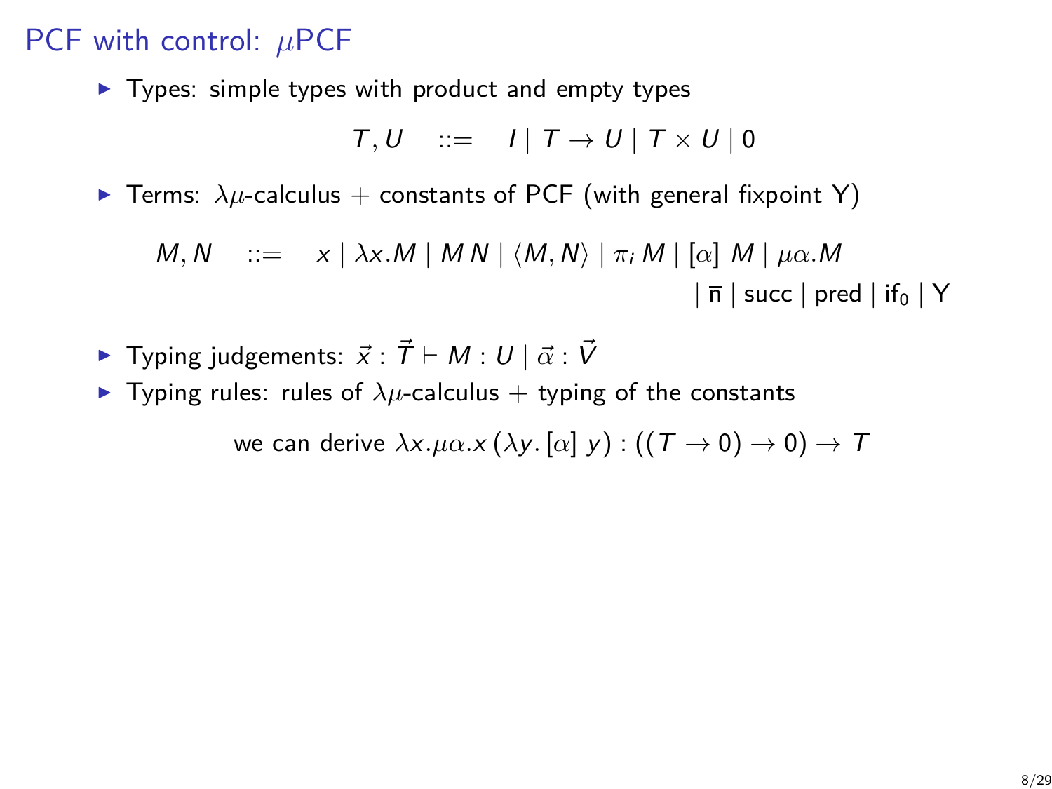# PCF with control: $\mu$PCF

- Types: simple types with product and empty types

$$T, U \quad ::= \quad I \mid T \to U \mid T \times U \mid 0$$

- Terms: $\lambda\mu$-calculus + constants of PCF (with general fixpoint Y)

$$M, N \quad ::= \quad x \mid \lambda x.M \mid M\,N \mid \langle M, N\rangle \mid \pi_i\,M \mid [\alpha]\;M \mid \mu\alpha.M$$
$$\mid \overline{\mathsf{n}} \mid \mathsf{succ} \mid \mathsf{pred} \mid \mathsf{if}_0 \mid \mathsf{Y}$$

- Typing judgements: $\vec{x} : \vec{T} \vdash M : U \mid \vec{\alpha} : \vec{V}$
- Typing rules: rules of $\lambda\mu$-calculus + typing of the constants

we can derive $\lambda x.\mu\alpha.x\,(\lambda y.\,[\alpha]\;y) : ((T \to 0) \to 0) \to T$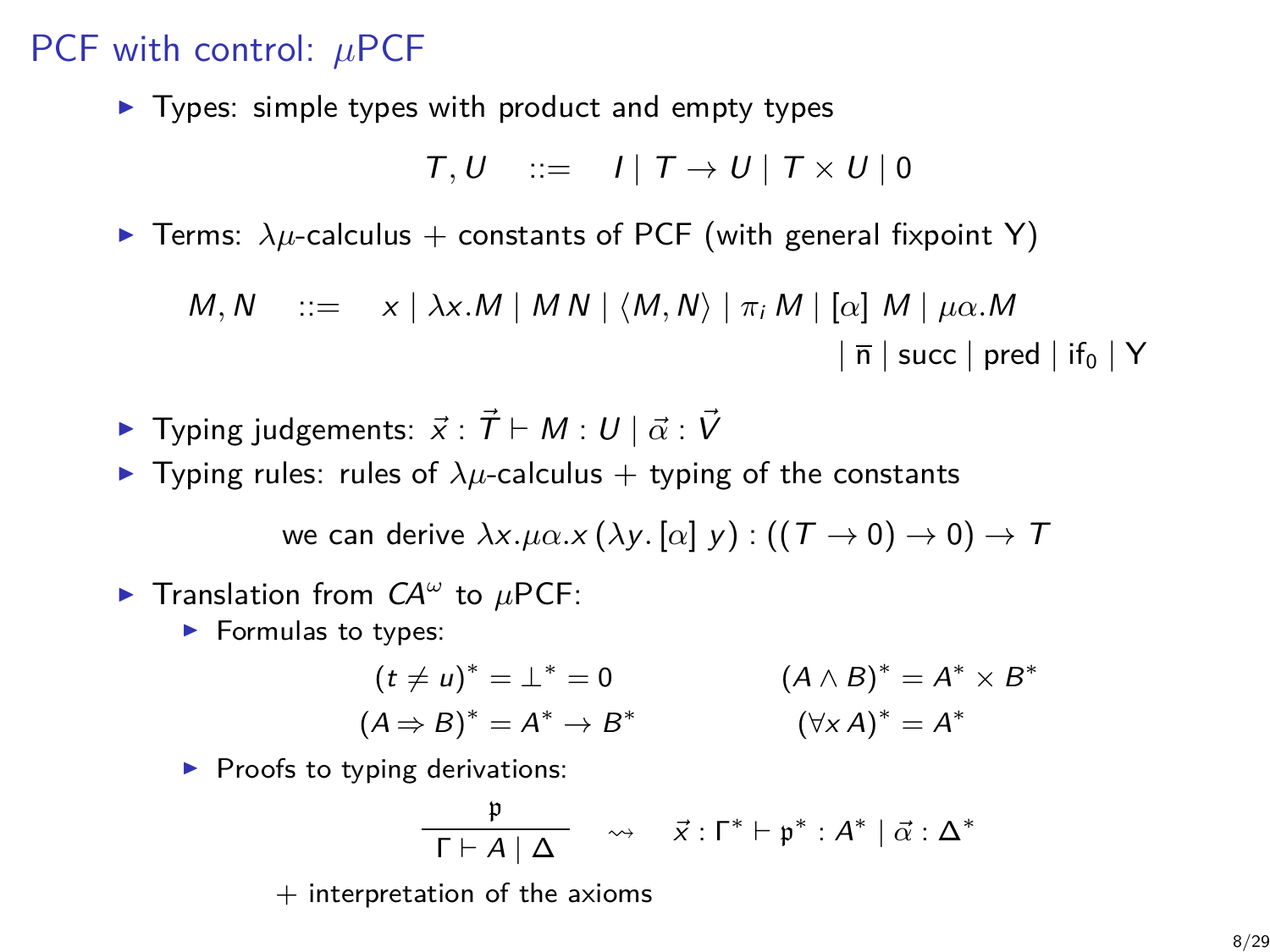# PCF with control: $\mu$PCF

- Types: simple types with product and empty types

$$T, U \quad ::= \quad I \mid T \to U \mid T \times U \mid 0$$

- Terms: $\lambda\mu$-calculus + constants of PCF (with general fixpoint Y)

$$M, N \quad ::= \quad x \mid \lambda x.M \mid M\,N \mid \langle M, N\rangle \mid \pi_i\,M \mid [\alpha]\;M \mid \mu\alpha.M$$
$$\mid \bar{\mathsf{n}} \mid \mathsf{succ} \mid \mathsf{pred} \mid \mathsf{if}_0 \mid \mathsf{Y}$$

- Typing judgements: $\vec{x} : \vec{T} \vdash M : U \mid \vec{\alpha} : \vec{V}$
- Typing rules: rules of $\lambda\mu$-calculus + typing of the constants

we can derive $\lambda x.\mu\alpha.x\,(\lambda y.\,[\alpha]\;y) : ((T \to 0) \to 0) \to T$

- Translation from $CA^\omega$ to $\mu$PCF:
  - Formulas to types:

$$(t \neq u)^* = \bot^* = 0 \qquad\qquad (A \wedge B)^* = A^* \times B^*$$
$$(A \Rightarrow B)^* = A^* \to B^* \qquad\qquad (\forall x\, A)^* = A^*$$

  - Proofs to typing derivations:

$$\frac{\mathfrak{p}}{\Gamma \vdash A \mid \Delta} \quad \rightsquigarrow \quad \vec{x} : \Gamma^* \vdash \mathfrak{p}^* : A^* \mid \vec{\alpha} : \Delta^*$$

+ interpretation of the axioms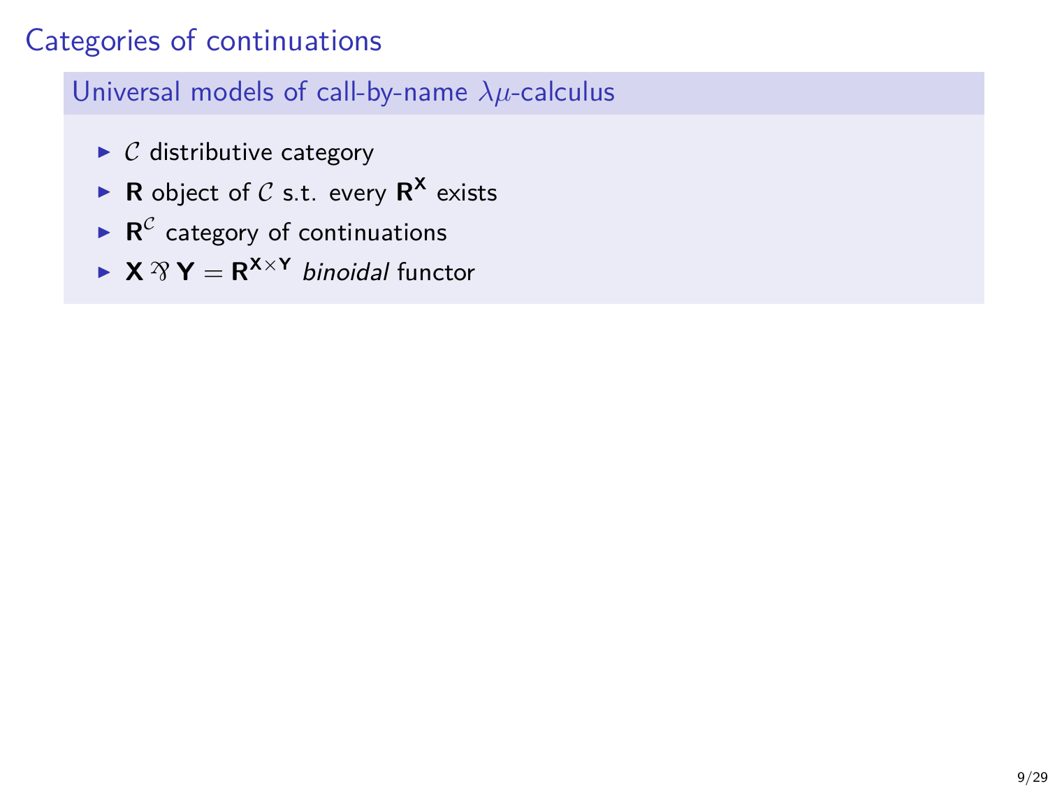# Categories of continuations

## Universal models of call-by-name $\lambda\mu$-calculus

- $\mathcal{C}$ distributive category
- $\mathbf{R}$ object of $\mathcal{C}$ s.t. every $\mathbf{R}^{\mathbf{X}}$ exists
- $\mathbf{R}^{\mathcal{C}}$ category of continuations
- $\mathbf{X} \parr \mathbf{Y} = \mathbf{R}^{\mathbf{X} \times \mathbf{Y}}$ *binoidal* functor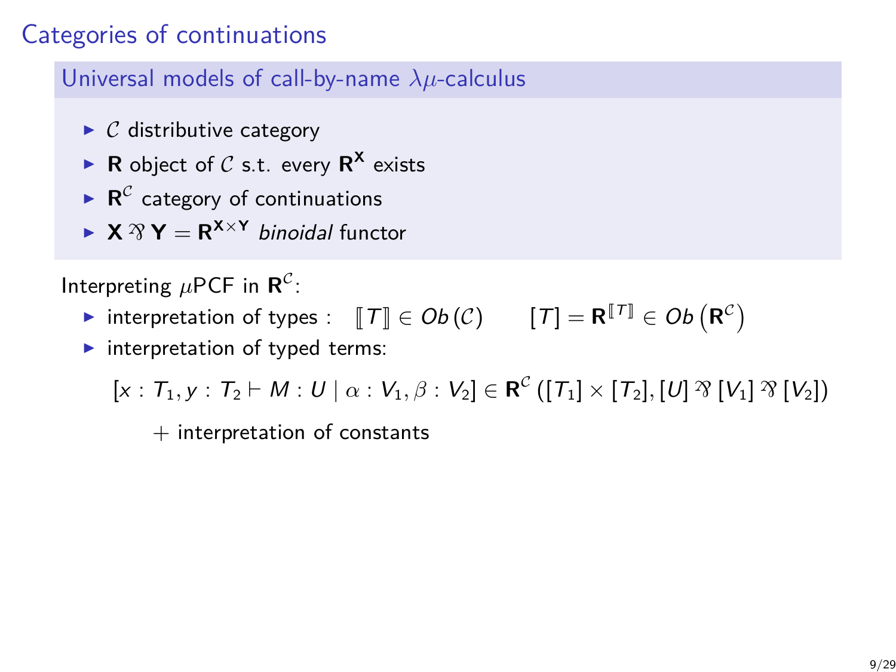# Categories of continuations

## Universal models of call-by-name $\lambda\mu$-calculus

- $\mathcal{C}$ distributive category
- $\mathbf{R}$ object of $\mathcal{C}$ s.t. every $\mathbf{R}^{\mathbf{X}}$ exists
- $\mathbf{R}^{\mathcal{C}}$ category of continuations
- $\mathbf{X} \parr \mathbf{Y} = \mathbf{R}^{\mathbf{X} \times \mathbf{Y}}$ *binoidal* functor

Interpreting $\mu$PCF in $\mathbf{R}^{\mathcal{C}}$:

- interpretation of types : $[\![T]\!] \in Ob(\mathcal{C}) \qquad [T] = \mathbf{R}^{[\![T]\!]} \in Ob\left(\mathbf{R}^{\mathcal{C}}\right)$
- interpretation of typed terms:

$$[x : T_1, y : T_2 \vdash M : U \mid \alpha : V_1, \beta : V_2] \in \mathbf{R}^{\mathcal{C}}\left([T_1] \times [T_2], [U] \parr [V_1] \parr [V_2]\right)$$

$+$ interpretation of constants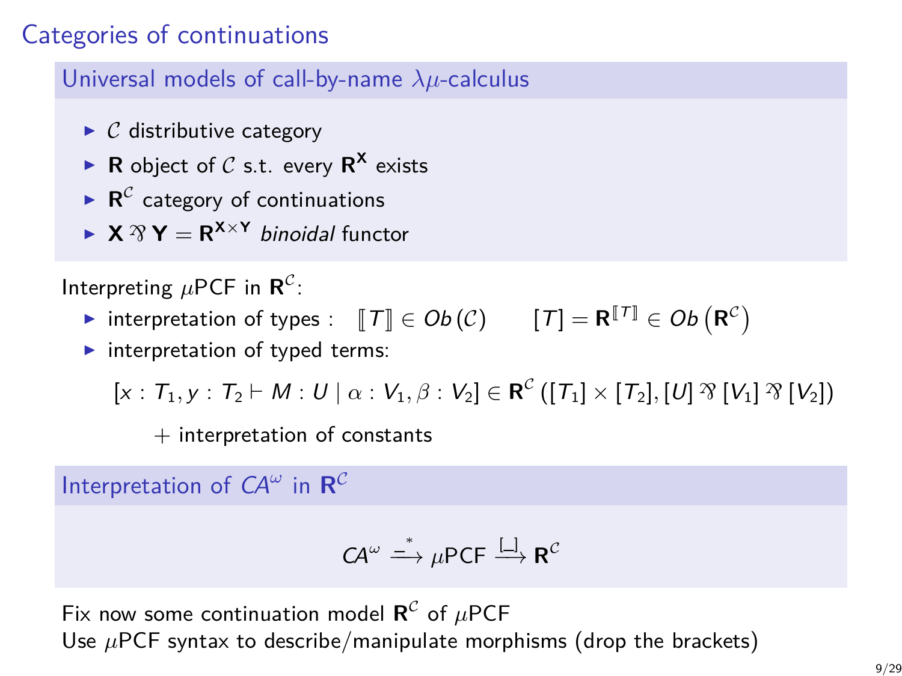# Categories of continuations

## Universal models of call-by-name $\lambda\mu$-calculus

- $\mathcal{C}$ distributive category
- $\mathbf{R}$ object of $\mathcal{C}$ s.t. every $\mathbf{R}^{\mathbf{X}}$ exists
- $\mathbf{R}^{\mathcal{C}}$ category of continuations
- $\mathbf{X} \parr \mathbf{Y} = \mathbf{R}^{\mathbf{X} \times \mathbf{Y}}$ *binoidal* functor

Interpreting $\mu$PCF in $\mathbf{R}^{\mathcal{C}}$:

- interpretation of types : $\quad [\![T]\!] \in Ob(\mathcal{C}) \qquad [T] = \mathbf{R}^{[\![T]\!]} \in Ob\left(\mathbf{R}^{\mathcal{C}}\right)$
- interpretation of typed terms:

$$[x : T_1, y : T_2 \vdash M : U \mid \alpha : V_1, \beta : V_2] \in \mathbf{R}^{\mathcal{C}}\left([T_1] \times [T_2], [U] \parr [V_1] \parr [V_2]\right)$$

+ interpretation of constants

## Interpretation of $CA^{\omega}$ in $\mathbf{R}^{\mathcal{C}}$

$$CA^{\omega} \xrightarrow{\_^{*}} \mu\text{PCF} \xrightarrow{[\_]} \mathbf{R}^{\mathcal{C}}$$

Fix now some continuation model $\mathbf{R}^{\mathcal{C}}$ of $\mu$PCF
Use $\mu$PCF syntax to describe/manipulate morphisms (drop the brackets)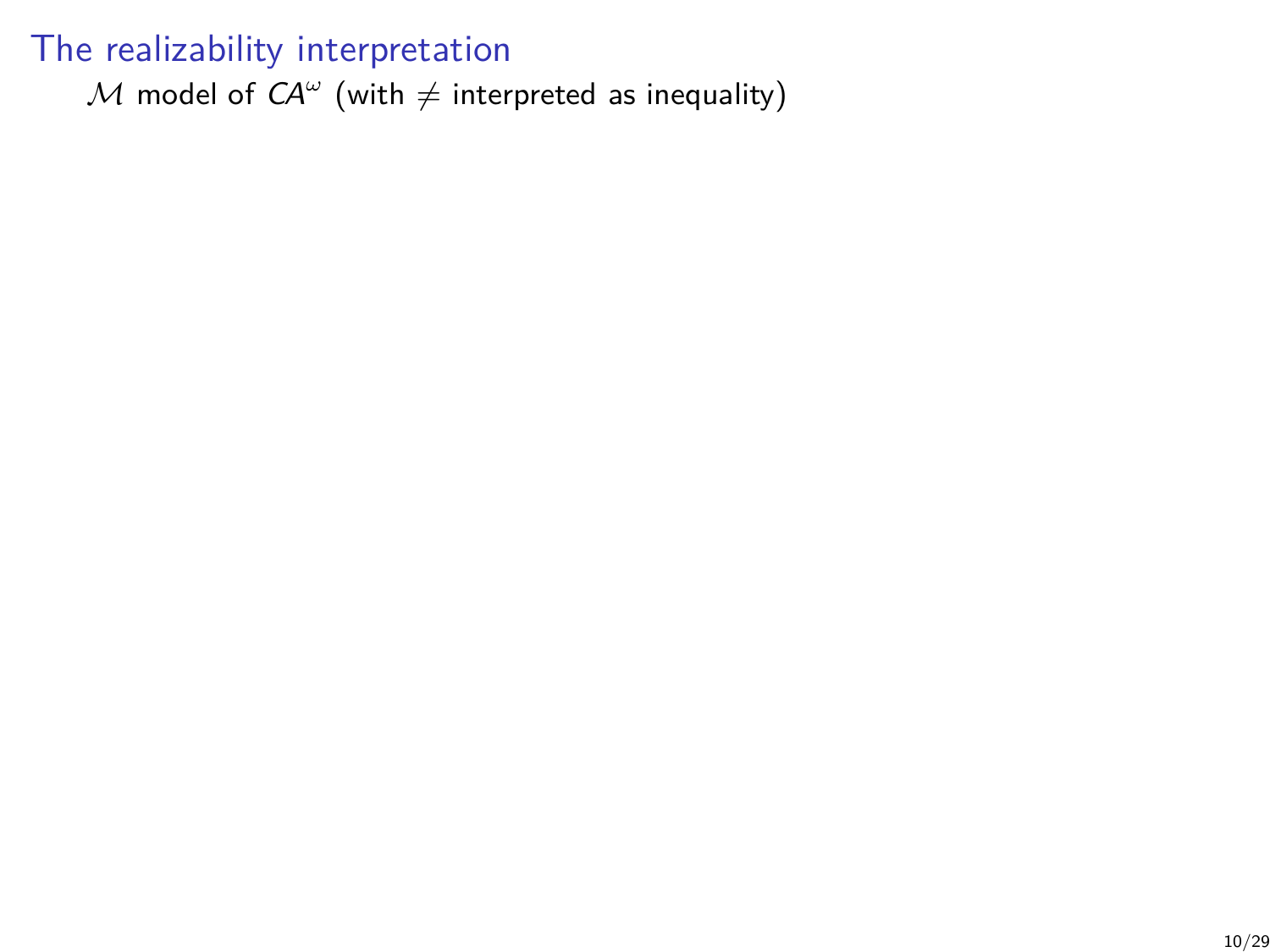# The realizability interpretation

$\mathcal{M}$ model of $CA^{\omega}$ (with $\neq$ interpreted as inequality)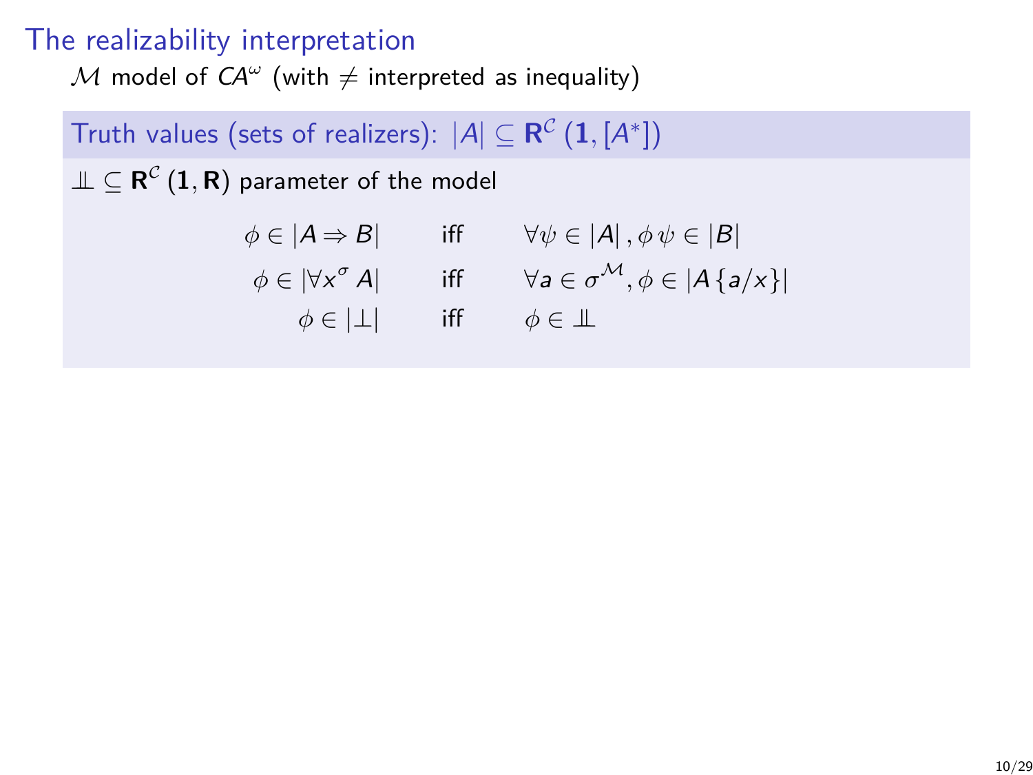# The realizability interpretation

$\mathcal{M}$ model of $CA^\omega$ (with $\neq$ interpreted as inequality)

**Truth values (sets of realizers): $|A| \subseteq \mathbf{R}^{\mathcal{C}}(\mathbf{1}, [A^*])$**

$\perp\!\!\!\perp \subseteq \mathbf{R}^{\mathcal{C}}(\mathbf{1}, \mathbf{R})$ parameter of the model

$$
\begin{array}{rcl}
\phi \in |A \Rightarrow B| & \text{iff} & \forall \psi \in |A|, \phi\,\psi \in |B| \\
\phi \in |\forall x^\sigma\, A| & \text{iff} & \forall a \in \sigma^{\mathcal{M}}, \phi \in |A\{a/x\}| \\
\phi \in |\bot| & \text{iff} & \phi \in \perp\!\!\!\perp
\end{array}
$$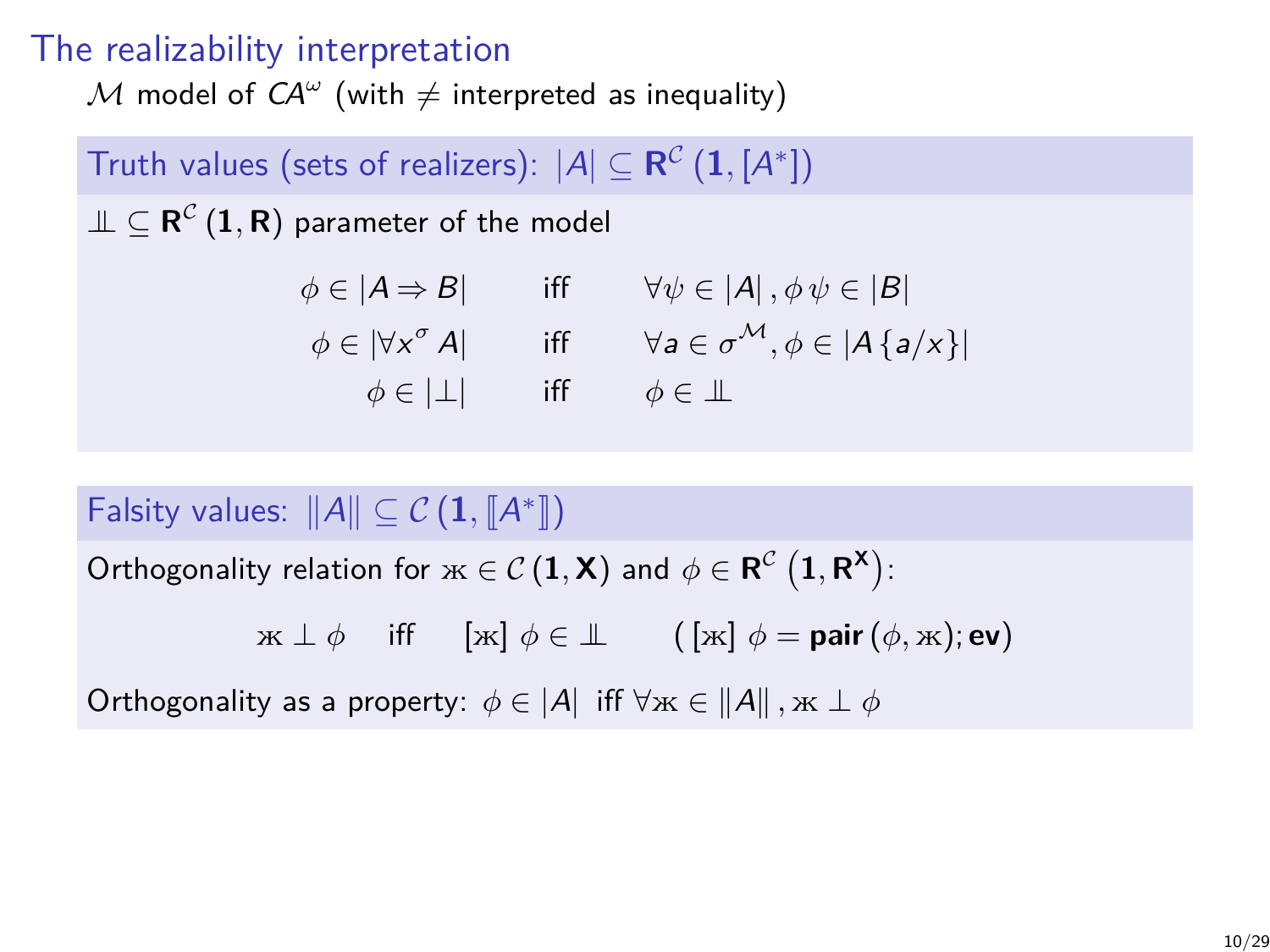# The realizability interpretation

$\mathcal{M}$ model of $CA^\omega$ (with $\neq$ interpreted as inequality)

### Truth values (sets of realizers): $|A| \subseteq \mathbf{R}^{\mathcal{C}}(\mathbf{1}, [A^*])$

$\perp\!\!\!\perp \subseteq \mathbf{R}^{\mathcal{C}}(\mathbf{1}, \mathbf{R})$ parameter of the model

$$
\begin{array}{rcl}
\phi \in |A \Rightarrow B| & \text{iff} & \forall \psi \in |A|, \phi\, \psi \in |B| \\
\phi \in |\forall x^\sigma A| & \text{iff} & \forall a \in \sigma^{\mathcal{M}}, \phi \in |A\{a/x\}| \\
\phi \in |\bot| & \text{iff} & \phi \in \perp\!\!\!\perp
\end{array}
$$

### Falsity values: $\|A\| \subseteq \mathcal{C}(\mathbf{1}, [\![A^*]\!])$

Orthogonality relation for $ж \in \mathcal{C}(\mathbf{1}, \mathbf{X})$ and $\phi \in \mathbf{R}^{\mathcal{C}}\left(\mathbf{1}, \mathbf{R}^{\mathbf{X}}\right)$:

$$ж \perp \phi \quad \text{iff} \quad [ж]\ \phi \in \perp\!\!\!\perp \qquad ([ж]\ \phi = \mathbf{pair}(\phi, ж); \mathbf{ev})$$

Orthogonality as a property: $\phi \in |A|$ iff $\forall ж \in \|A\|, ж \perp \phi$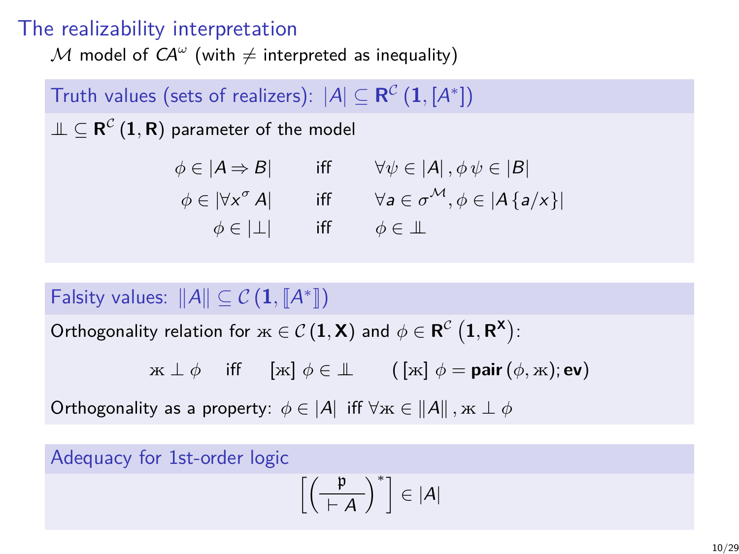# The realizability interpretation

$\mathcal{M}$ model of $CA^\omega$ (with $\neq$ interpreted as inequality)

## Truth values (sets of realizers): $|A| \subseteq \mathbf{R}^{\mathcal{C}}(\mathbf{1}, [A^*])$

$\perp\!\!\!\perp \subseteq \mathbf{R}^{\mathcal{C}}(\mathbf{1}, \mathbf{R})$ parameter of the model

$$
\begin{aligned}
\phi \in |A \Rightarrow B| \quad & \text{iff} \quad \forall \psi \in |A|, \phi\,\psi \in |B| \\
\phi \in |\forall x^\sigma\, A| \quad & \text{iff} \quad \forall a \in \sigma^{\mathcal{M}}, \phi \in |A\{a/x\}| \\
\phi \in |\bot| \quad & \text{iff} \quad \phi \in \perp\!\!\!\perp
\end{aligned}
$$

## Falsity values: $\|A\| \subseteq \mathcal{C}(\mathbf{1}, [\![A^*]\!])$

Orthogonality relation for ж $\in \mathcal{C}(\mathbf{1}, \mathbf{X})$ and $\phi \in \mathbf{R}^{\mathcal{C}}\left(\mathbf{1}, \mathbf{R}^{\mathbf{X}}\right)$:

$$\text{ж} \perp \phi \quad \text{iff} \quad [\text{ж}]\ \phi \in \perp\!\!\!\perp \qquad ([\text{ж}]\ \phi = \mathbf{pair}(\phi, \text{ж}); \mathbf{ev})$$

Orthogonality as a property: $\phi \in |A|$ iff $\forall \text{ж} \in \|A\|, \text{ж} \perp \phi$

## Adequacy for 1st-order logic

$$\left[\left(\frac{\mathfrak{p}}{\vdash A}\right)^*\right] \in |A|$$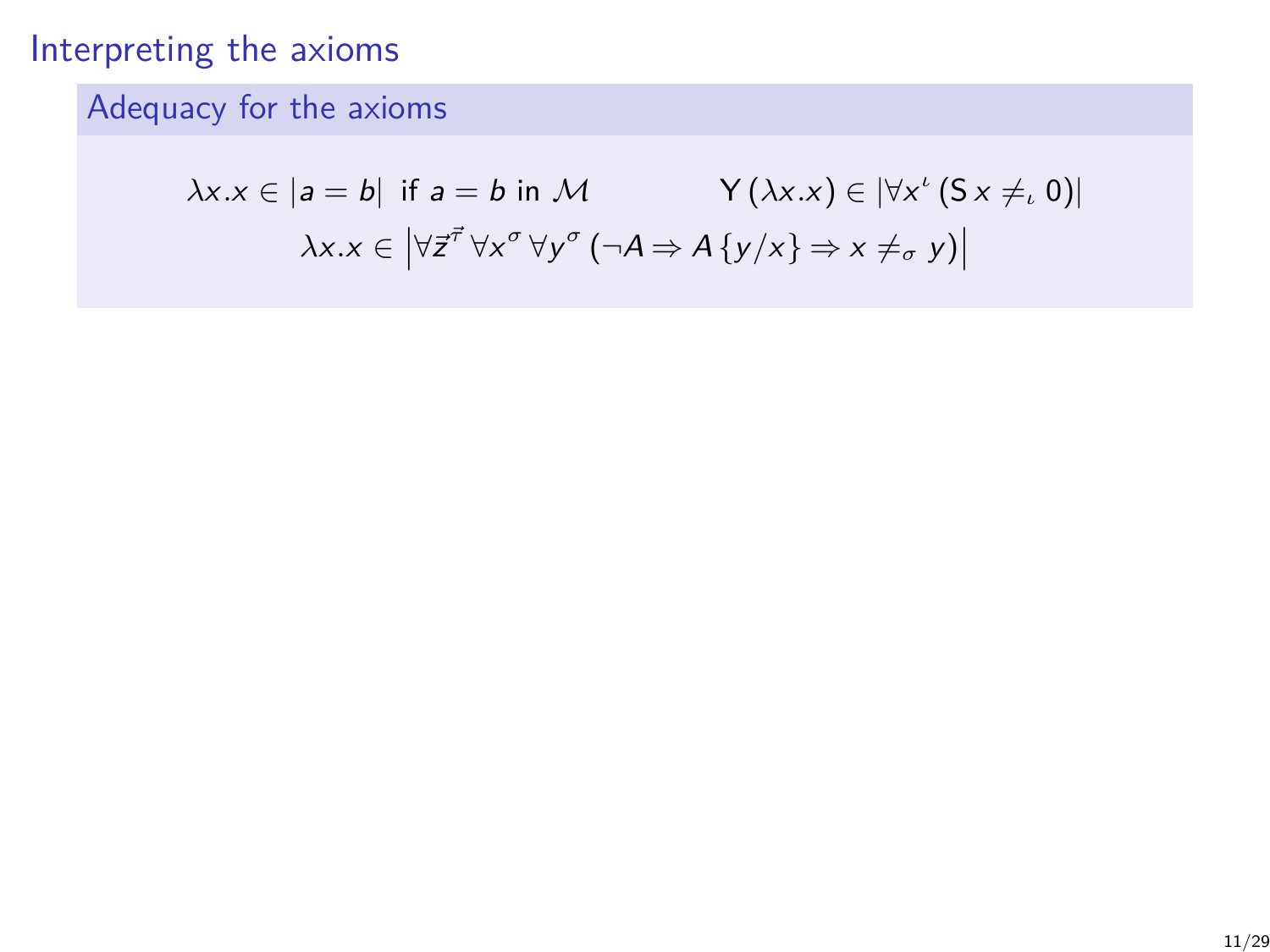# Interpreting the axioms

## Adequacy for the axioms

$$\lambda x.x \in |a = b| \text{ if } a = b \text{ in } \mathcal{M} \qquad \mathsf{Y}\,(\lambda x.x) \in |\forall x^{\iota}\,(\mathsf{S}\,x \neq_{\iota} 0)|$$

$$\lambda x.x \in \left|\forall \vec{z}^{\vec{\tau}}\,\forall x^{\sigma}\,\forall y^{\sigma}\,(\neg A \Rightarrow A\,\{y/x\} \Rightarrow x \neq_{\sigma} y)\right|$$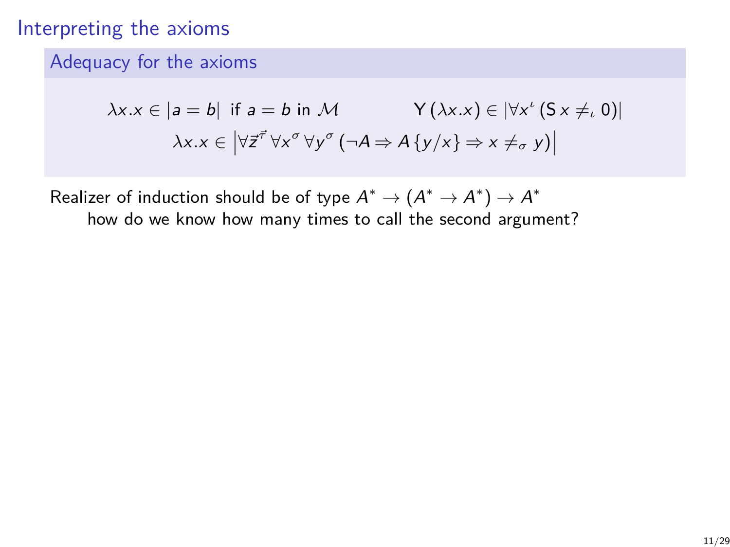# Interpreting the axioms

## Adequacy for the axioms

$$\lambda x.x \in |a = b| \text{ if } a = b \text{ in } \mathcal{M} \qquad \mathsf{Y}\,(\lambda x.x) \in |\forall x^{\iota}\,(\mathsf{S}\,x \neq_{\iota} 0)|$$

$$\lambda x.x \in \left|\forall \vec{z}^{\vec{\tau}}\,\forall x^{\sigma}\,\forall y^{\sigma}\,(\neg A \Rightarrow A\,\{y/x\} \Rightarrow x \neq_{\sigma} y)\right|$$

Realizer of induction should be of type $A^* \to (A^* \to A^*) \to A^*$

how do we know how many times to call the second argument?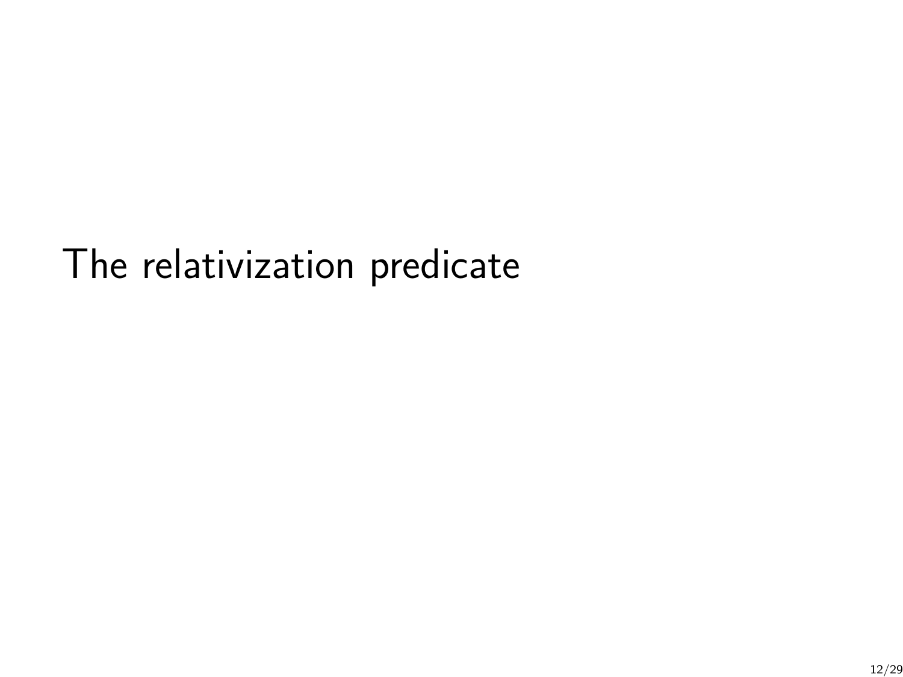# The relativization predicate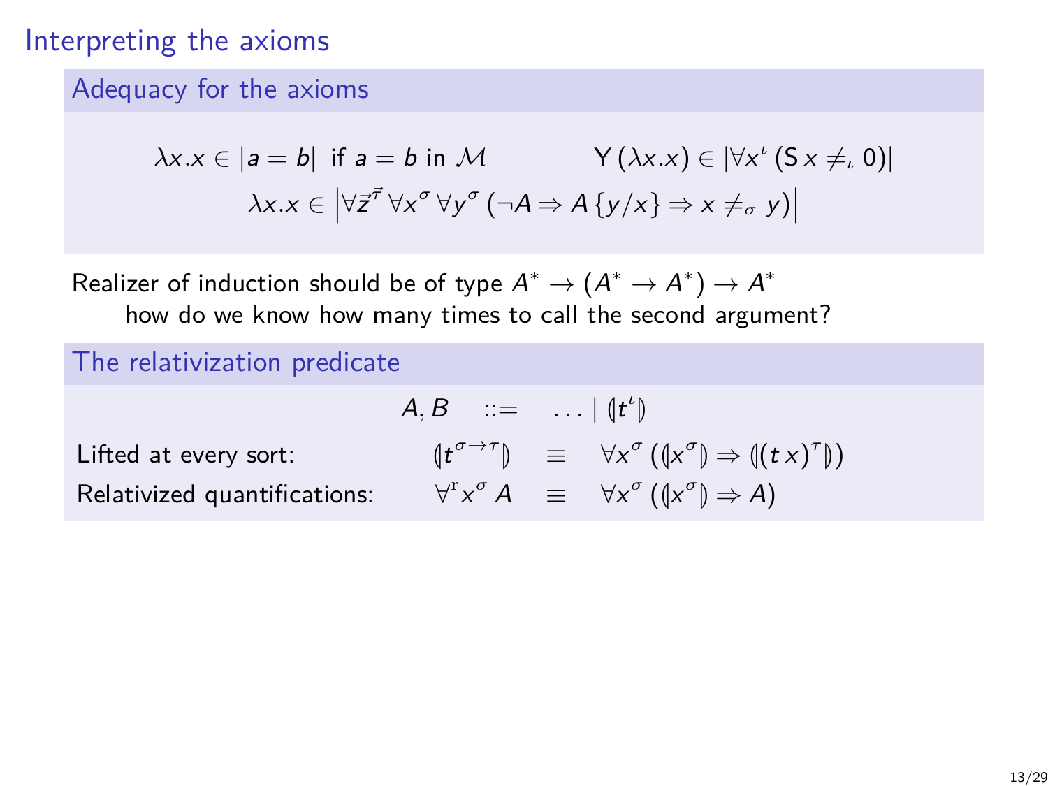## Interpreting the axioms

### Adequacy for the axioms

$$\lambda x.x \in |a = b| \text{ if } a = b \text{ in } \mathcal{M} \qquad \mathsf{Y}\,(\lambda x.x) \in |\forall x^{\iota}\,(\mathsf{S}\,x \neq_{\iota} 0)|$$

$$\lambda x.x \in \left|\forall \vec{z}^{\vec{\tau}}\,\forall x^{\sigma}\,\forall y^{\sigma}\,(\neg A \Rightarrow A\,\{y/x\} \Rightarrow x \neq_{\sigma} y)\right|$$

Realizer of induction should be of type $A^* \to (A^* \to A^*) \to A^*$

how do we know how many times to call the second argument?

### The relativization predicate

$$A, B \quad ::= \quad \ldots \mid (\!|t^{\iota}|\!)$$

Lifted at every sort: $\quad (\!|t^{\sigma \to \tau}|\!) \quad \equiv \quad \forall x^{\sigma}\,((\!|x^{\sigma}|\!) \Rightarrow (\!|(t\,x)^{\tau}|\!))$

Relativized quantifications: $\quad \forall^{\mathrm{r}} x^{\sigma}\,A \quad \equiv \quad \forall x^{\sigma}\,((\!|x^{\sigma}|\!) \Rightarrow A)$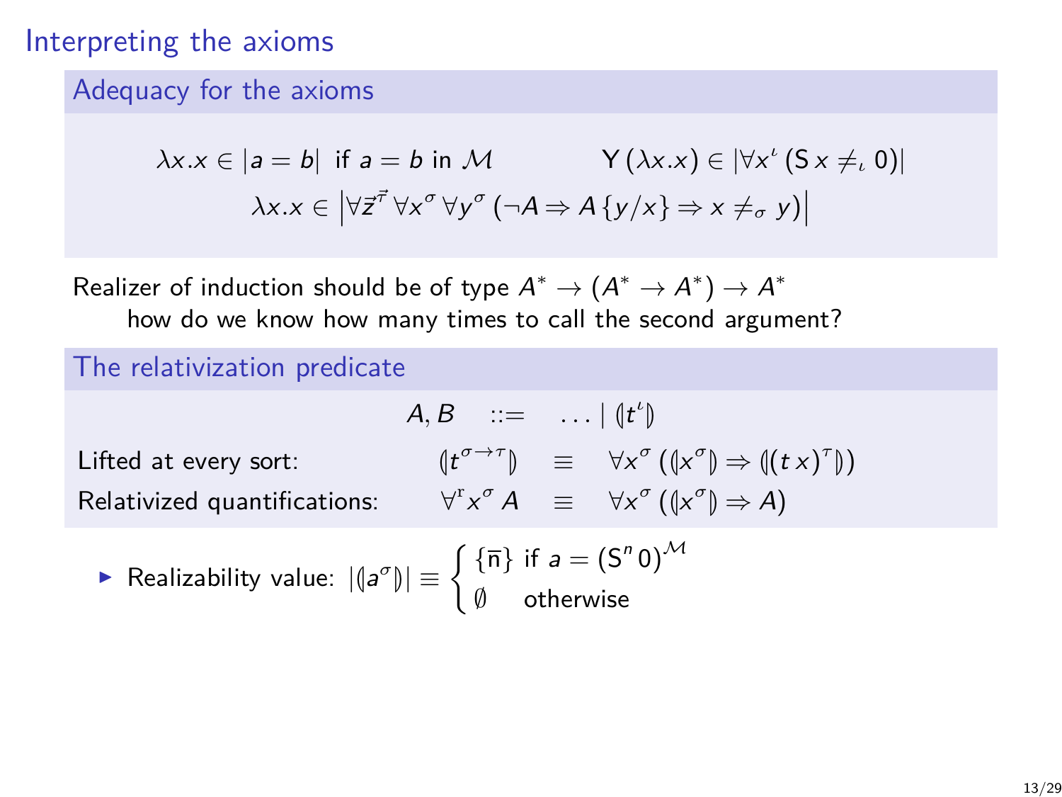# Interpreting the axioms

## Adequacy for the axioms

$$\lambda x.x \in |a = b| \text{ if } a = b \text{ in } \mathcal{M} \qquad \mathsf{Y}\,(\lambda x.x) \in |\forall x^{\iota}\,(\mathsf{S}\,x \neq_{\iota} 0)|$$

$$\lambda x.x \in \left|\forall \vec{z}^{\vec{\tau}}\,\forall x^{\sigma}\,\forall y^{\sigma}\,(\neg A \Rightarrow A\,\{y/x\} \Rightarrow x \neq_{\sigma} y)\right|$$

Realizer of induction should be of type $A^* \to (A^* \to A^*) \to A^*$

how do we know how many times to call the second argument?

## The relativization predicate

$$A, B \quad ::= \quad \ldots \mid (\!|t^{\iota}|\!)$$

Lifted at every sort: $\quad (\!|t^{\sigma \to \tau}|\!) \quad \equiv \quad \forall x^{\sigma}\,((\!|x^{\sigma}|\!) \Rightarrow (\!|(t\,x)^{\tau}|\!))$

Relativized quantifications: $\quad \forall^{\mathrm{r}} x^{\sigma}\,A \quad \equiv \quad \forall x^{\sigma}\,((\!|x^{\sigma}|\!) \Rightarrow A)$

- Realizability value: $|(\!|a^{\sigma}|\!)| \equiv \begin{cases} \{\overline{\mathsf{n}}\} & \text{if } a = (\mathsf{S}^n\,0)^{\mathcal{M}} \\ \emptyset & \text{otherwise} \end{cases}$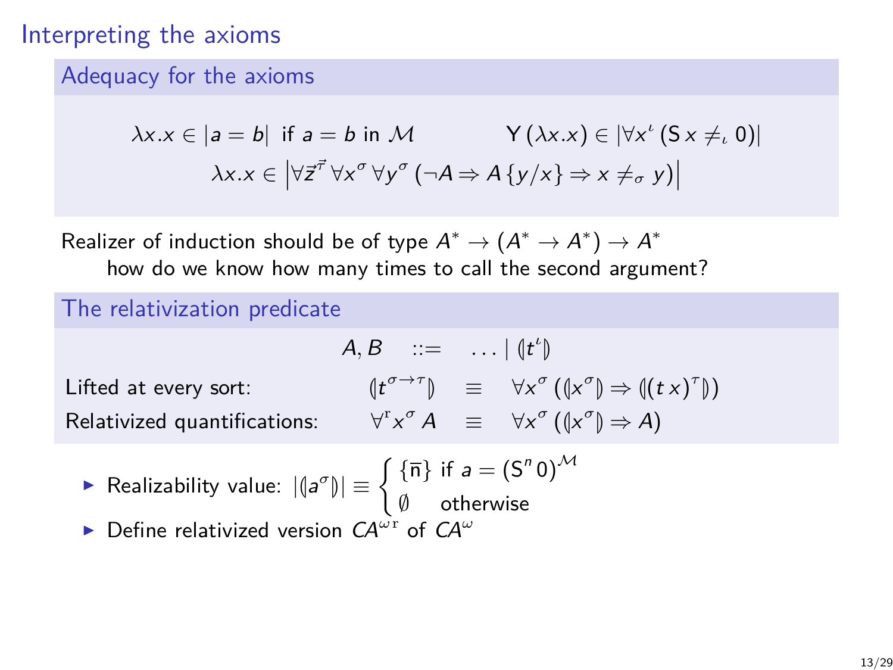# Interpreting the axioms

## Adequacy for the axioms

$$\lambda x.x \in |a = b| \text{ if } a = b \text{ in } \mathcal{M} \qquad \mathsf{Y}\,(\lambda x.x) \in |\forall x^{\iota}\,(\mathsf{S}\,x \neq_{\iota} 0)|$$

$$\lambda x.x \in \left|\forall \vec{z}^{\vec{\tau}}\,\forall x^{\sigma}\,\forall y^{\sigma}\,(\neg A \Rightarrow A\,\{y/x\} \Rightarrow x \neq_{\sigma} y)\right|$$

Realizer of induction should be of type $A^* \to (A^* \to A^*) \to A^*$

how do we know how many times to call the second argument?

## The relativization predicate

$$A, B \quad ::= \quad \ldots \mid (\!|t^{\iota}|\!)$$

Lifted at every sort: $\quad (\!|t^{\sigma\to\tau}|\!) \quad \equiv \quad \forall x^{\sigma}\,((\!|x^{\sigma}|\!) \Rightarrow (\!|(t\,x)^{\tau}|\!))$

Relativized quantifications: $\quad \forall^{\mathrm{r}} x^{\sigma}\,A \quad \equiv \quad \forall x^{\sigma}\,((\!|x^{\sigma}|\!) \Rightarrow A)$

- Realizability value: $|(\!|a^{\sigma}|\!)| \equiv \begin{cases} \{\overline{\mathsf{n}}\} \text{ if } a = (\mathsf{S}^n\,0)^{\mathcal{M}} \\ \emptyset \quad \text{otherwise} \end{cases}$
- Define relativized version $CA^{\omega\,\mathrm{r}}$ of $CA^{\omega}$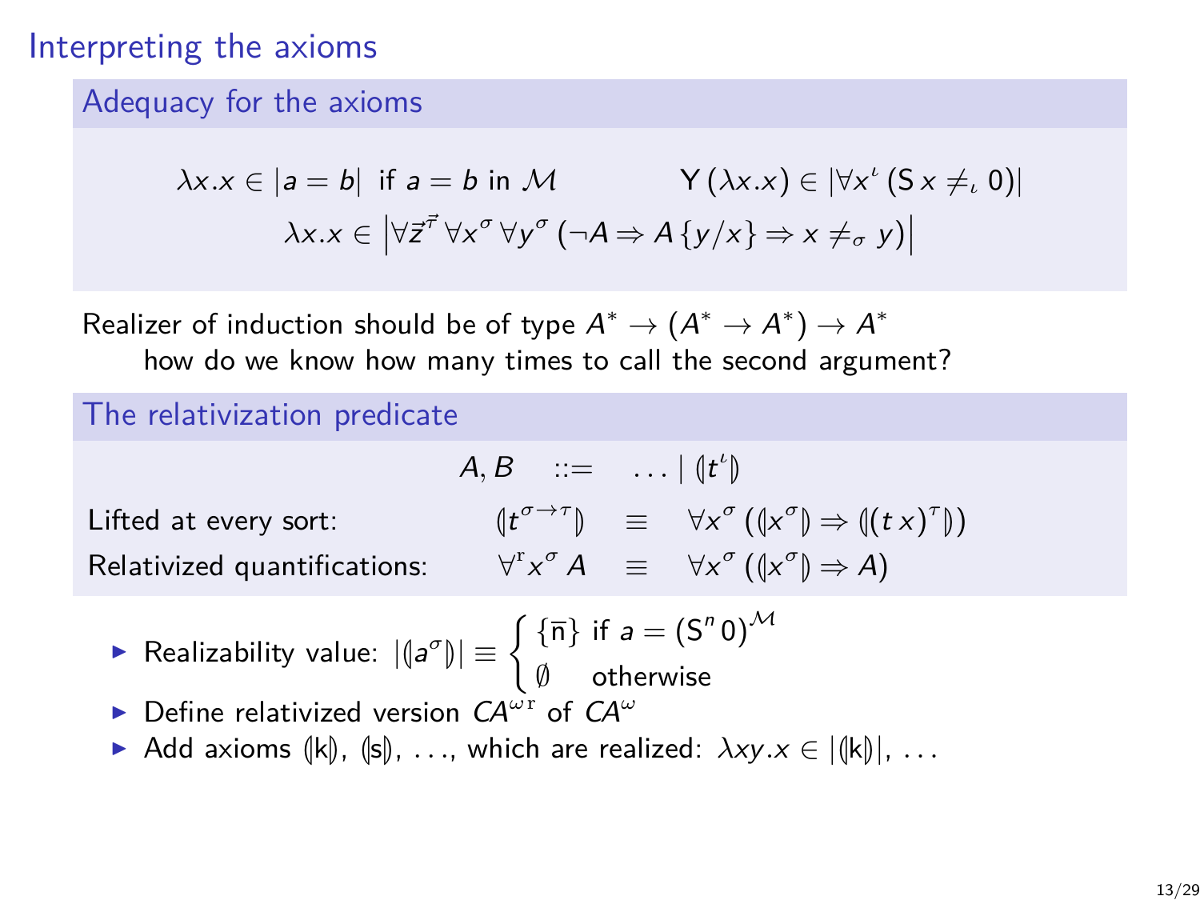## Interpreting the axioms

### Adequacy for the axioms

$$\lambda x.x \in |a = b| \text{ if } a = b \text{ in } \mathcal{M} \qquad \mathsf{Y}\,(\lambda x.x) \in |\forall x^{\iota}\,(\mathsf{S}\,x \neq_{\iota} 0)|$$

$$\lambda x.x \in \left|\forall \vec{z}^{\vec{\tau}}\,\forall x^{\sigma}\,\forall y^{\sigma}\,(\neg A \Rightarrow A\{y/x\} \Rightarrow x \neq_{\sigma} y)\right|$$

Realizer of induction should be of type $A^* \to (A^* \to A^*) \to A^*$
how do we know how many times to call the second argument?

### The relativization predicate

$$A, B \quad ::= \quad \ldots \mid (\!|t^{\iota}|\!)$$

Lifted at every sort: $\quad (\!|t^{\sigma\to\tau}|\!) \quad \equiv \quad \forall x^{\sigma}\,((\!|x^{\sigma}|\!) \Rightarrow (\!|(t\,x)^{\tau}|\!))$

Relativized quantifications: $\quad \forall^{\mathrm{r}} x^{\sigma}\,A \quad \equiv \quad \forall x^{\sigma}\,((\!|x^{\sigma}|\!) \Rightarrow A)$

- Realizability value: $|(\!|a^{\sigma}|\!)| \equiv \begin{cases} \{\overline{n}\} \text{ if } a = (\mathsf{S}^n\,0)^{\mathcal{M}} \\ \emptyset \quad \text{otherwise} \end{cases}$
- Define relativized version $CA^{\omega\,\mathrm{r}}$ of $CA^{\omega}$
- Add axioms $(\!|\mathsf{k}|\!)$, $(\!|\mathsf{s}|\!)$, …, which are realized: $\lambda xy.x \in |(\!|\mathsf{k}|\!)|$, …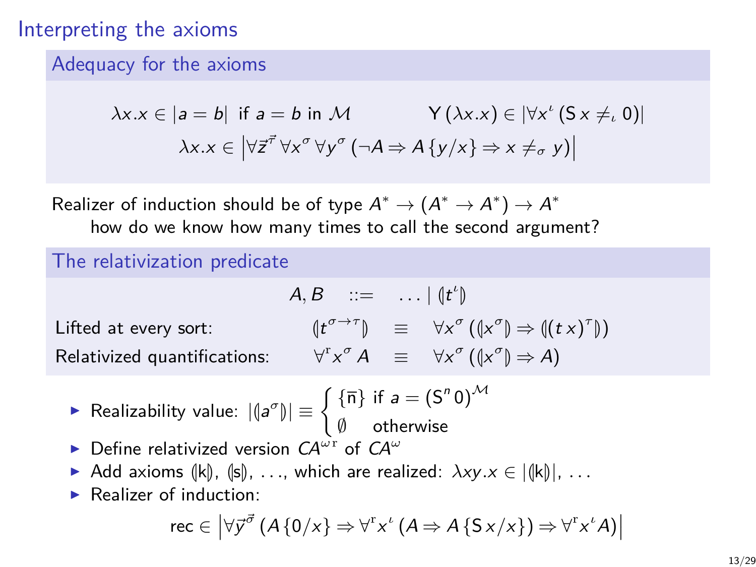# Interpreting the axioms

## Adequacy for the axioms

$$\lambda x.x \in |a = b| \text{ if } a = b \text{ in } \mathcal{M} \qquad\qquad \mathsf{Y}\,(\lambda x.x) \in |\forall x^{\iota}\,(\mathsf{S}\,x \neq_{\iota} 0)|$$

$$\lambda x.x \in \left|\forall \vec{z}^{\vec{\tau}}\,\forall x^{\sigma}\,\forall y^{\sigma}\,(\neg A \Rightarrow A\,\{y/x\} \Rightarrow x \neq_{\sigma} y)\right|$$

Realizer of induction should be of type $A^* \to (A^* \to A^*) \to A^*$
how do we know how many times to call the second argument?

## The relativization predicate

$$A, B \quad ::= \quad \ldots \mid (\!|t^{\iota}|\!)$$

Lifted at every sort: $\qquad (\!|t^{\sigma\to\tau}|\!) \quad \equiv \quad \forall x^{\sigma}\,((\!|x^{\sigma}|\!) \Rightarrow (\!|(t\,x)^{\tau}|\!))$

Relativized quantifications: $\qquad \forall^{\mathrm{r}} x^{\sigma}\,A \quad \equiv \quad \forall x^{\sigma}\,((\!|x^{\sigma}|\!) \Rightarrow A)$

- Realizability value: $|(\!|a^{\sigma}|\!)| \equiv \begin{cases} \{\overline{\mathsf{n}}\} \text{ if } a = (\mathsf{S}^n\,0)^{\mathcal{M}} \\ \emptyset \quad \text{otherwise} \end{cases}$
- Define relativized version $CA^{\omega\,\mathrm{r}}$ of $CA^{\omega}$
- Add axioms $(\!|\mathsf{k}|\!)$, $(\!|\mathsf{s}|\!)$, ..., which are realized: $\lambda xy.x \in |(\!|\mathsf{k}|\!)|$, ...
- Realizer of induction:

$$\mathrm{rec} \in \left|\forall \vec{y}^{\vec{\sigma}}\,(A\,\{0/x\} \Rightarrow \forall^{\mathrm{r}} x^{\iota}\,(A \Rightarrow A\,\{\mathsf{S}\,x/x\}) \Rightarrow \forall^{\mathrm{r}} x^{\iota} A)\right|$$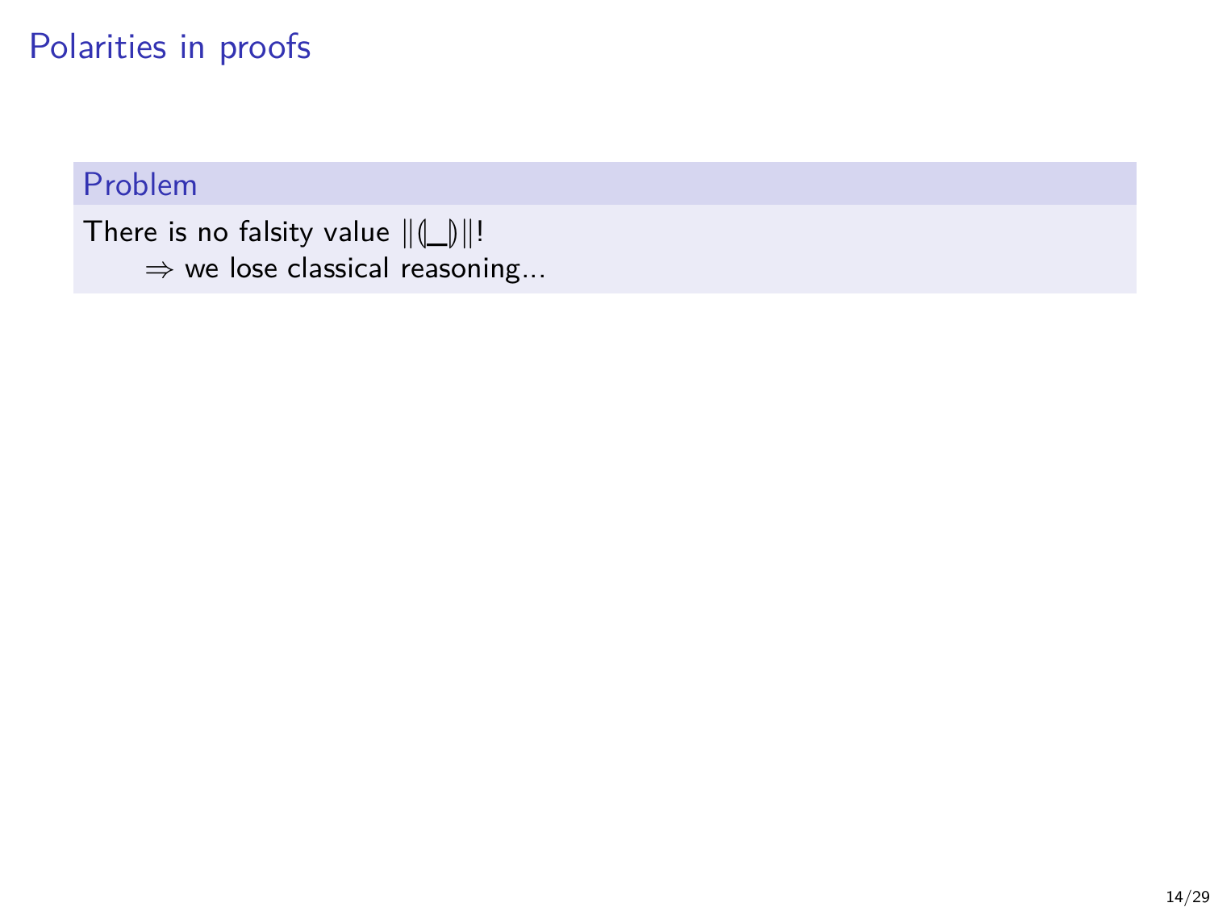# Polarities in proofs

**Problem**

There is no falsity value $\|(\!| \_ |\!)\|$!

$\Rightarrow$ we lose classical reasoning...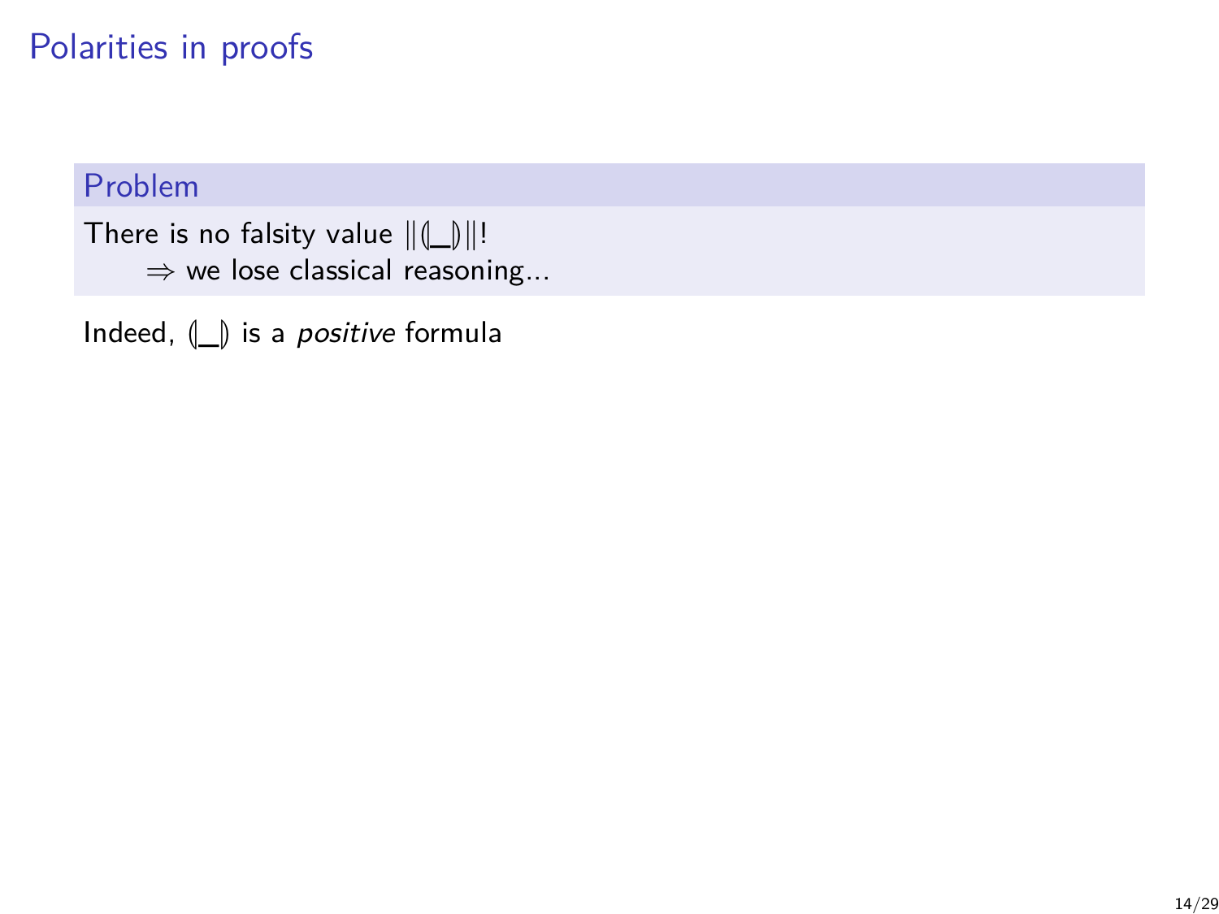# Polarities in proofs

**Problem**

There is no falsity value $\|(\!|\bot|\!)\|$!

$\Rightarrow$ we lose classical reasoning...

Indeed, $(\!|\bot|\!)$ is a *positive* formula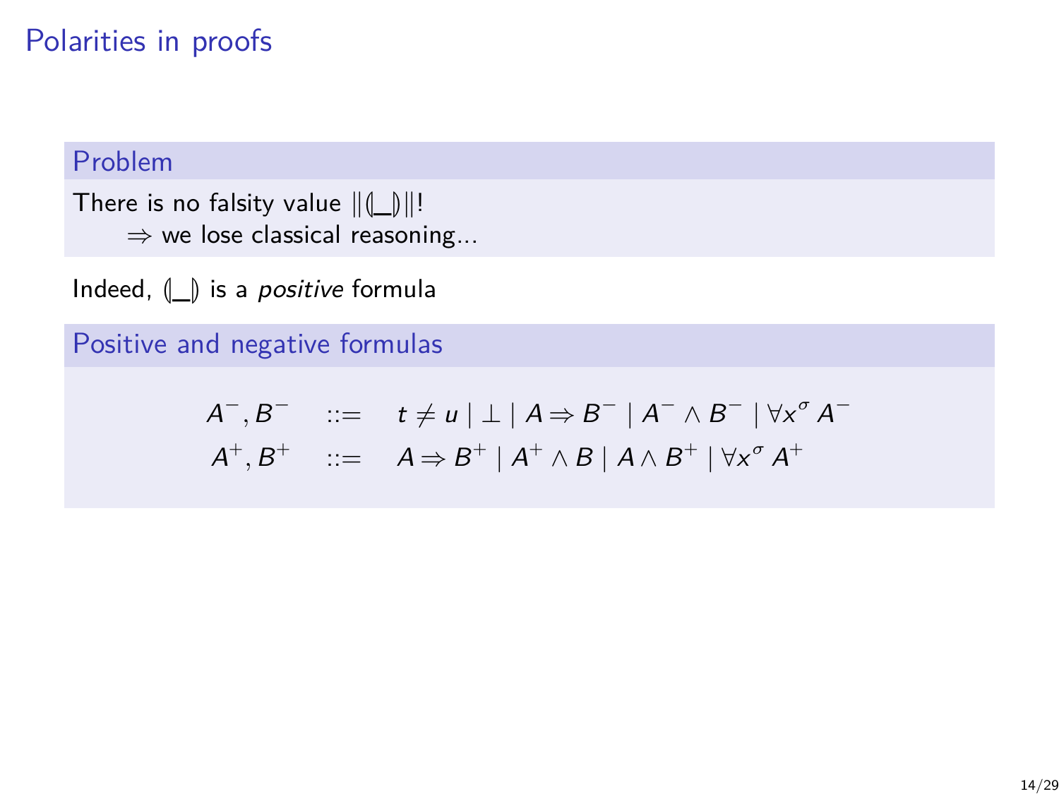# Polarities in proofs

### Problem

There is no falsity value $\|(\!|\_|\!)\|$!

$\Rightarrow$ we lose classical reasoning...

Indeed, $(\!|\_|\!)$ is a *positive* formula

### Positive and negative formulas

$$
\begin{array}{lcl}
A^-, B^- & ::= & t \neq u \mid \bot \mid A \Rightarrow B^- \mid A^- \wedge B^- \mid \forall x^\sigma\, A^- \\
A^+, B^+ & ::= & A \Rightarrow B^+ \mid A^+ \wedge B \mid A \wedge B^+ \mid \forall x^\sigma\, A^+
\end{array}
$$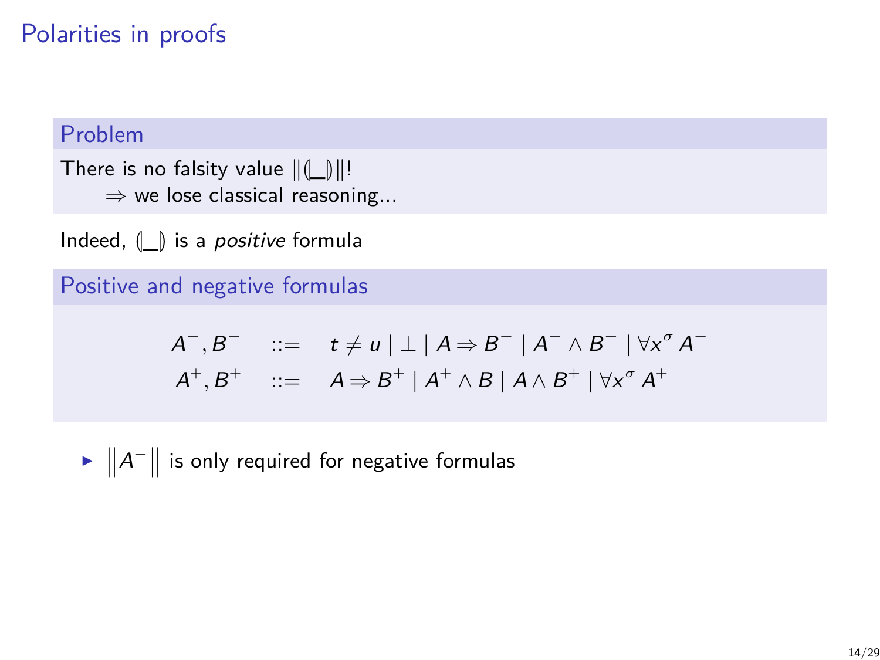# Polarities in proofs

### Problem

There is no falsity value $\|(\!|\_|\!)\|$!

$\Rightarrow$ we lose classical reasoning...

Indeed, $(\!|\_|\!)$ is a *positive* formula

### Positive and negative formulas

$$
\begin{array}{rcl}
A^-, B^- & ::= & t \neq u \mid \bot \mid A \Rightarrow B^- \mid A^- \wedge B^- \mid \forall x^\sigma\, A^- \\
A^+, B^+ & ::= & A \Rightarrow B^+ \mid A^+ \wedge B \mid A \wedge B^+ \mid \forall x^\sigma\, A^+
\end{array}
$$

- $\left\|A^-\right\|$ is only required for negative formulas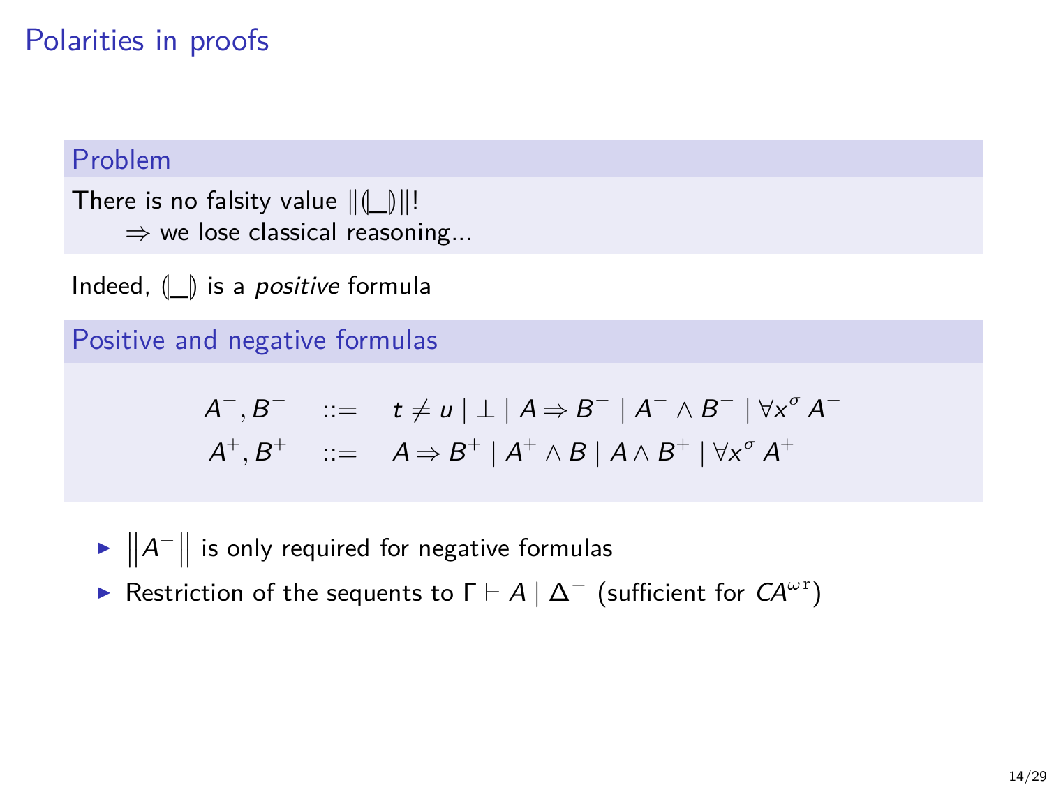# Polarities in proofs

### Problem

There is no falsity value $\|(\!|\_|\!)\|$!

$\Rightarrow$ we lose classical reasoning...

Indeed, $(\!|\_|\!)$ is a *positive* formula

### Positive and negative formulas

$$
\begin{array}{lcl}
A^-, B^- & ::= & t \neq u \mid \bot \mid A \Rightarrow B^- \mid A^- \wedge B^- \mid \forall x^\sigma A^- \\
A^+, B^+ & ::= & A \Rightarrow B^+ \mid A^+ \wedge B \mid A \wedge B^+ \mid \forall x^\sigma A^+
\end{array}
$$

- $\left\|A^-\right\|$ is only required for negative formulas
- Restriction of the sequents to $\Gamma \vdash A \mid \Delta^-$ (sufficient for $CA^{\omega\mathrm{r}}$)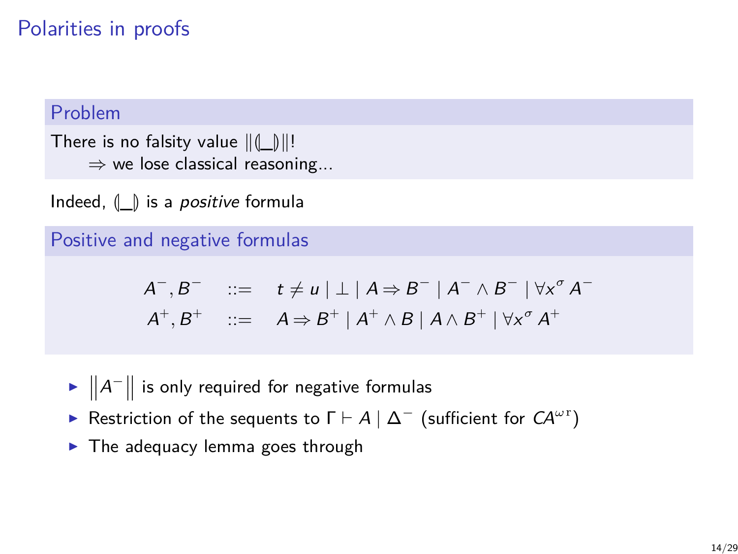# Polarities in proofs

**Problem**

There is no falsity value $\|(\!|\_|\!)\|$!

$\Rightarrow$ we lose classical reasoning...

Indeed, $(\!|\_|\!)$ is a *positive* formula

**Positive and negative formulas**

$$
\begin{array}{rcl}
A^-, B^- & ::= & t \neq u \mid \bot \mid A \Rightarrow B^- \mid A^- \wedge B^- \mid \forall x^\sigma A^- \\
A^+, B^+ & ::= & A \Rightarrow B^+ \mid A^+ \wedge B \mid A \wedge B^+ \mid \forall x^\sigma A^+
\end{array}
$$

- $\|A^-\|$ is only required for negative formulas
- Restriction of the sequents to $\Gamma \vdash A \mid \Delta^-$ (sufficient for $CA^{\omega \mathrm{r}}$)
- The adequacy lemma goes through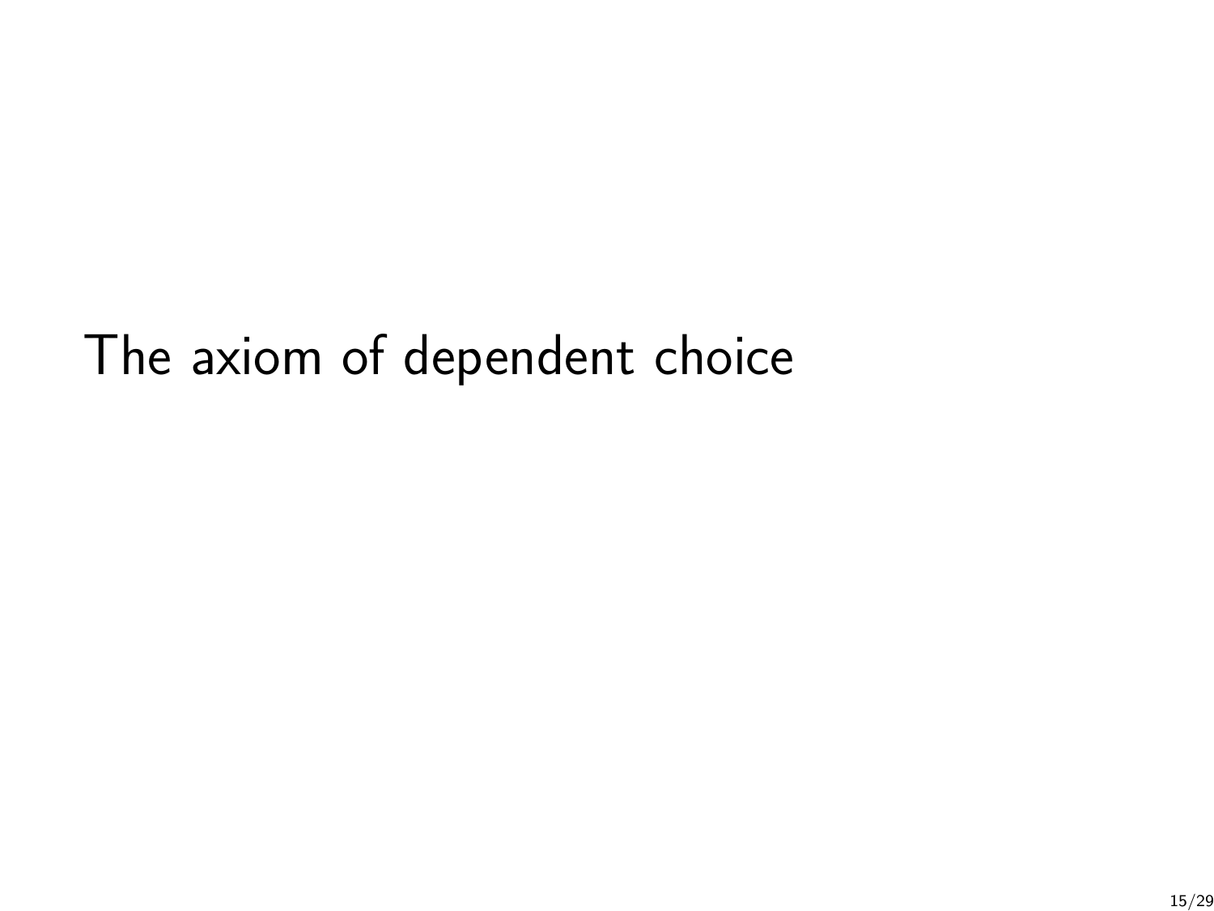# The axiom of dependent choice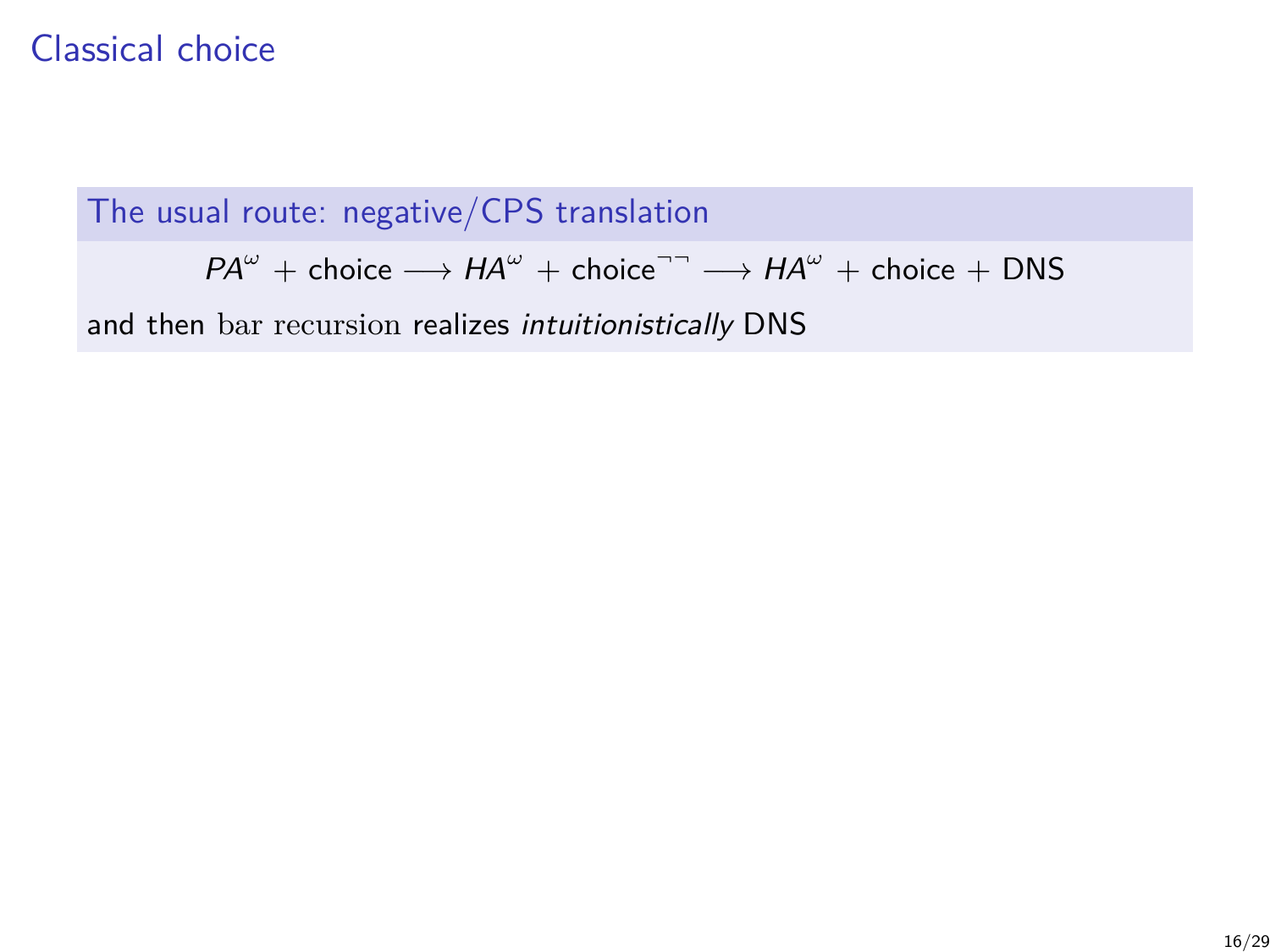# Classical choice

**The usual route: negative/CPS translation**

$$PA^{\omega} + \text{choice} \longrightarrow HA^{\omega} + \text{choice}^{\neg\neg} \longrightarrow HA^{\omega} + \text{choice} + \text{DNS}$$

and then bar recursion realizes *intuitionistically* DNS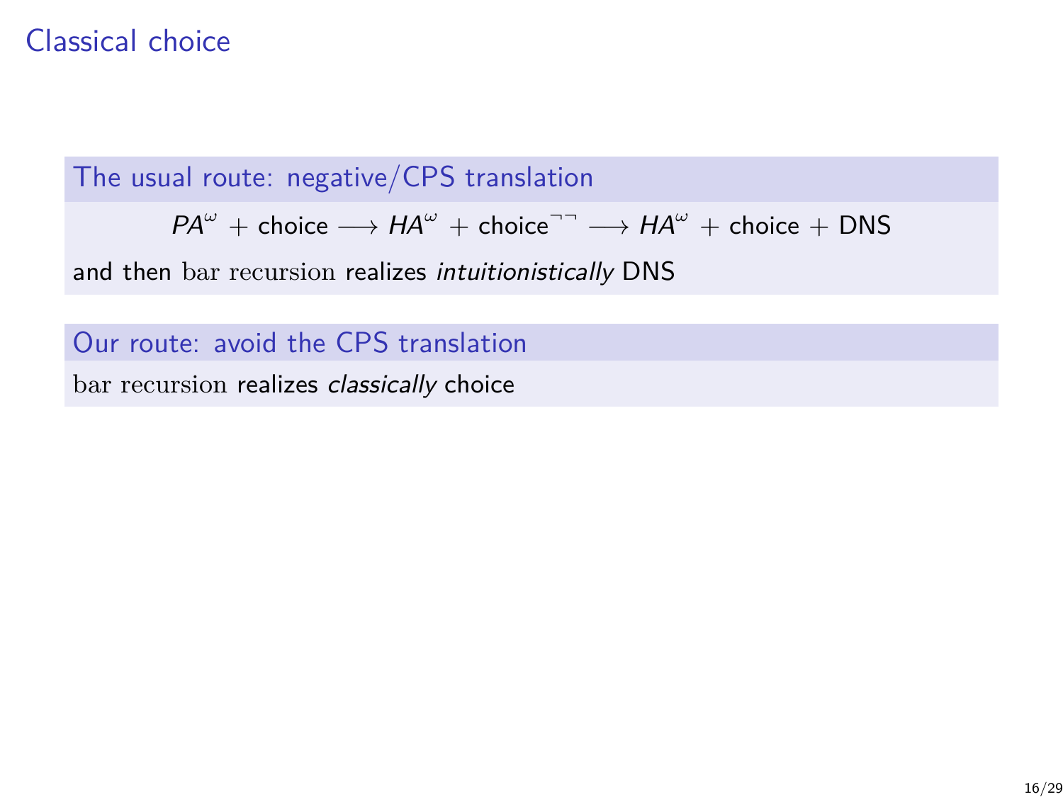# Classical choice

### The usual route: negative/CPS translation

$$PA^\omega + \text{choice} \longrightarrow HA^\omega + \text{choice}^{\neg\neg} \longrightarrow HA^\omega + \text{choice} + \text{DNS}$$

and then bar recursion realizes *intuitionistically* DNS

### Our route: avoid the CPS translation

bar recursion realizes *classically* choice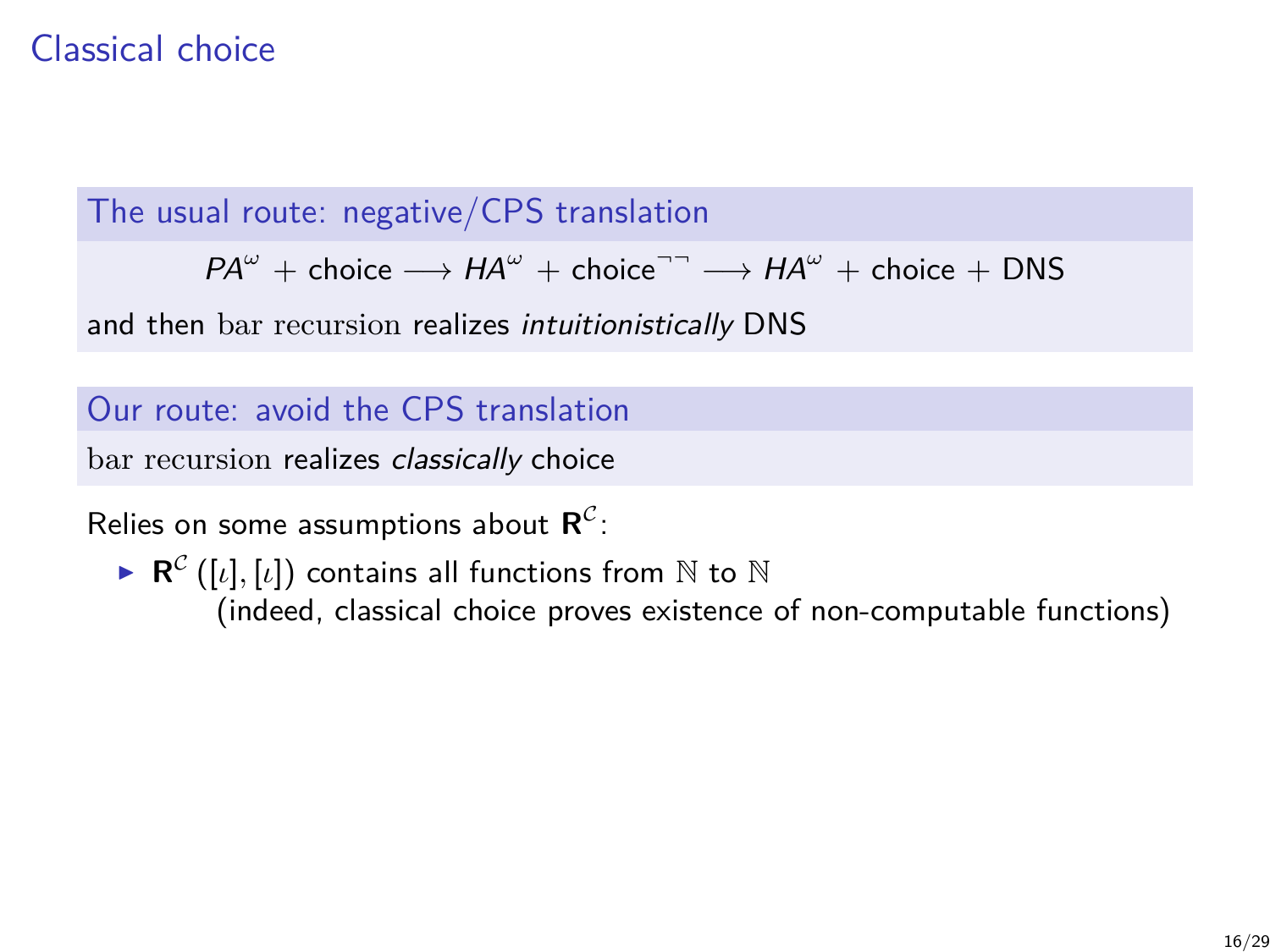# Classical choice

### The usual route: negative/CPS translation

$$PA^{\omega} + \text{choice} \longrightarrow HA^{\omega} + \text{choice}^{\neg\neg} \longrightarrow HA^{\omega} + \text{choice} + \text{DNS}$$

and then $\mathrm{bar\ recursion}$ realizes *intuitionistically* DNS

### Our route: avoid the CPS translation

$\mathrm{bar\ recursion}$ realizes *classically* choice

Relies on some assumptions about $\mathbf{R}^{\mathcal{C}}$:

- $\mathbf{R}^{\mathcal{C}}([\iota], [\iota])$ contains all functions from $\mathbb{N}$ to $\mathbb{N}$
  (indeed, classical choice proves existence of non-computable functions)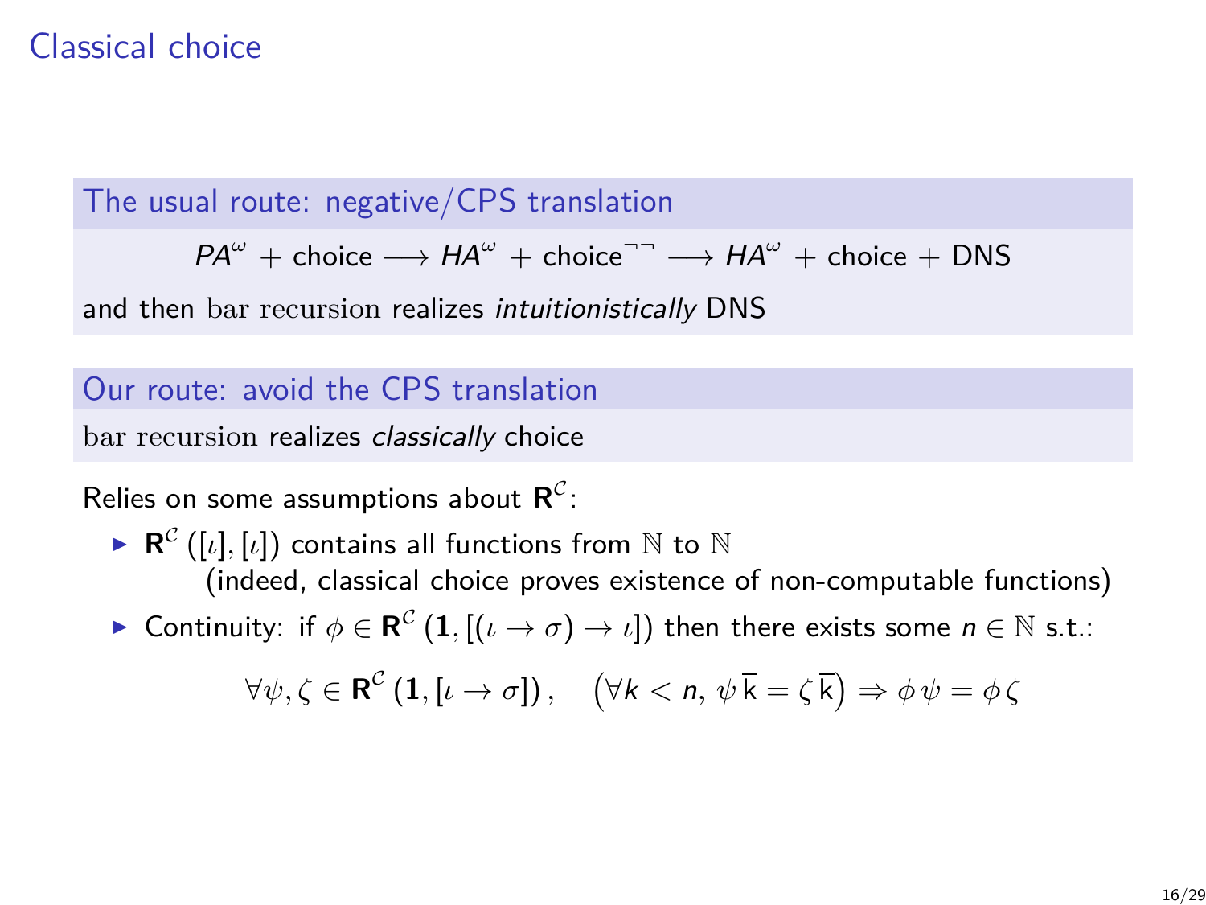# Classical choice

**The usual route: negative/CPS translation**

$$PA^\omega + \text{choice} \longrightarrow HA^\omega + \text{choice}^{\neg\neg} \longrightarrow HA^\omega + \text{choice} + \text{DNS}$$

and then bar recursion realizes *intuitionistically* DNS

**Our route: avoid the CPS translation**

bar recursion realizes *classically* choice

Relies on some assumptions about $\mathbf{R}^{\mathcal{C}}$:

- $\mathbf{R}^{\mathcal{C}}([\iota], [\iota])$ contains all functions from $\mathbb{N}$ to $\mathbb{N}$ (indeed, classical choice proves existence of non-computable functions)
- Continuity: if $\phi \in \mathbf{R}^{\mathcal{C}}(\mathbf{1}, [(\iota \to \sigma) \to \iota])$ then there exists some $n \in \mathbb{N}$ s.t.:

$$\forall \psi, \zeta \in \mathbf{R}^{\mathcal{C}}(\mathbf{1}, [\iota \to \sigma]), \quad \left(\forall k < n,\, \psi\, \overline{\mathsf{k}} = \zeta\, \overline{\mathsf{k}}\right) \Rightarrow \phi\, \psi = \phi\, \zeta$$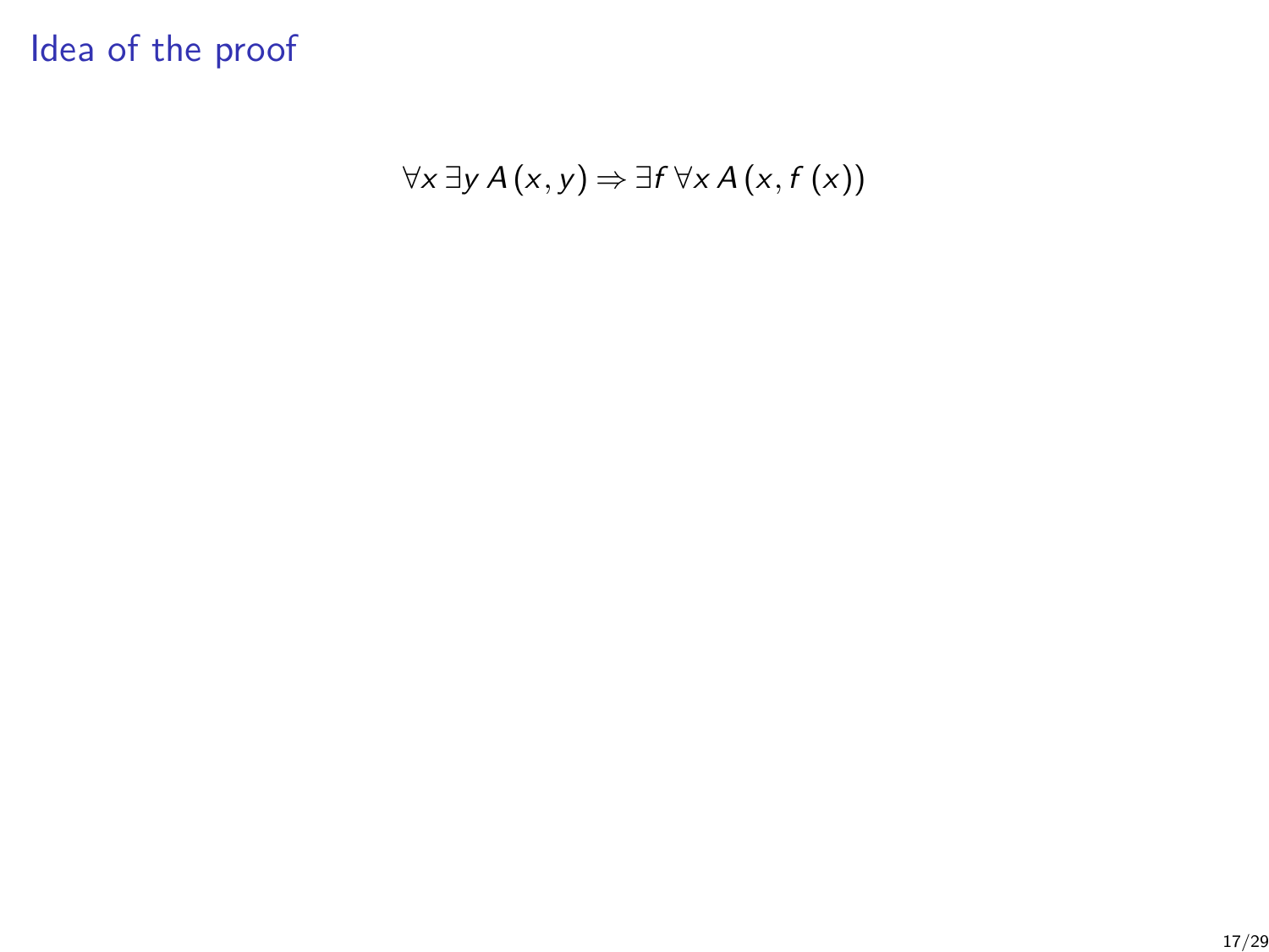# Idea of the proof

$$\forall x\, \exists y\, A(x, y) \Rightarrow \exists f\, \forall x\, A(x, f(x))$$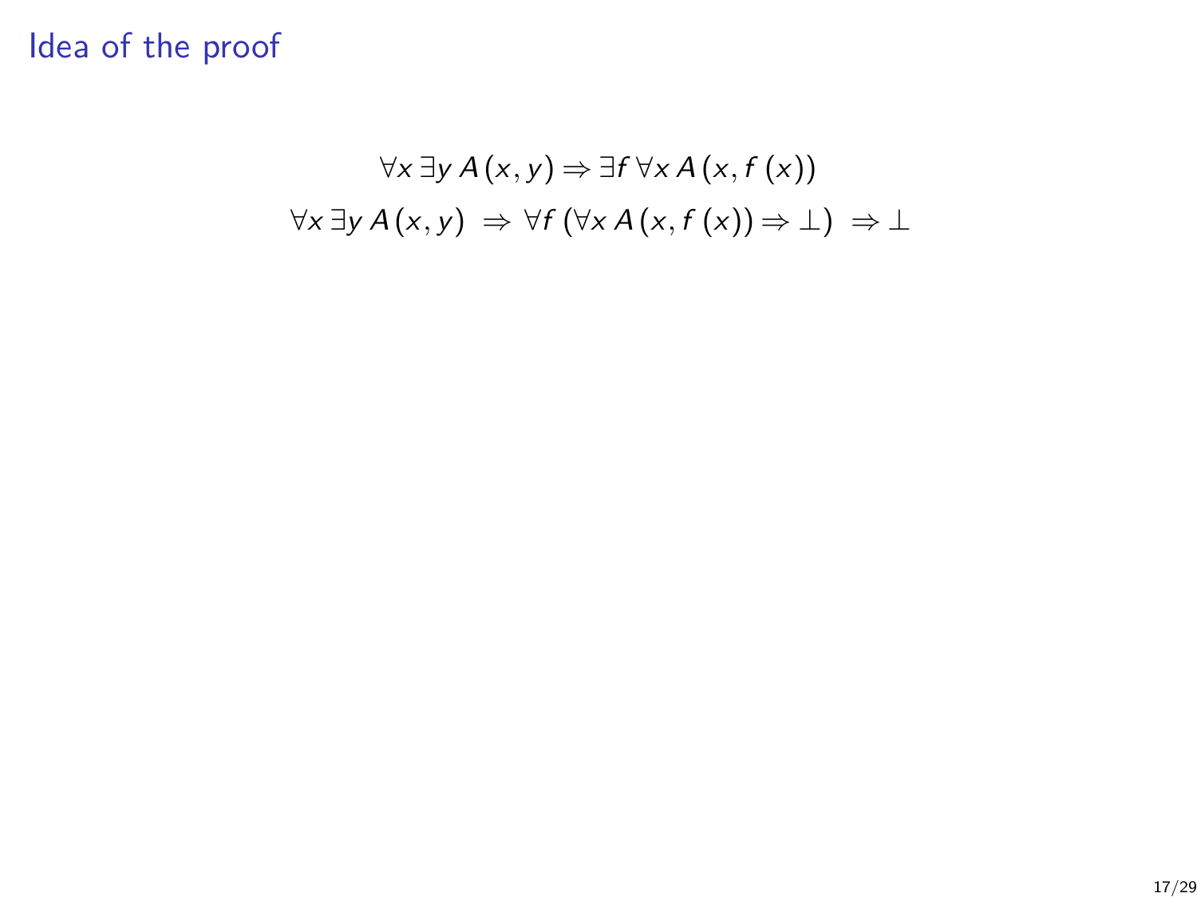# Idea of the proof

$$\forall x \, \exists y \, A(x, y) \Rightarrow \exists f \, \forall x \, A(x, f(x))$$

$$\forall x \, \exists y \, A(x, y) \;\Rightarrow\; \forall f \, (\forall x \, A(x, f(x)) \Rightarrow \bot) \;\Rightarrow \bot$$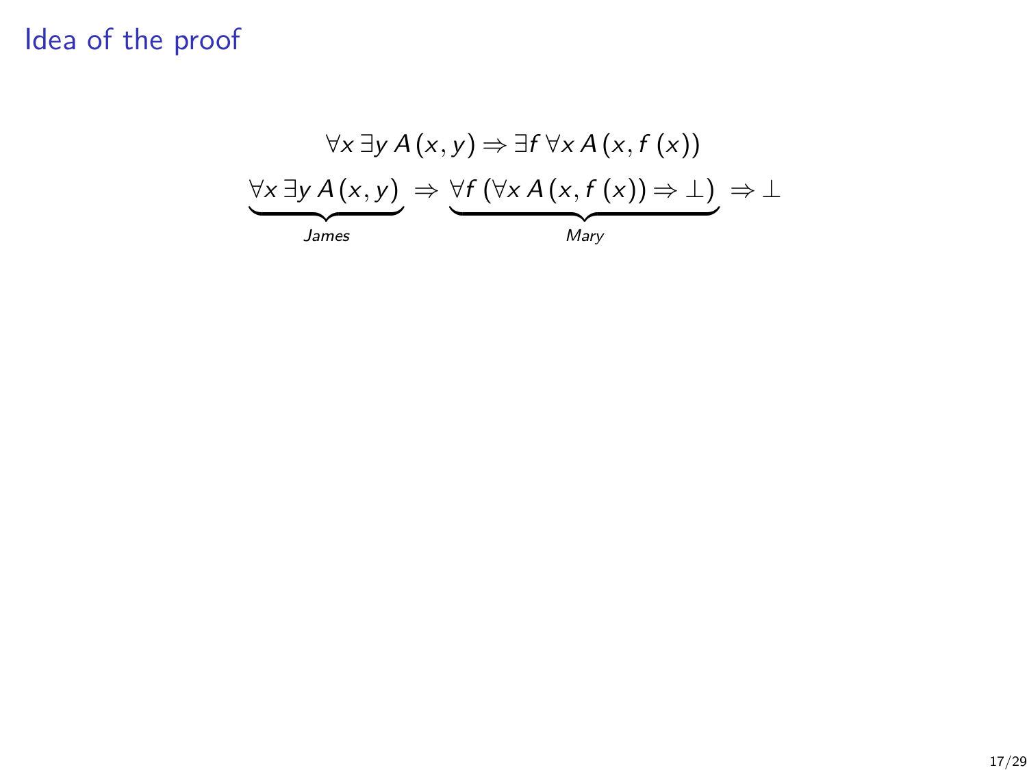# Idea of the proof

$$\forall x\, \exists y\, A\,(x,y) \Rightarrow \exists f\, \forall x\, A\,(x, f\,(x))$$

$$\underbrace{\forall x\, \exists y\, A\,(x,y)}_{James} \Rightarrow \underbrace{\forall f\, (\forall x\, A\,(x, f\,(x)) \Rightarrow \bot)}_{Mary} \Rightarrow \bot$$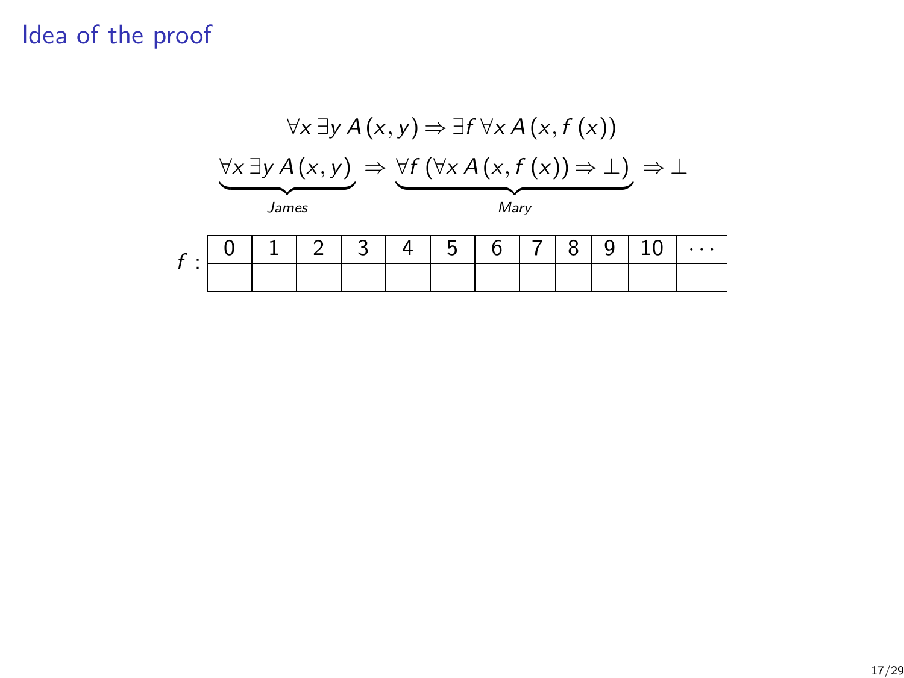# Idea of the proof

$$\forall x \, \exists y \, A(x, y) \Rightarrow \exists f \, \forall x \, A(x, f(x))$$

$$\underbrace{\forall x \, \exists y \, A(x, y)}_{James} \Rightarrow \underbrace{\forall f \, (\forall x \, A(x, f(x)) \Rightarrow \bot)}_{Mary} \Rightarrow \bot$$

$f$ :

| 0 | 1 | 2 | 3 | 4 | 5 | 6 | 7 | 8 | 9 | 10 | ⋯ |
|---|---|---|---|---|---|---|---|---|---|---|---|
| | | | | | | | | | | | |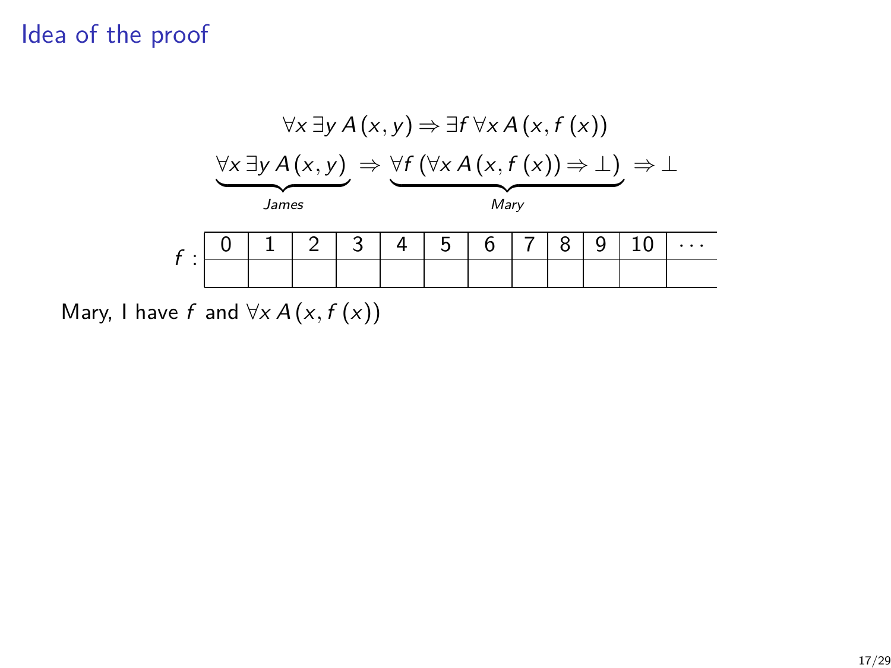# Idea of the proof

$$\forall x\, \exists y\, A(x, y) \Rightarrow \exists f\, \forall x\, A(x, f(x))$$

$$\underbrace{\forall x\, \exists y\, A(x, y)}_{James} \Rightarrow \underbrace{\forall f\, (\forall x\, A(x, f(x)) \Rightarrow \bot)}_{Mary} \Rightarrow \bot$$

$f$ :

| 0 | 1 | 2 | 3 | 4 | 5 | 6 | 7 | 8 | 9 | 10 | $\cdots$ |
|---|---|---|---|---|---|---|---|---|---|---|---|
| | | | | | | | | | | | |

Mary, I have $f$ and $\forall x\, A(x, f(x))$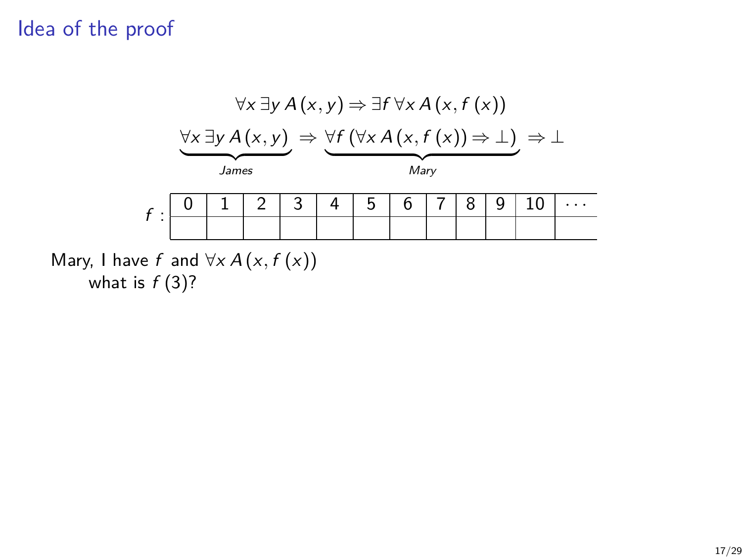# Idea of the proof

$$\forall x \, \exists y \, A(x, y) \Rightarrow \exists f \, \forall x \, A(x, f(x))$$

$$\underbrace{\forall x \, \exists y \, A(x, y)}_{James} \Rightarrow \underbrace{\forall f \, (\forall x \, A(x, f(x)) \Rightarrow \bot)}_{Mary} \Rightarrow \bot$$

| $f$ : | 0 | 1 | 2 | 3 | 4 | 5 | 6 | 7 | 8 | 9 | 10 | $\cdots$ |
|---|---|---|---|---|---|---|---|---|---|---|---|---|
| | | | | | | | | | | | | |

Mary, I have $f$ and $\forall x \, A(x, f(x))$
what is $f(3)$?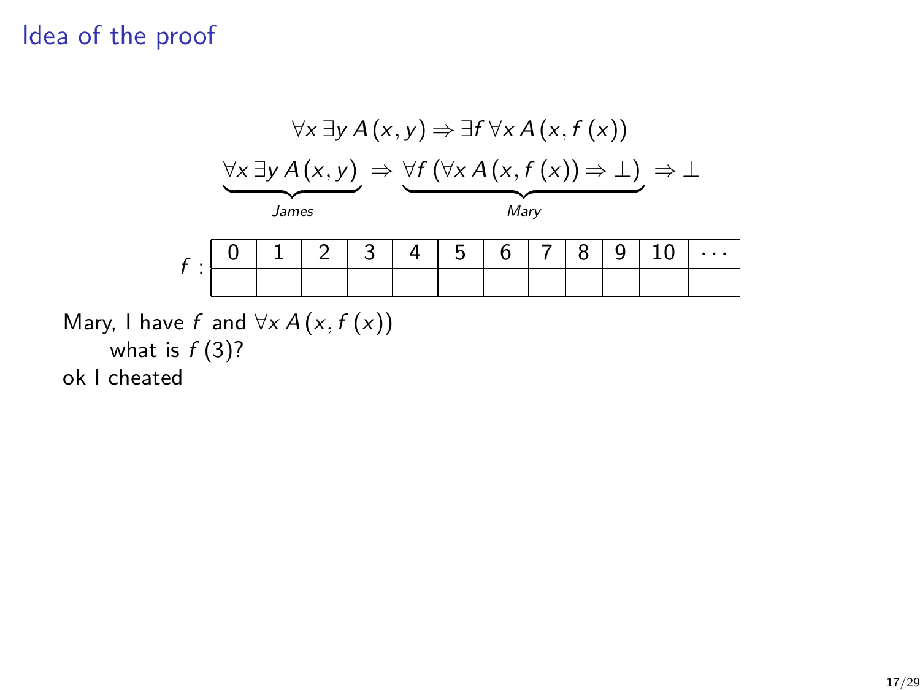## Idea of the proof

$$\forall x \, \exists y \, A(x, y) \Rightarrow \exists f \, \forall x \, A(x, f(x))$$

$$\underbrace{\forall x \, \exists y \, A(x, y)}_{James} \Rightarrow \underbrace{\forall f \, (\forall x \, A(x, f(x)) \Rightarrow \bot)}_{Mary} \Rightarrow \bot$$

$f$ :

| 0 | 1 | 2 | 3 | 4 | 5 | 6 | 7 | 8 | 9 | 10 | $\cdots$ |
|---|---|---|---|---|---|---|---|---|---|---|---|
| | | | | | | | | | | | |

Mary, I have $f$ and $\forall x \, A(x, f(x))$

what is $f(3)$?

ok I cheated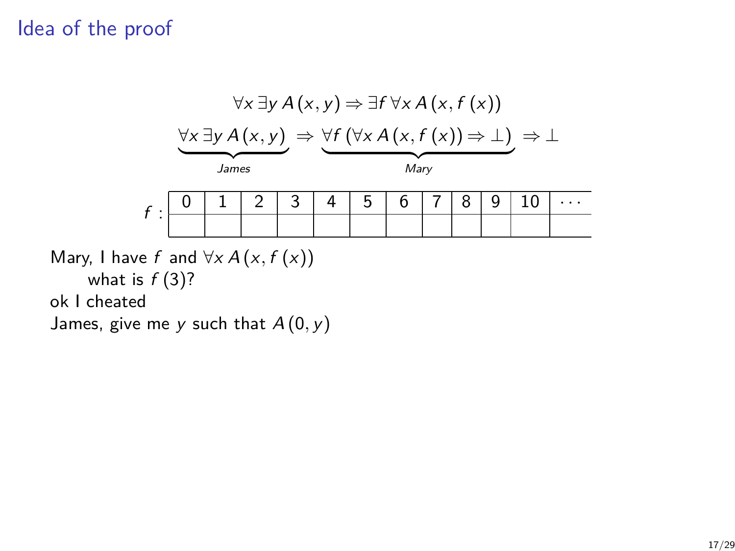## Idea of the proof

$$\forall x\, \exists y\, A(x,y) \Rightarrow \exists f\, \forall x\, A(x, f(x))$$

$$\underbrace{\forall x\, \exists y\, A(x,y)}_{James} \Rightarrow \underbrace{\forall f\, (\forall x\, A(x, f(x)) \Rightarrow \bot)}_{Mary} \Rightarrow \bot$$

$f$ :

| 0 | 1 | 2 | 3 | 4 | 5 | 6 | 7 | 8 | 9 | 10 | $\cdots$ |
|---|---|---|---|---|---|---|---|---|---|---|---|
| | | | | | | | | | | | |

Mary, I have $f$ and $\forall x\, A(x, f(x))$

  what is $f(3)$?

ok I cheated

James, give me $y$ such that $A(0, y)$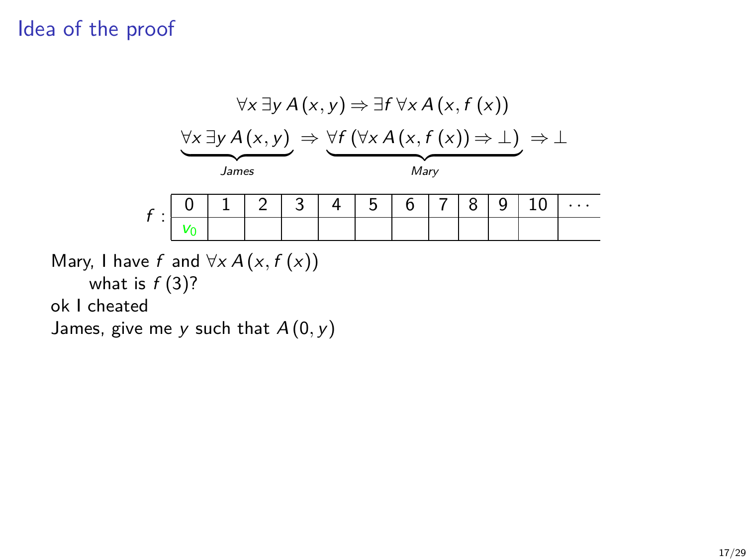## Idea of the proof

$$\forall x\, \exists y\, A(x, y) \Rightarrow \exists f\, \forall x\, A(x, f(x))$$

$$\underbrace{\forall x\, \exists y\, A(x, y)}_{James} \Rightarrow \underbrace{\forall f\, (\forall x\, A(x, f(x)) \Rightarrow \bot)}_{Mary} \Rightarrow \bot$$

$f$ :

| 0 | 1 | 2 | 3 | 4 | 5 | 6 | 7 | 8 | 9 | 10 | $\cdots$ |
|---|---|---|---|---|---|---|---|---|---|---|---|
| $v_0$ | | | | | | | | | | | |

Mary, I have $f$ and $\forall x\, A(x, f(x))$

what is $f(3)$?

ok I cheated

James, give me $y$ such that $A(0, y)$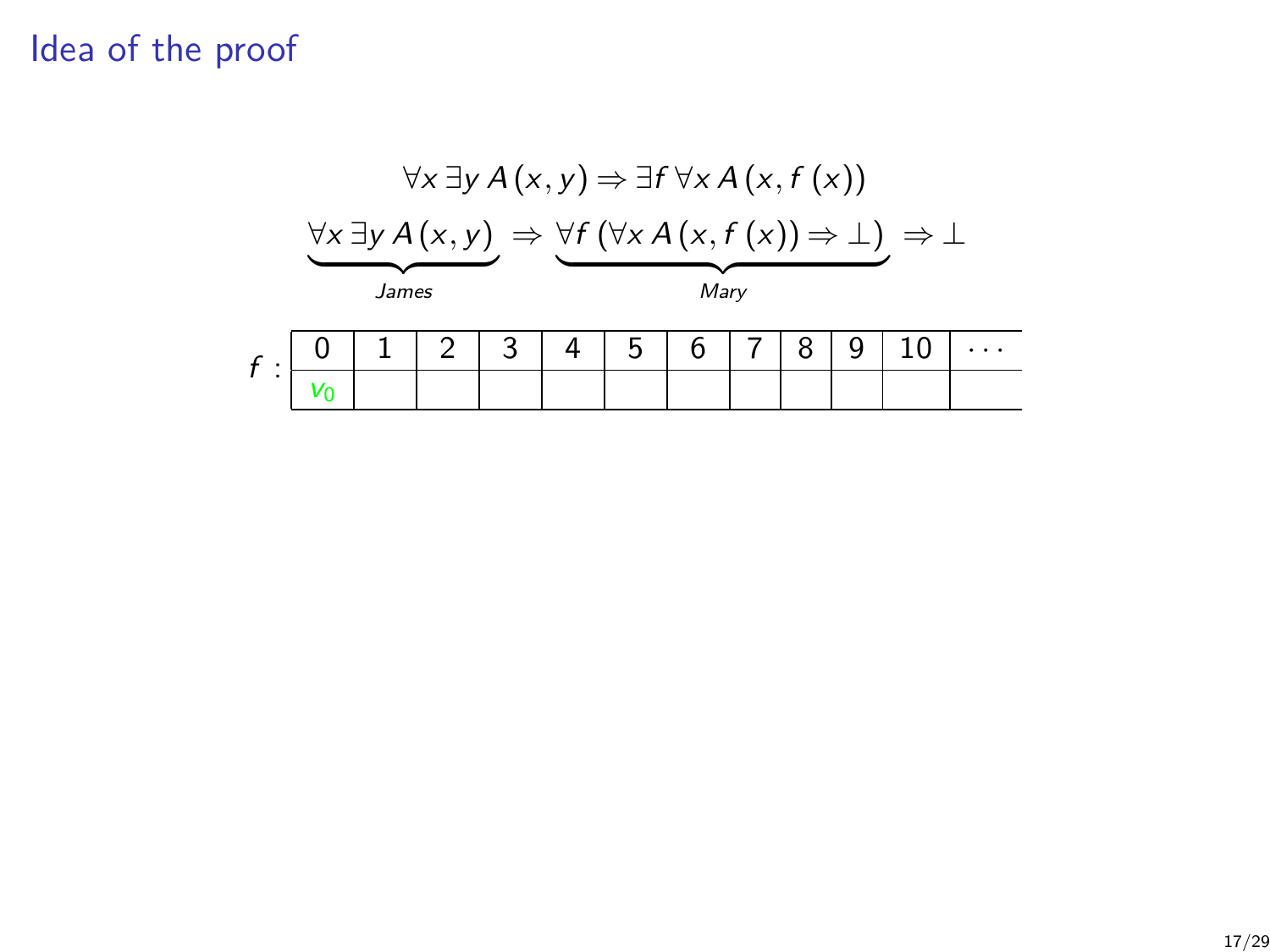# Idea of the proof

$$\forall x\, \exists y\, A(x, y) \Rightarrow \exists f\, \forall x\, A(x, f(x))$$

$$\underbrace{\forall x\, \exists y\, A(x, y)}_{James} \Rightarrow \underbrace{\forall f\, (\forall x\, A(x, f(x)) \Rightarrow \bot)}_{Mary} \Rightarrow \bot$$

| $f$ : | 0 | 1 | 2 | 3 | 4 | 5 | 6 | 7 | 8 | 9 | 10 | $\cdots$ |
|---|---|---|---|---|---|---|---|---|---|---|---|---|
| | $v_0$ | | | | | | | | | | | |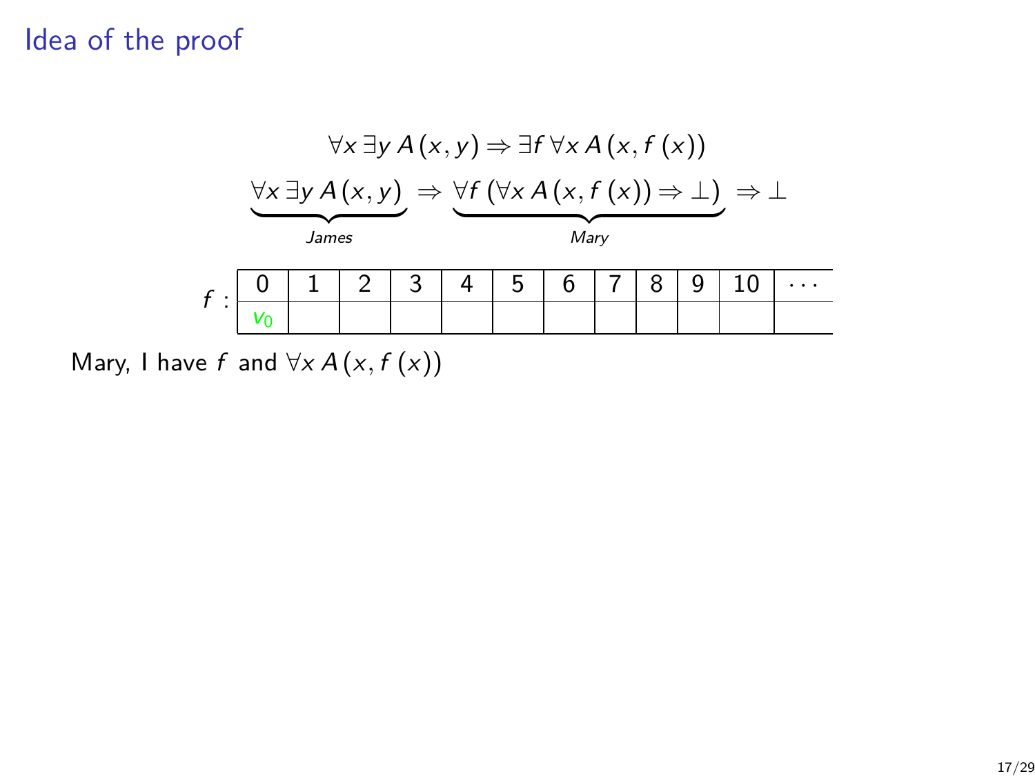# Idea of the proof

$$\forall x\, \exists y\, A(x,y) \Rightarrow \exists f\, \forall x\, A(x, f(x))$$

$$\underbrace{\forall x\, \exists y\, A(x,y)}_{James} \Rightarrow \underbrace{\forall f\, (\forall x\, A(x, f(x)) \Rightarrow \bot)}_{Mary} \Rightarrow \bot$$

| $f$ : | 0 | 1 | 2 | 3 | 4 | 5 | 6 | 7 | 8 | 9 | 10 | $\cdots$ |
|---|---|---|---|---|---|---|---|---|---|---|---|---|
| | $v_0$ | | | | | | | | | | | |

Mary, I have $f$ and $\forall x\, A(x, f(x))$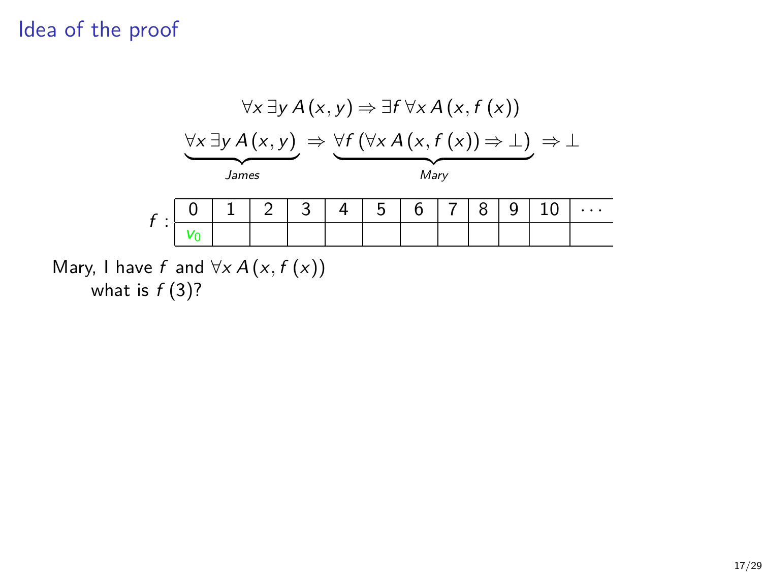# Idea of the proof

$$\forall x\, \exists y\, A(x, y) \Rightarrow \exists f\, \forall x\, A(x, f(x))$$

$$\underbrace{\forall x\, \exists y\, A(x, y)}_{James} \Rightarrow \underbrace{\forall f\, (\forall x\, A(x, f(x)) \Rightarrow \bot)}_{Mary} \Rightarrow \bot$$

$f$ :

| 0 | 1 | 2 | 3 | 4 | 5 | 6 | 7 | 8 | 9 | 10 | $\cdots$ |
|---|---|---|---|---|---|---|---|---|---|---|---|
| $v_0$ | | | | | | | | | | | |

Mary, I have $f$ and $\forall x\, A(x, f(x))$
what is $f(3)$?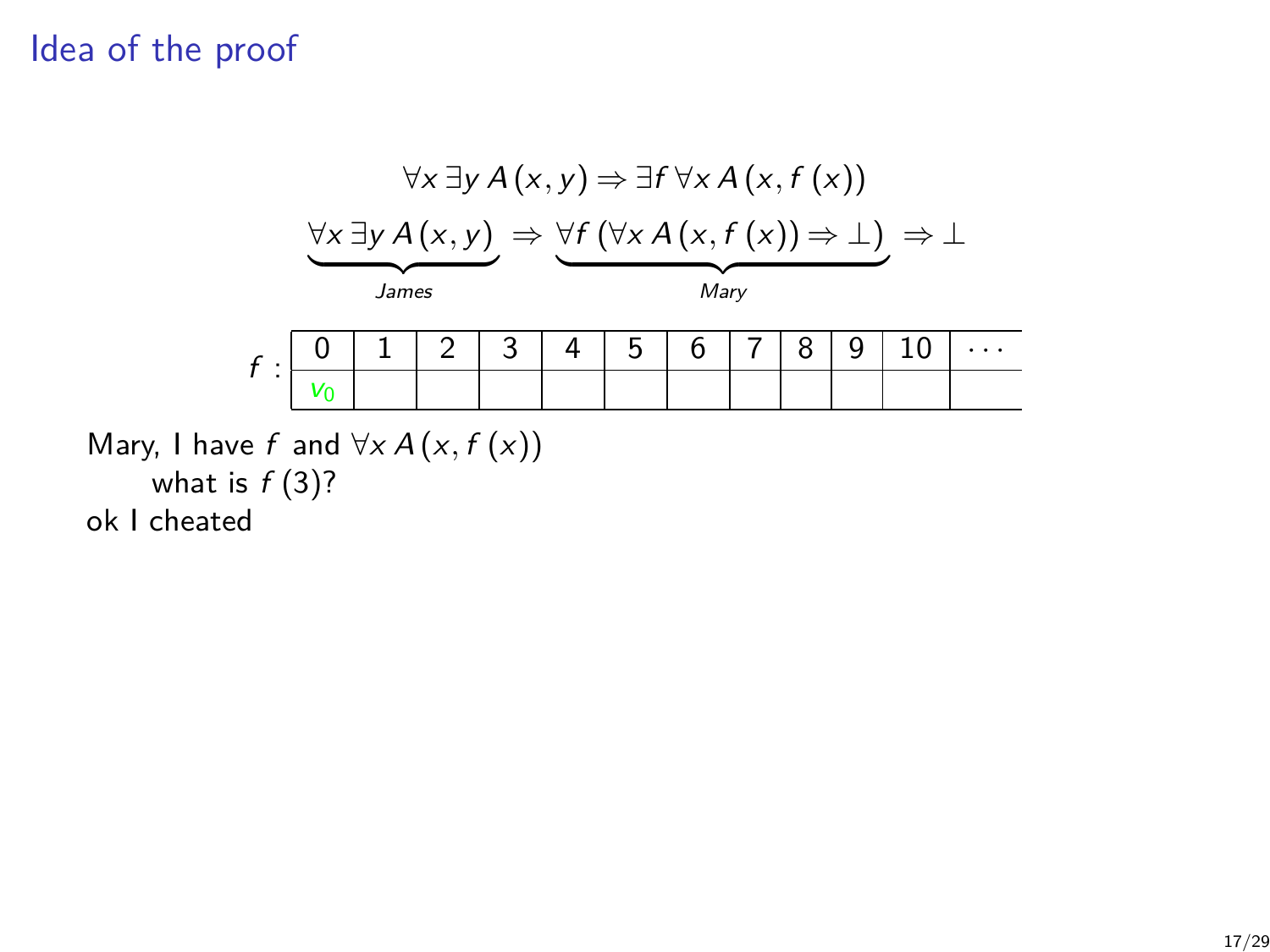# Idea of the proof

$$\forall x\, \exists y\, A(x, y) \Rightarrow \exists f\, \forall x\, A(x, f(x))$$

$$\underbrace{\forall x\, \exists y\, A(x, y)}_{James} \Rightarrow \underbrace{\forall f\, (\forall x\, A(x, f(x)) \Rightarrow \bot)}_{Mary} \Rightarrow \bot$$

$f$ :

| 0 | 1 | 2 | 3 | 4 | 5 | 6 | 7 | 8 | 9 | 10 | $\cdots$ |
|---|---|---|---|---|---|---|---|---|---|---|---|
| $v_0$ | | | | | | | | | | | |

Mary, I have $f$ and $\forall x\, A(x, f(x))$

  what is $f(3)$?

ok I cheated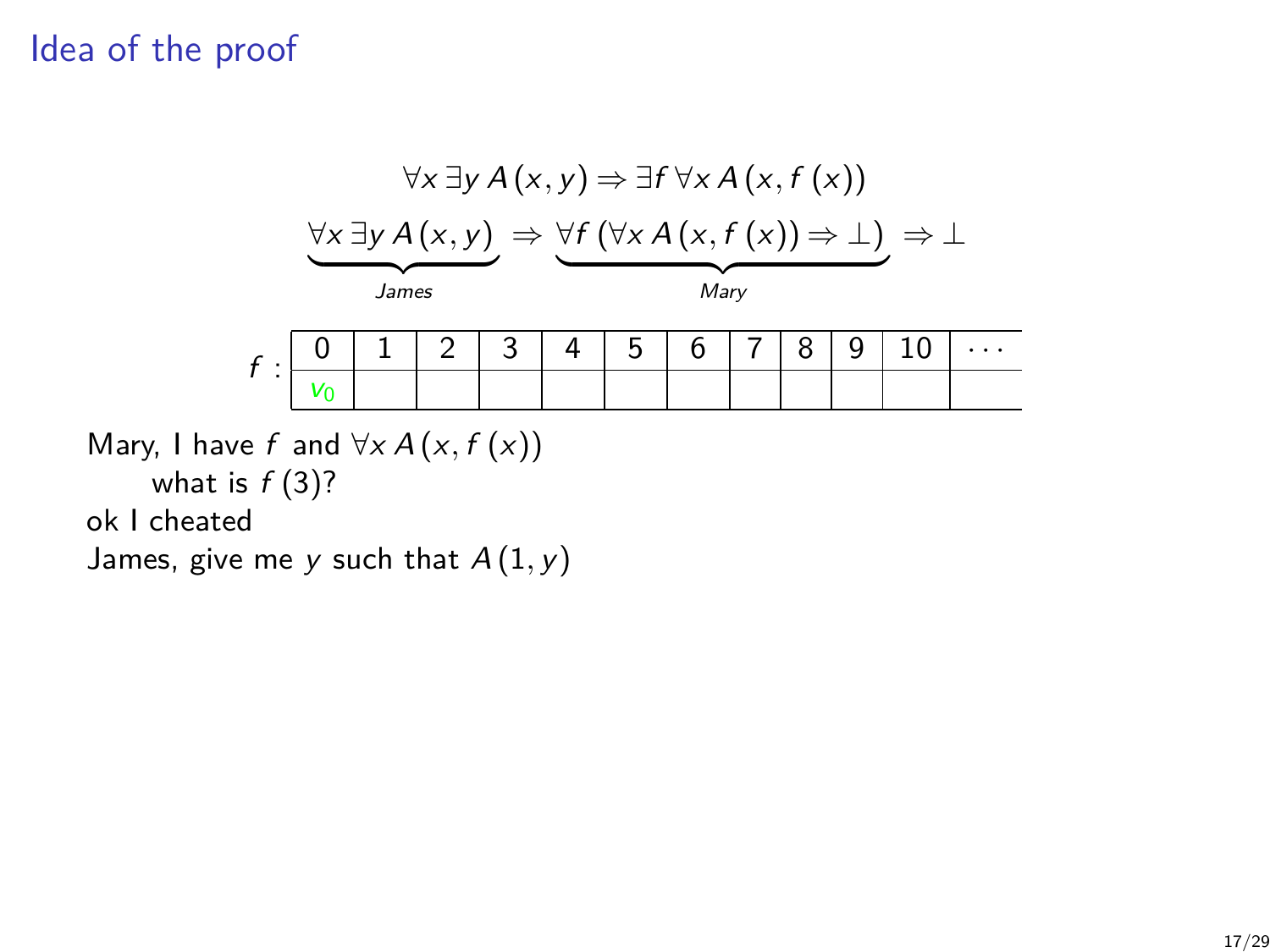## Idea of the proof

$$\forall x\, \exists y\, A(x,y) \Rightarrow \exists f\, \forall x\, A(x, f(x))$$

$$\underbrace{\forall x\, \exists y\, A(x,y)}_{James} \Rightarrow \underbrace{\forall f\, (\forall x\, A(x, f(x)) \Rightarrow \bot)}_{Mary} \Rightarrow \bot$$

| $f$ : | 0 | 1 | 2 | 3 | 4 | 5 | 6 | 7 | 8 | 9 | 10 | $\cdots$ |
|---|---|---|---|---|---|---|---|---|---|---|---|---|
| | $v_0$ | | | | | | | | | | | |

Mary, I have $f$ and $\forall x\, A(x, f(x))$
  what is $f(3)$?
ok I cheated
James, give me $y$ such that $A(1, y)$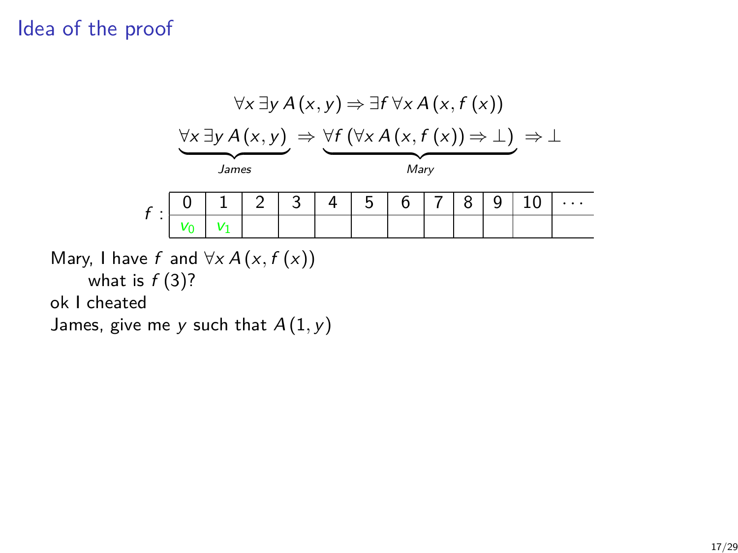# Idea of the proof

$$\forall x\, \exists y\, A(x,y) \Rightarrow \exists f\, \forall x\, A(x, f(x))$$

$$\underbrace{\forall x\, \exists y\, A(x,y)}_{James} \Rightarrow \underbrace{\forall f\, (\forall x\, A(x, f(x)) \Rightarrow \bot)}_{Mary} \Rightarrow \bot$$

| $f$ : | 0 | 1 | 2 | 3 | 4 | 5 | 6 | 7 | 8 | 9 | 10 | $\cdots$ |
|---|---|---|---|---|---|---|---|---|---|---|---|---|
| | $v_0$ | $v_1$ | | | | | | | | | | |

Mary, I have $f$ and $\forall x\, A(x, f(x))$
    what is $f(3)$?
ok I cheated
James, give me $y$ such that $A(1, y)$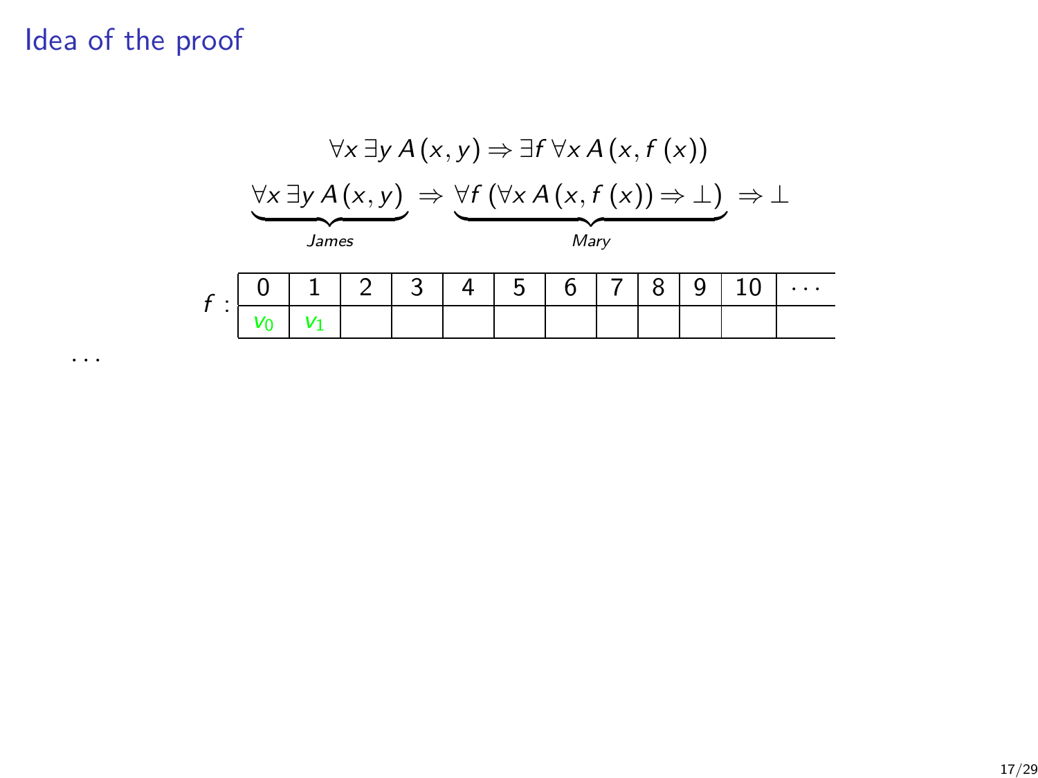# Idea of the proof

$$\forall x\, \exists y\, A(x,y) \Rightarrow \exists f\, \forall x\, A(x, f(x))$$

$$\underbrace{\forall x\, \exists y\, A(x,y)}_{\textit{James}} \Rightarrow \underbrace{\forall f\, (\forall x\, A(x, f(x)) \Rightarrow \bot)}_{\textit{Mary}} \Rightarrow \bot$$

| $f$ : | 0 | 1 | 2 | 3 | 4 | 5 | 6 | 7 | 8 | 9 | 10 | $\cdots$ |
|---|---|---|---|---|---|---|---|---|---|---|---|---|
| | $v_0$ | $v_1$ | | | | | | | | | | |

...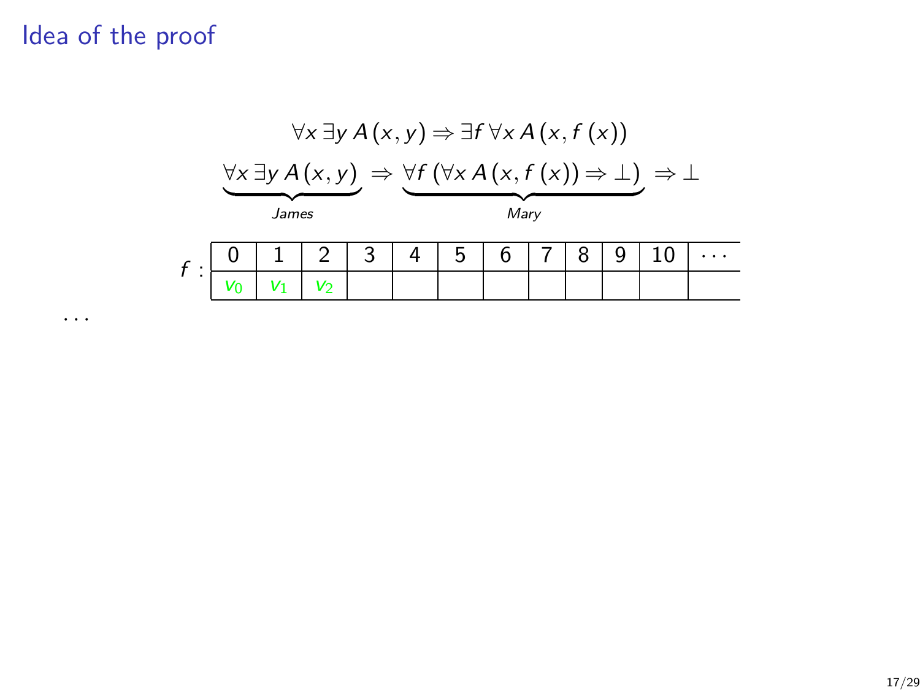# Idea of the proof

$$\forall x\, \exists y\, A(x, y) \Rightarrow \exists f\, \forall x\, A(x, f(x))$$

$$\underbrace{\forall x\, \exists y\, A(x, y)}_{James} \Rightarrow \underbrace{\forall f\, (\forall x\, A(x, f(x)) \Rightarrow \bot)}_{Mary} \Rightarrow \bot$$

$f$ :

| 0 | 1 | 2 | 3 | 4 | 5 | 6 | 7 | 8 | 9 | 10 | ⋯ |
|---|---|---|---|---|---|---|---|---|---|---|---|
| $v_0$ | $v_1$ | $v_2$ | | | | | | | | | |

. . .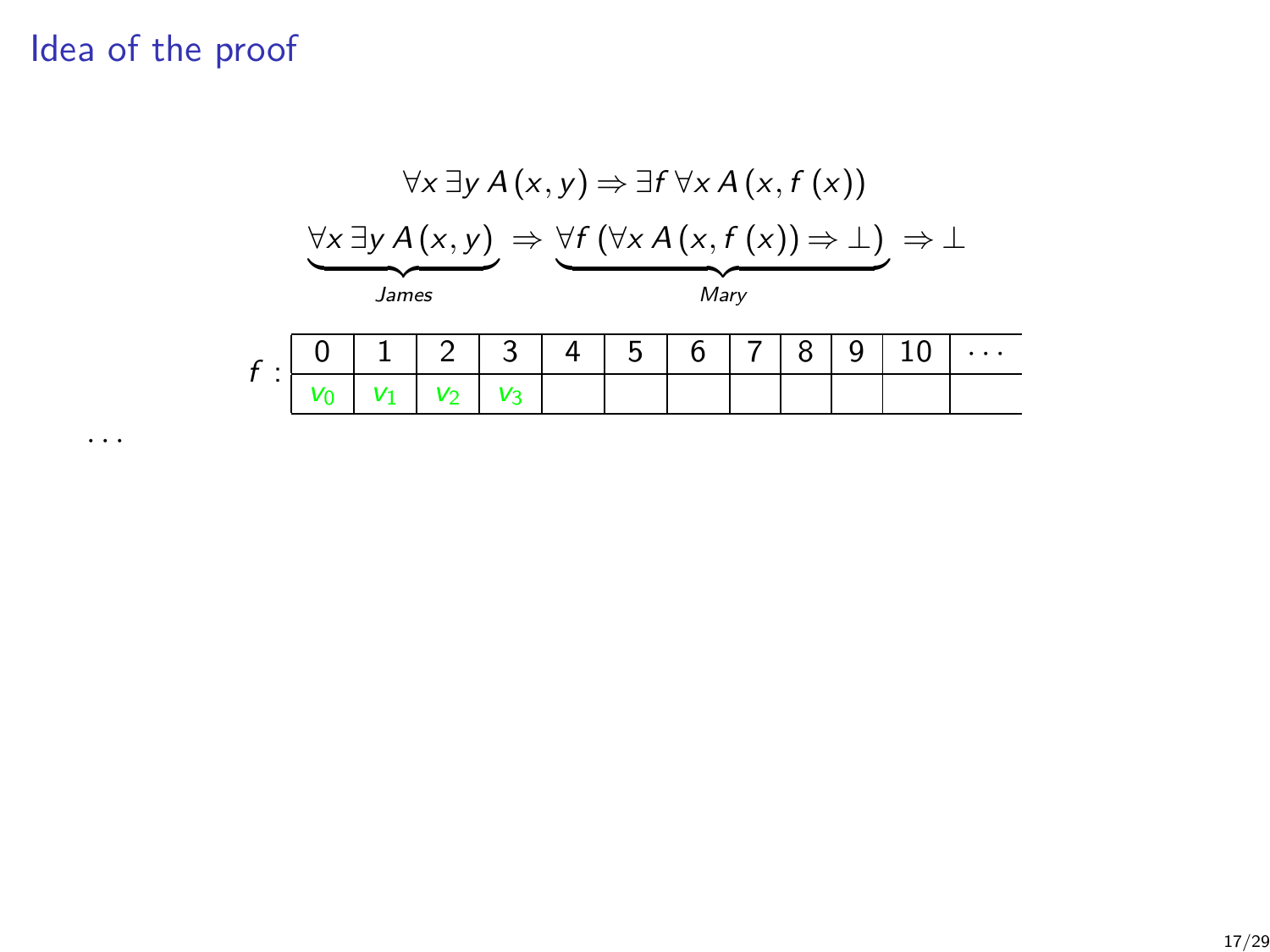# Idea of the proof

$$\forall x\, \exists y\, A(x,y) \Rightarrow \exists f\, \forall x\, A(x, f(x))$$

$$\underbrace{\forall x\, \exists y\, A(x,y)}_{James} \Rightarrow \underbrace{\forall f\, (\forall x\, A(x, f(x)) \Rightarrow \bot)}_{Mary} \Rightarrow \bot$$

$f$ :

| 0 | 1 | 2 | 3 | 4 | 5 | 6 | 7 | 8 | 9 | 10 | $\cdots$ |
|---|---|---|---|---|---|---|---|---|---|---|---|
| $v_0$ | $v_1$ | $v_2$ | $v_3$ | | | | | | | | |

...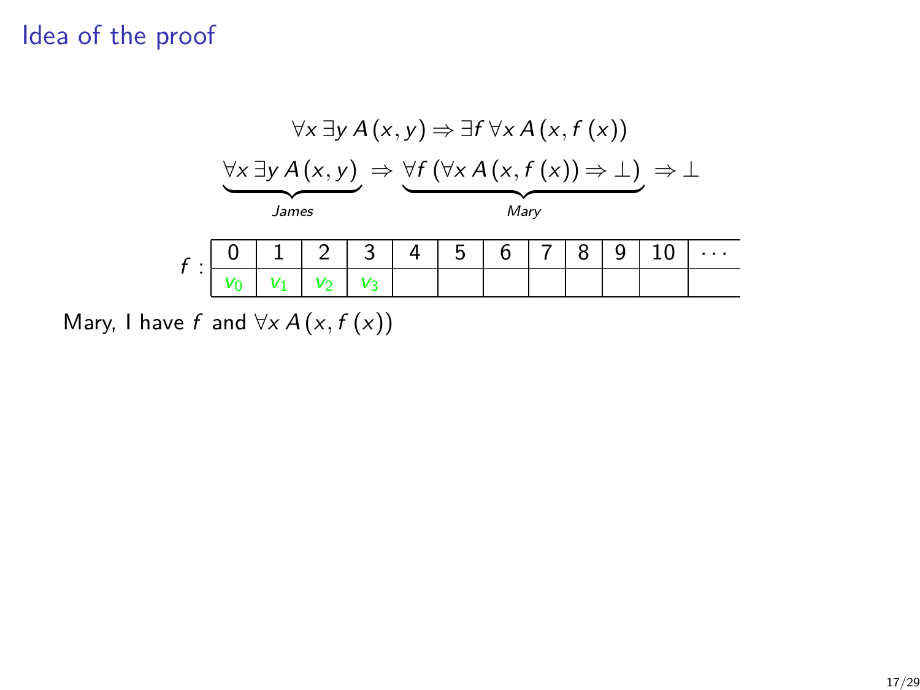# Idea of the proof

$$\forall x\, \exists y\, A(x,y) \Rightarrow \exists f\, \forall x\, A(x, f(x))$$

$$\underbrace{\forall x\, \exists y\, A(x,y)}_{James} \Rightarrow \underbrace{\forall f\, (\forall x\, A(x, f(x)) \Rightarrow \bot)}_{Mary} \Rightarrow \bot$$

$f$ :

| 0 | 1 | 2 | 3 | 4 | 5 | 6 | 7 | 8 | 9 | 10 | $\cdots$ |
|---|---|---|---|---|---|---|---|---|---|---|---|
| $v_0$ | $v_1$ | $v_2$ | $v_3$ | | | | | | | | |

Mary, I have $f$ and $\forall x\, A(x, f(x))$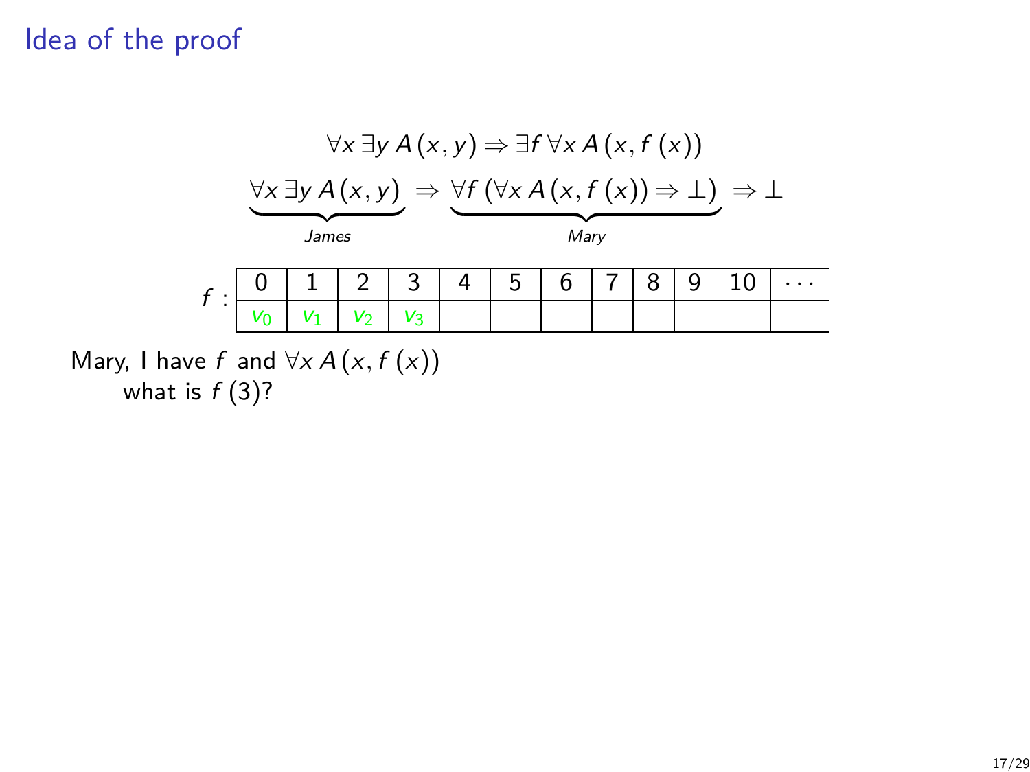## Idea of the proof

$$\forall x\, \exists y\, A(x,y) \Rightarrow \exists f\, \forall x\, A(x, f(x))$$

$$\underbrace{\forall x\, \exists y\, A(x,y)}_{James} \Rightarrow \underbrace{\forall f\, (\forall x\, A(x, f(x)) \Rightarrow \bot)}_{Mary} \Rightarrow \bot$$

$f$ :

| 0 | 1 | 2 | 3 | 4 | 5 | 6 | 7 | 8 | 9 | 10 | $\cdots$ |
|---|---|---|---|---|---|---|---|---|---|---|---|
| $v_0$ | $v_1$ | $v_2$ | $v_3$ | | | | | | | | |

Mary, I have $f$ and $\forall x\, A(x, f(x))$
what is $f(3)$?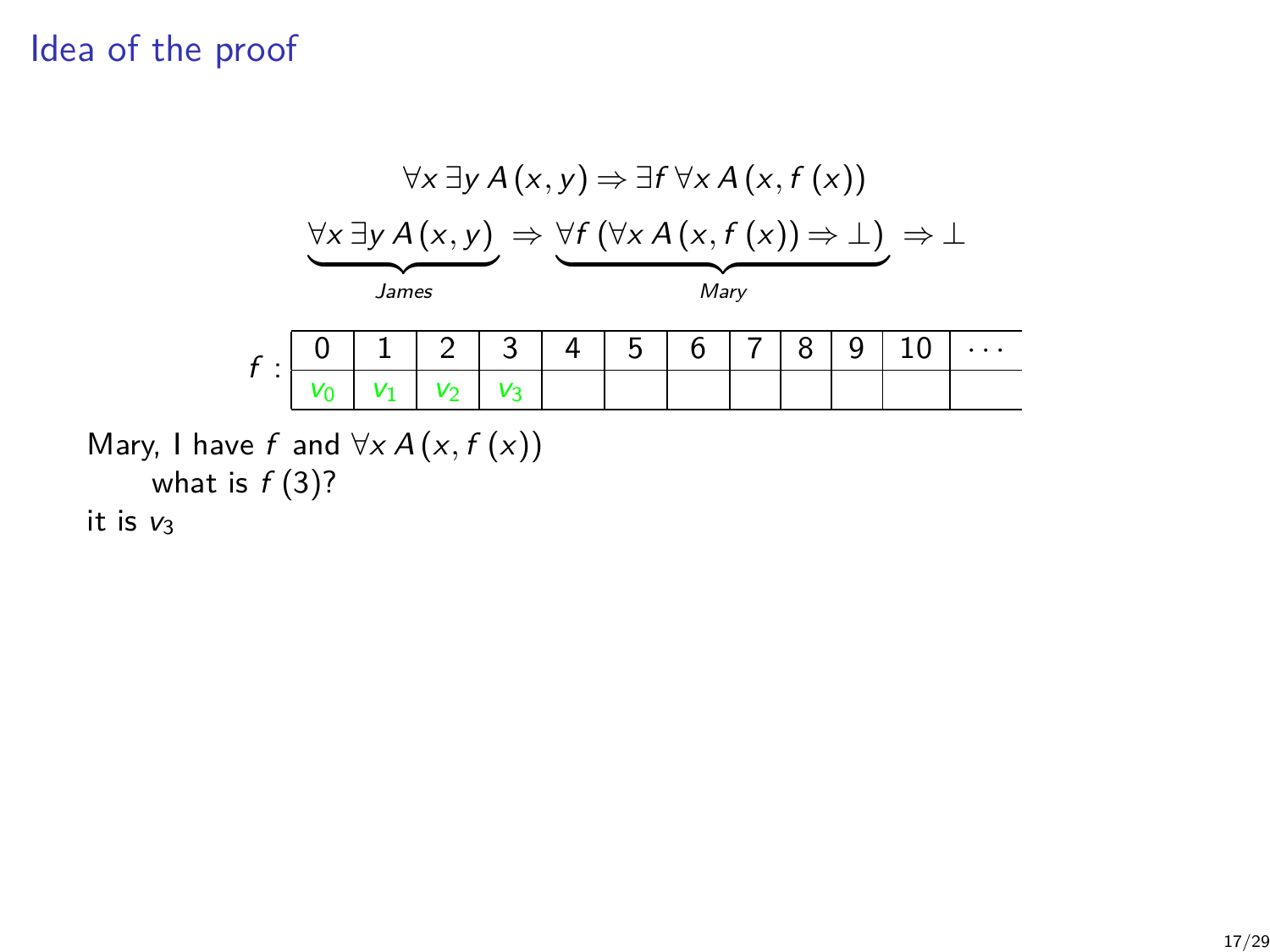# Idea of the proof

$$\forall x \, \exists y \, A(x, y) \Rightarrow \exists f \, \forall x \, A(x, f(x))$$

$$\underbrace{\forall x \, \exists y \, A(x, y)}_{James} \Rightarrow \underbrace{\forall f \, (\forall x \, A(x, f(x)) \Rightarrow \bot)}_{Mary} \Rightarrow \bot$$

| $f$ : | 0 | 1 | 2 | 3 | 4 | 5 | 6 | 7 | 8 | 9 | 10 | $\cdots$ |
|---|---|---|---|---|---|---|---|---|---|---|---|---|
| | $v_0$ | $v_1$ | $v_2$ | $v_3$ | | | | | | | | |

Mary, I have $f$ and $\forall x \, A(x, f(x))$

  what is $f(3)$?

it is $v_3$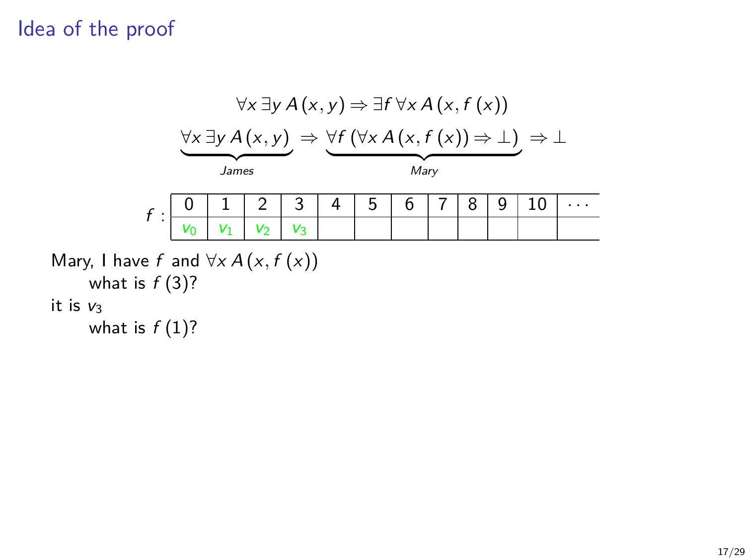## Idea of the proof

$$\forall x\, \exists y\, A(x, y) \Rightarrow \exists f\, \forall x\, A(x, f(x))$$

$$\underbrace{\forall x\, \exists y\, A(x, y)}_{James} \Rightarrow \underbrace{\forall f\, (\forall x\, A(x, f(x)) \Rightarrow \bot)}_{Mary} \Rightarrow \bot$$

$f$ :

| 0 | 1 | 2 | 3 | 4 | 5 | 6 | 7 | 8 | 9 | 10 | $\cdots$ |
|---|---|---|---|---|---|---|---|---|---|---|---|
| $v_0$ | $v_1$ | $v_2$ | $v_3$ | | | | | | | | |

Mary, I have $f$ and $\forall x\, A(x, f(x))$

what is $f(3)$?

it is $v_3$

what is $f(1)$?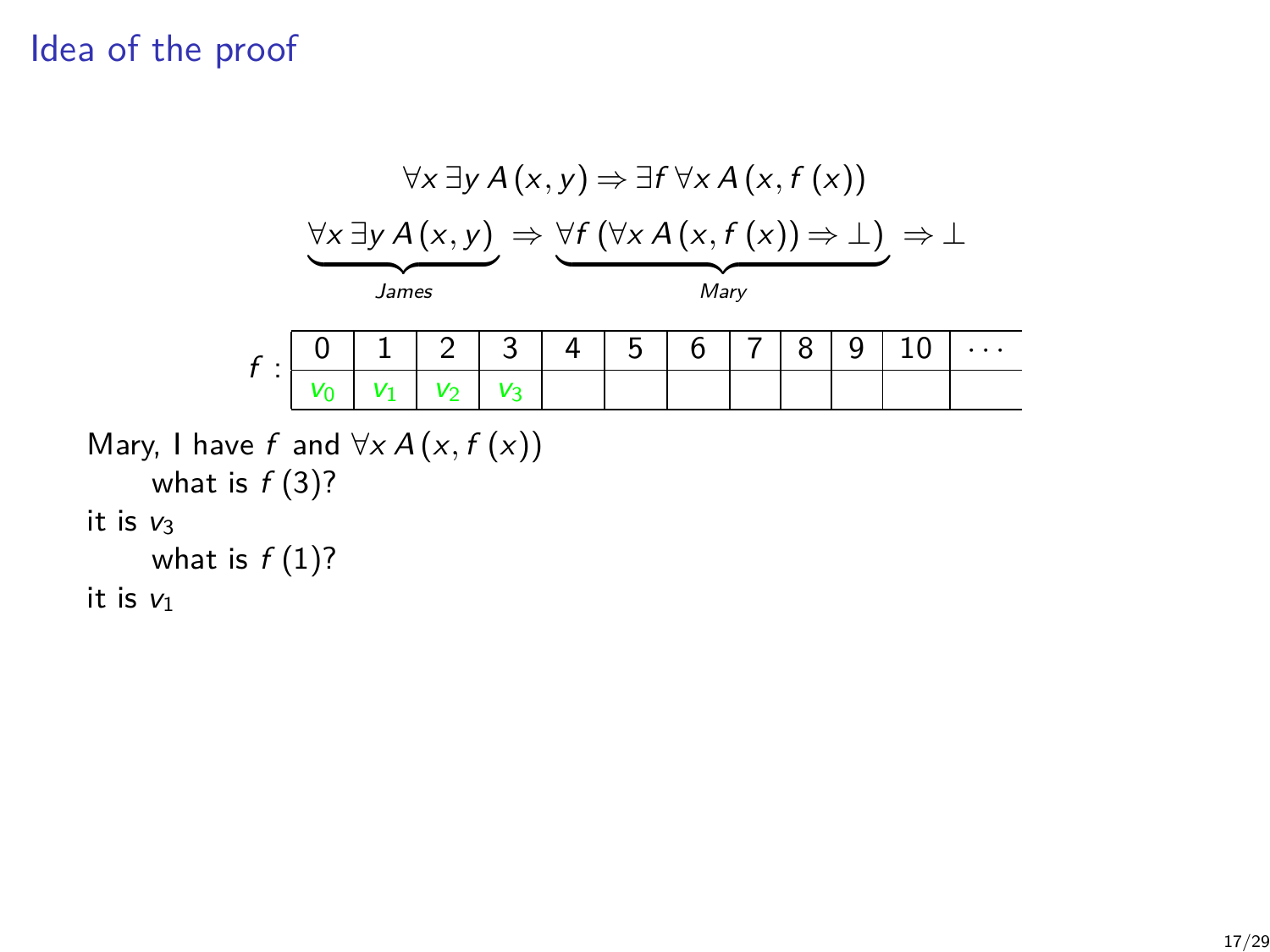# Idea of the proof

$$\forall x\, \exists y\, A(x, y) \Rightarrow \exists f\, \forall x\, A(x, f(x))$$

$$\underbrace{\forall x\, \exists y\, A(x, y)}_{James} \Rightarrow \underbrace{\forall f\, (\forall x\, A(x, f(x)) \Rightarrow \bot)}_{Mary} \Rightarrow \bot$$

$f$ :

| 0 | 1 | 2 | 3 | 4 | 5 | 6 | 7 | 8 | 9 | 10 | $\cdots$ |
|---|---|---|---|---|---|---|---|---|---|---|---|
| $v_0$ | $v_1$ | $v_2$ | $v_3$ | | | | | | | | |

Mary, I have $f$ and $\forall x\, A(x, f(x))$

    what is $f(3)$?

it is $v_3$

    what is $f(1)$?

it is $v_1$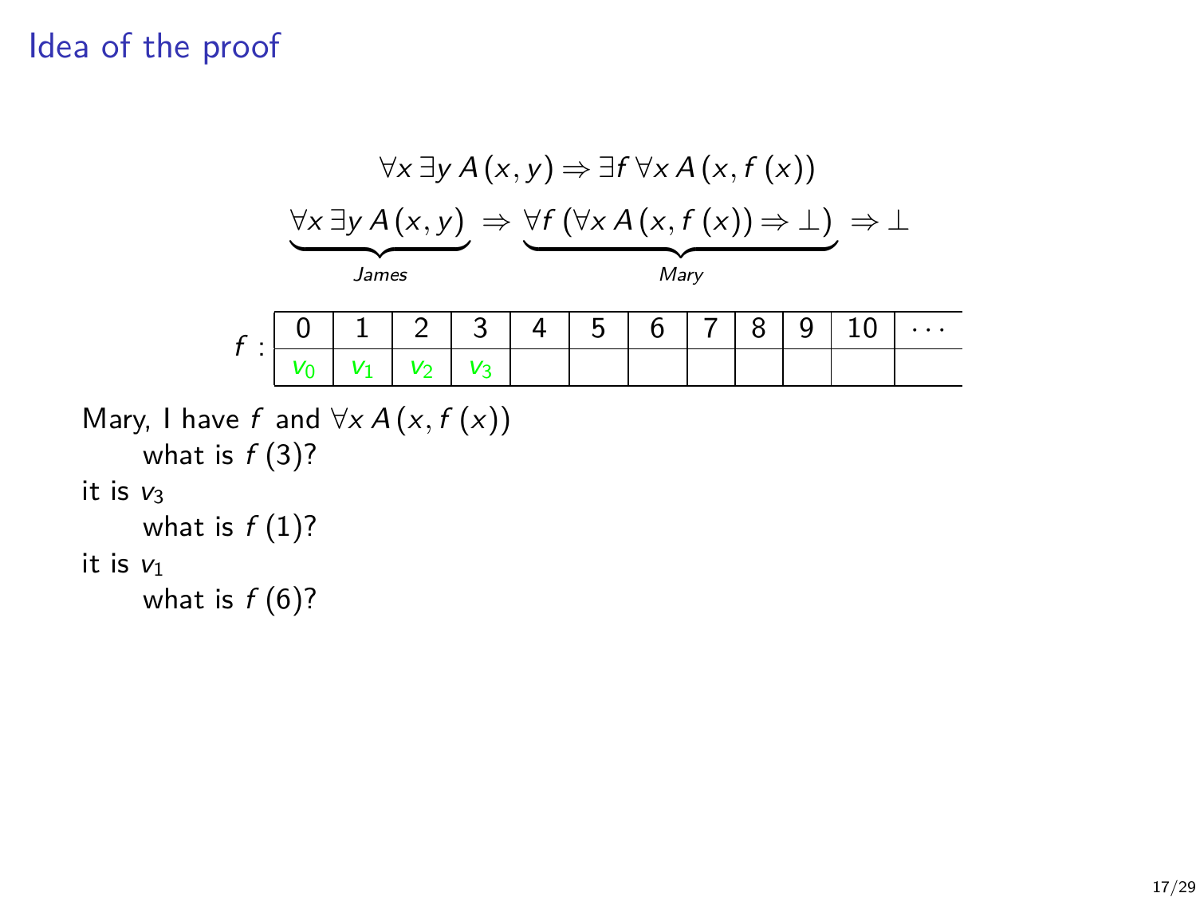# Idea of the proof

$$\forall x\, \exists y\, A(x,y) \Rightarrow \exists f\, \forall x\, A(x, f(x))$$

$$\underbrace{\forall x\, \exists y\, A(x,y)}_{James} \Rightarrow \underbrace{\forall f\, (\forall x\, A(x, f(x)) \Rightarrow \bot)}_{Mary} \Rightarrow \bot$$

| $f$ : | 0 | 1 | 2 | 3 | 4 | 5 | 6 | 7 | 8 | 9 | 10 | $\cdots$ |
|---|---|---|---|---|---|---|---|---|---|---|---|---|
| | $v_0$ | $v_1$ | $v_2$ | $v_3$ | | | | | | | | |

Mary, I have $f$ and $\forall x\, A(x, f(x))$

  what is $f(3)$?

it is $v_3$

  what is $f(1)$?

it is $v_1$

  what is $f(6)$?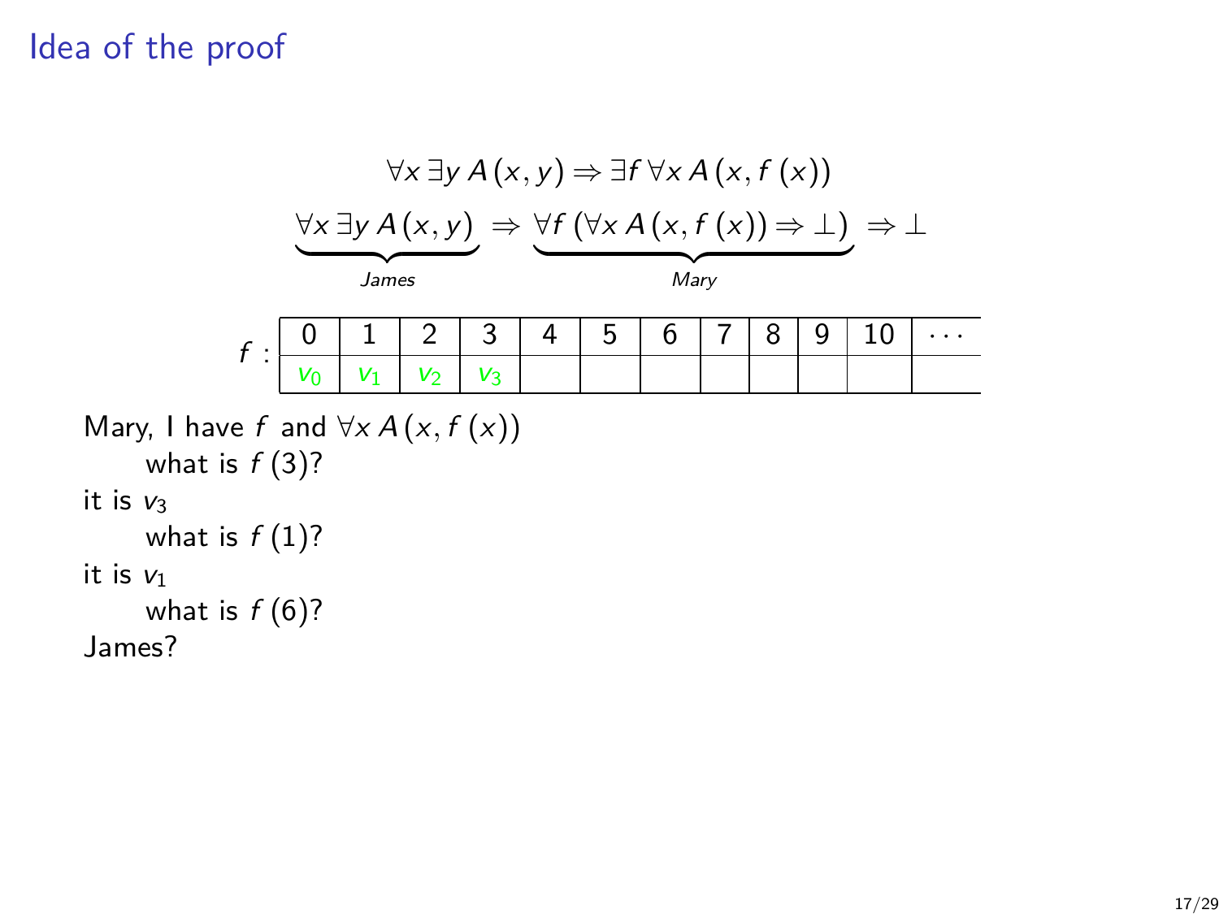# Idea of the proof

$$\forall x\, \exists y\, A(x, y) \Rightarrow \exists f\, \forall x\, A(x, f(x))$$

$$\underbrace{\forall x\, \exists y\, A(x, y)}_{James} \Rightarrow \underbrace{\forall f\, (\forall x\, A(x, f(x)) \Rightarrow \bot)}_{Mary} \Rightarrow \bot$$

$f$ :

| 0 | 1 | 2 | 3 | 4 | 5 | 6 | 7 | 8 | 9 | 10 | $\cdots$ |
|---|---|---|---|---|---|---|---|---|---|---|---|
| $v_0$ | $v_1$ | $v_2$ | $v_3$ | | | | | | | | |

Mary, I have $f$ and $\forall x\, A(x, f(x))$

  what is $f(3)$?

it is $v_3$

  what is $f(1)$?

it is $v_1$

  what is $f(6)$?

James?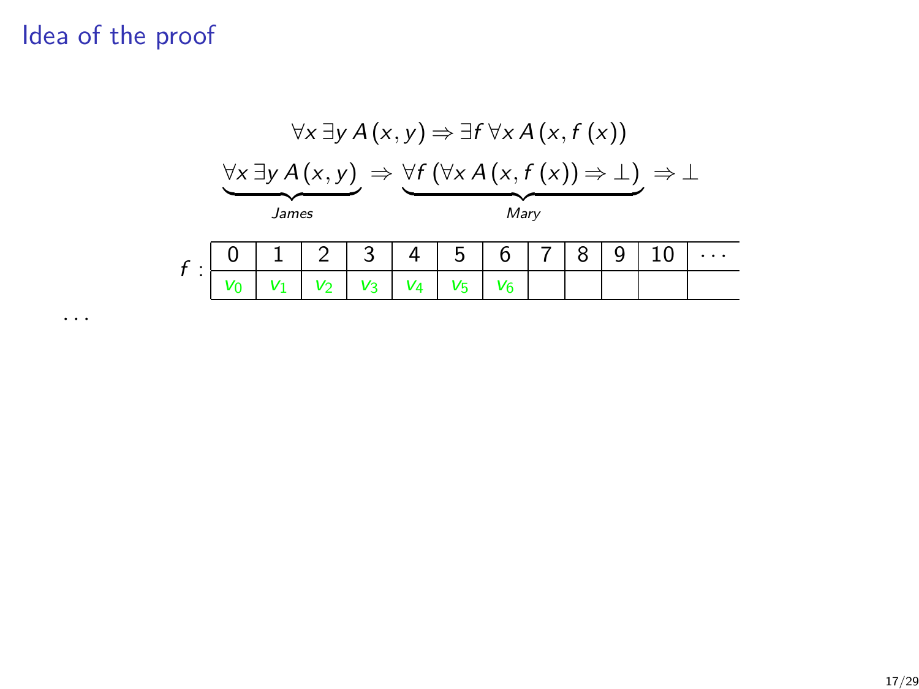# Idea of the proof

$$\forall x\, \exists y\, A(x, y) \Rightarrow \exists f\, \forall x\, A(x, f(x))$$

$$\underbrace{\forall x\, \exists y\, A(x, y)}_{\textit{James}} \Rightarrow \underbrace{\forall f\, (\forall x\, A(x, f(x)) \Rightarrow \bot)}_{\textit{Mary}} \Rightarrow \bot$$

$f$ :

| 0 | 1 | 2 | 3 | 4 | 5 | 6 | 7 | 8 | 9 | 10 | $\cdots$ |
|---|---|---|---|---|---|---|---|---|---|---|---|
| $v_0$ | $v_1$ | $v_2$ | $v_3$ | $v_4$ | $v_5$ | $v_6$ | | | | | |

...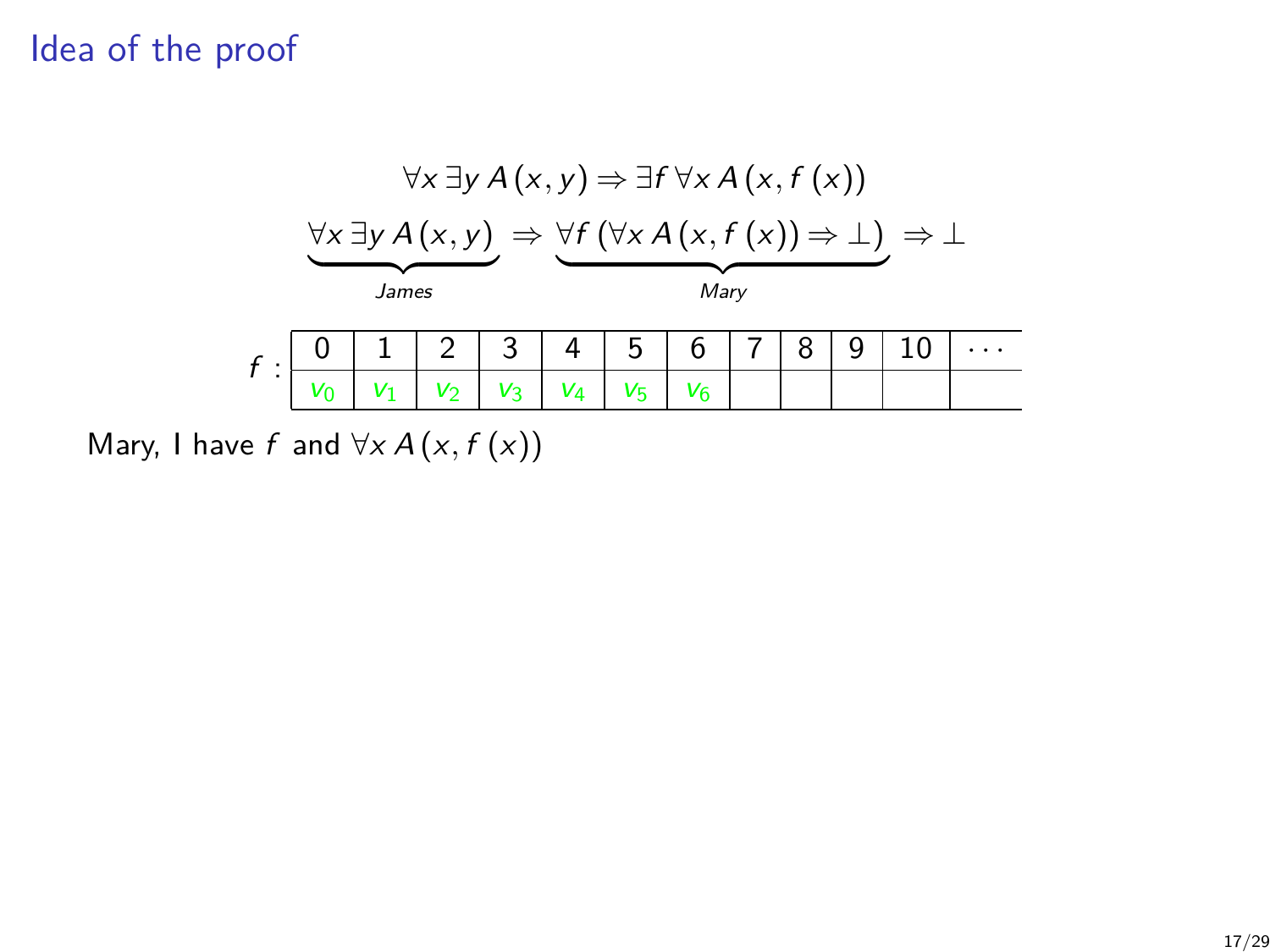# Idea of the proof

$$\forall x\, \exists y\, A(x,y) \Rightarrow \exists f\, \forall x\, A(x, f(x))$$

$$\underbrace{\forall x\, \exists y\, A(x,y)}_{James} \Rightarrow \underbrace{\forall f\, (\forall x\, A(x, f(x)) \Rightarrow \bot)}_{Mary} \Rightarrow \bot$$

$f$ :

| 0 | 1 | 2 | 3 | 4 | 5 | 6 | 7 | 8 | 9 | 10 | $\cdots$ |
|---|---|---|---|---|---|---|---|---|---|---|---|
| $v_0$ | $v_1$ | $v_2$ | $v_3$ | $v_4$ | $v_5$ | $v_6$ | | | | | |

Mary, I have $f$ and $\forall x\, A(x, f(x))$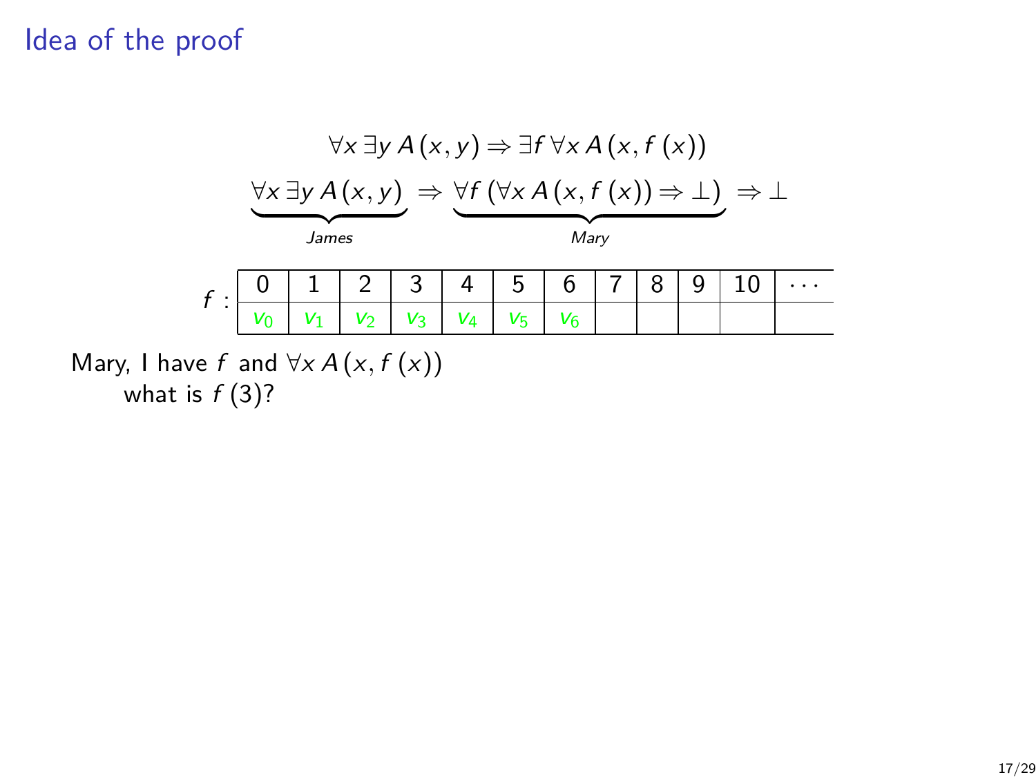## Idea of the proof

$$\forall x \, \exists y \, A(x,y) \Rightarrow \exists f \, \forall x \, A(x, f(x))$$

$$\underbrace{\forall x \, \exists y \, A(x,y)}_{\textit{James}} \Rightarrow \underbrace{\forall f \, (\forall x \, A(x, f(x)) \Rightarrow \bot)}_{\textit{Mary}} \Rightarrow \bot$$

$f$ :

| 0 | 1 | 2 | 3 | 4 | 5 | 6 | 7 | 8 | 9 | 10 | $\cdots$ |
|---|---|---|---|---|---|---|---|---|---|---|---|
| $v_0$ | $v_1$ | $v_2$ | $v_3$ | $v_4$ | $v_5$ | $v_6$ | | | | | |

Mary, I have $f$ and $\forall x \, A(x, f(x))$
what is $f(3)$?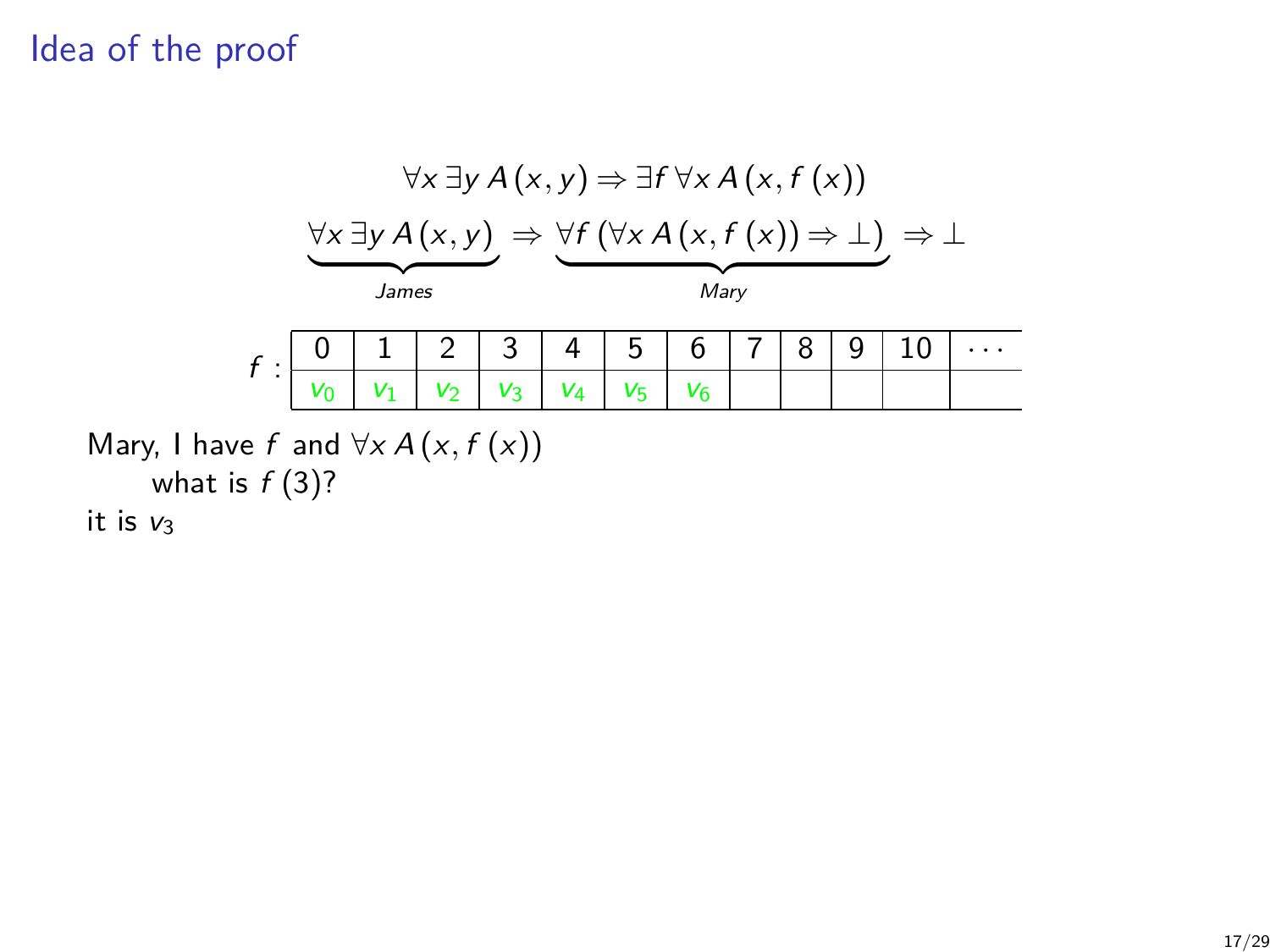# Idea of the proof

$$\forall x\, \exists y\, A(x,y) \Rightarrow \exists f\, \forall x\, A(x, f(x))$$

$$\underbrace{\forall x\, \exists y\, A(x,y)}_{James} \Rightarrow \underbrace{\forall f\, (\forall x\, A(x, f(x)) \Rightarrow \bot)}_{Mary} \Rightarrow \bot$$

$f$ :

| 0 | 1 | 2 | 3 | 4 | 5 | 6 | 7 | 8 | 9 | 10 | $\cdots$ |
|---|---|---|---|---|---|---|---|---|---|---|---|
| $v_0$ | $v_1$ | $v_2$ | $v_3$ | $v_4$ | $v_5$ | $v_6$ | | | | | |

Mary, I have $f$ and $\forall x\, A(x, f(x))$

    what is $f(3)$?

it is $v_3$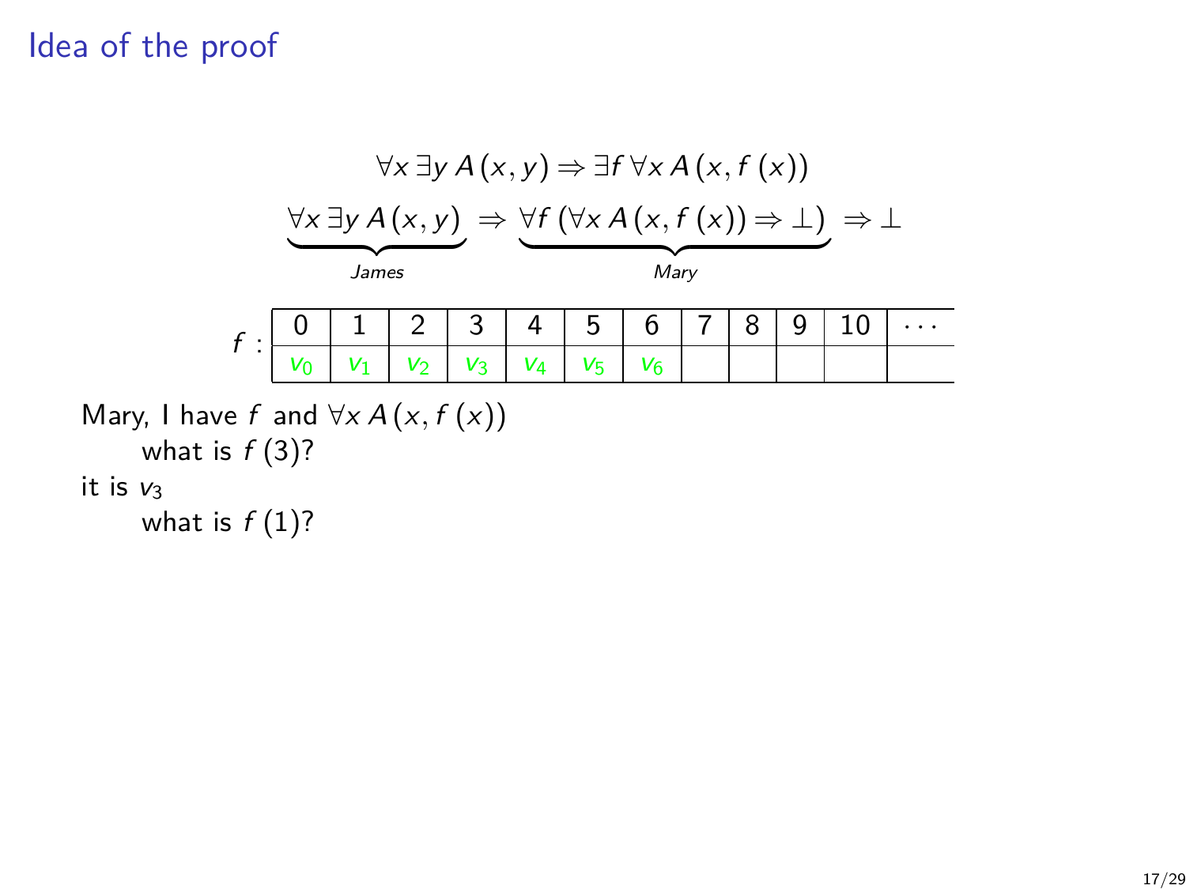# Idea of the proof

$$\forall x\, \exists y\, A(x,y) \Rightarrow \exists f\, \forall x\, A(x, f(x))$$

$$\underbrace{\forall x\, \exists y\, A(x,y)}_{James} \Rightarrow \underbrace{\forall f\, (\forall x\, A(x, f(x)) \Rightarrow \bot)}_{Mary} \Rightarrow \bot$$

| $f$ : | 0 | 1 | 2 | 3 | 4 | 5 | 6 | 7 | 8 | 9 | 10 | $\cdots$ |
|---|---|---|---|---|---|---|---|---|---|---|---|---|
| | $v_0$ | $v_1$ | $v_2$ | $v_3$ | $v_4$ | $v_5$ | $v_6$ | | | | | |

Mary, I have $f$ and $\forall x\, A(x, f(x))$

    what is $f(3)$?

it is $v_3$

    what is $f(1)$?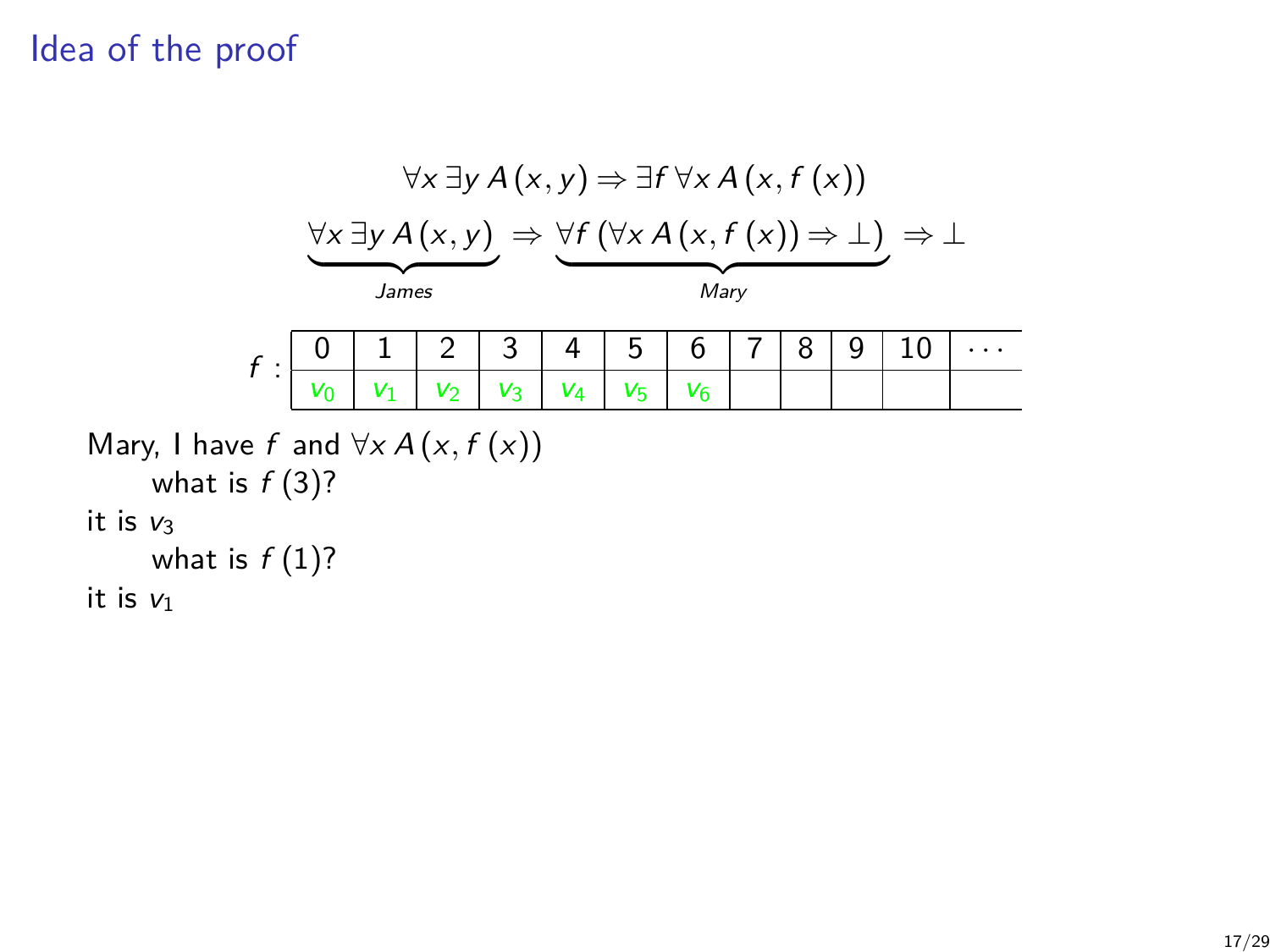# Idea of the proof

$$\forall x\, \exists y\, A(x,y) \Rightarrow \exists f\, \forall x\, A(x, f(x))$$

$$\underbrace{\forall x\, \exists y\, A(x,y)}_{James} \Rightarrow \underbrace{\forall f\, (\forall x\, A(x, f(x)) \Rightarrow \bot)}_{Mary} \Rightarrow \bot$$

| $f$ : | 0 | 1 | 2 | 3 | 4 | 5 | 6 | 7 | 8 | 9 | 10 | $\cdots$ |
|---|---|---|---|---|---|---|---|---|---|---|---|---|
| | $v_0$ | $v_1$ | $v_2$ | $v_3$ | $v_4$ | $v_5$ | $v_6$ | | | | | |

Mary, I have $f$ and $\forall x\, A(x, f(x))$

  what is $f(3)$?

it is $v_3$

  what is $f(1)$?

it is $v_1$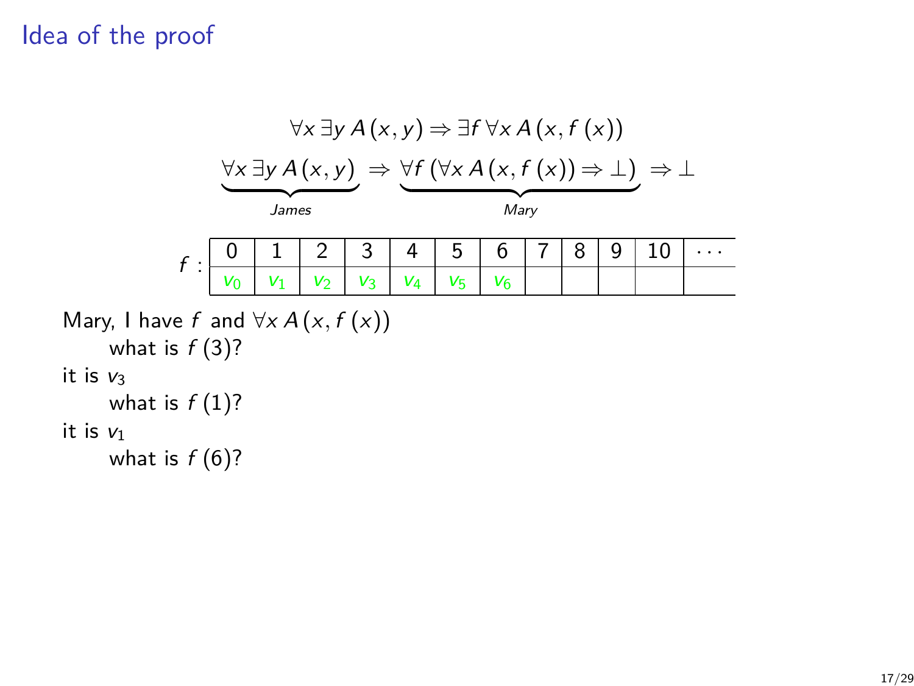## Idea of the proof

$$\forall x\, \exists y\, A(x, y) \Rightarrow \exists f\, \forall x\, A(x, f(x))$$

$$\underbrace{\forall x\, \exists y\, A(x, y)}_{James} \Rightarrow \underbrace{\forall f\, (\forall x\, A(x, f(x)) \Rightarrow \bot)}_{Mary} \Rightarrow \bot$$

| $f$ : | 0 | 1 | 2 | 3 | 4 | 5 | 6 | 7 | 8 | 9 | 10 | $\cdots$ |
|---|---|---|---|---|---|---|---|---|---|---|---|---|
| | $v_0$ | $v_1$ | $v_2$ | $v_3$ | $v_4$ | $v_5$ | $v_6$ | | | | | |

Mary, I have $f$ and $\forall x\, A(x, f(x))$

  what is $f(3)$?

it is $v_3$

  what is $f(1)$?

it is $v_1$

  what is $f(6)$?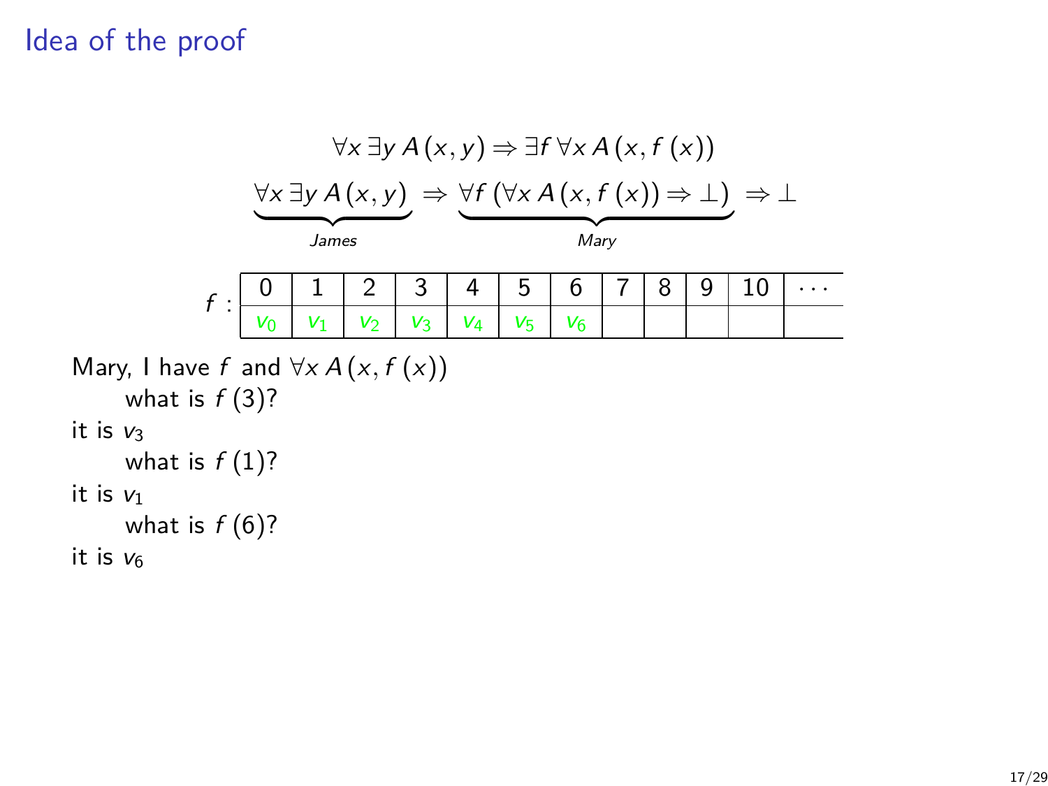# Idea of the proof

$$\forall x\, \exists y\, A(x, y) \Rightarrow \exists f\, \forall x\, A(x, f(x))$$

$$\underbrace{\forall x\, \exists y\, A(x, y)}_{James} \Rightarrow \underbrace{\forall f\, (\forall x\, A(x, f(x)) \Rightarrow \bot)}_{Mary} \Rightarrow \bot$$

| $f$ : | 0 | 1 | 2 | 3 | 4 | 5 | 6 | 7 | 8 | 9 | 10 | $\cdots$ |
|---|---|---|---|---|---|---|---|---|---|---|---|---|
| | $v_0$ | $v_1$ | $v_2$ | $v_3$ | $v_4$ | $v_5$ | $v_6$ | | | | | |

Mary, I have $f$ and $\forall x\, A(x, f(x))$

    what is $f(3)$?

it is $v_3$

    what is $f(1)$?

it is $v_1$

    what is $f(6)$?

it is $v_6$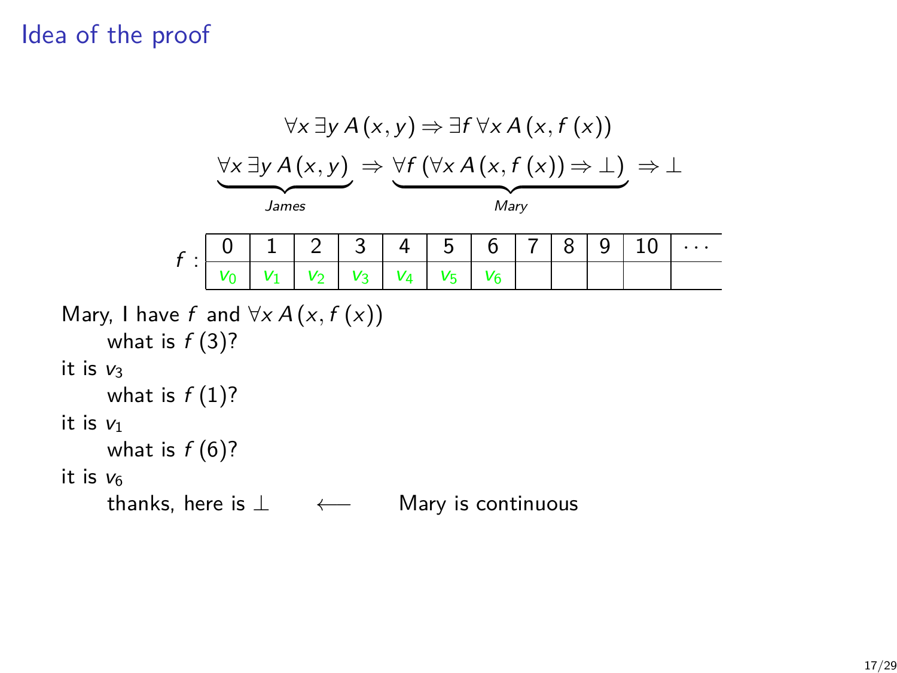# Idea of the proof

$$\forall x\, \exists y\, A(x,y) \Rightarrow \exists f\, \forall x\, A(x, f(x))$$

$$\underbrace{\forall x\, \exists y\, A(x,y)}_{James} \Rightarrow \underbrace{\forall f\, (\forall x\, A(x, f(x)) \Rightarrow \bot)}_{Mary} \Rightarrow \bot$$

| $f$ : | 0 | 1 | 2 | 3 | 4 | 5 | 6 | 7 | 8 | 9 | 10 | $\cdots$ |
|---|---|---|---|---|---|---|---|---|---|---|---|---|
| | $v_0$ | $v_1$ | $v_2$ | $v_3$ | $v_4$ | $v_5$ | $v_6$ | | | | | |

Mary, I have $f$ and $\forall x\, A(x, f(x))$

    what is $f(3)$?

it is $v_3$

    what is $f(1)$?

it is $v_1$

    what is $f(6)$?

it is $v_6$

    thanks, here is $\bot$ $\longleftarrow$ Mary is continuous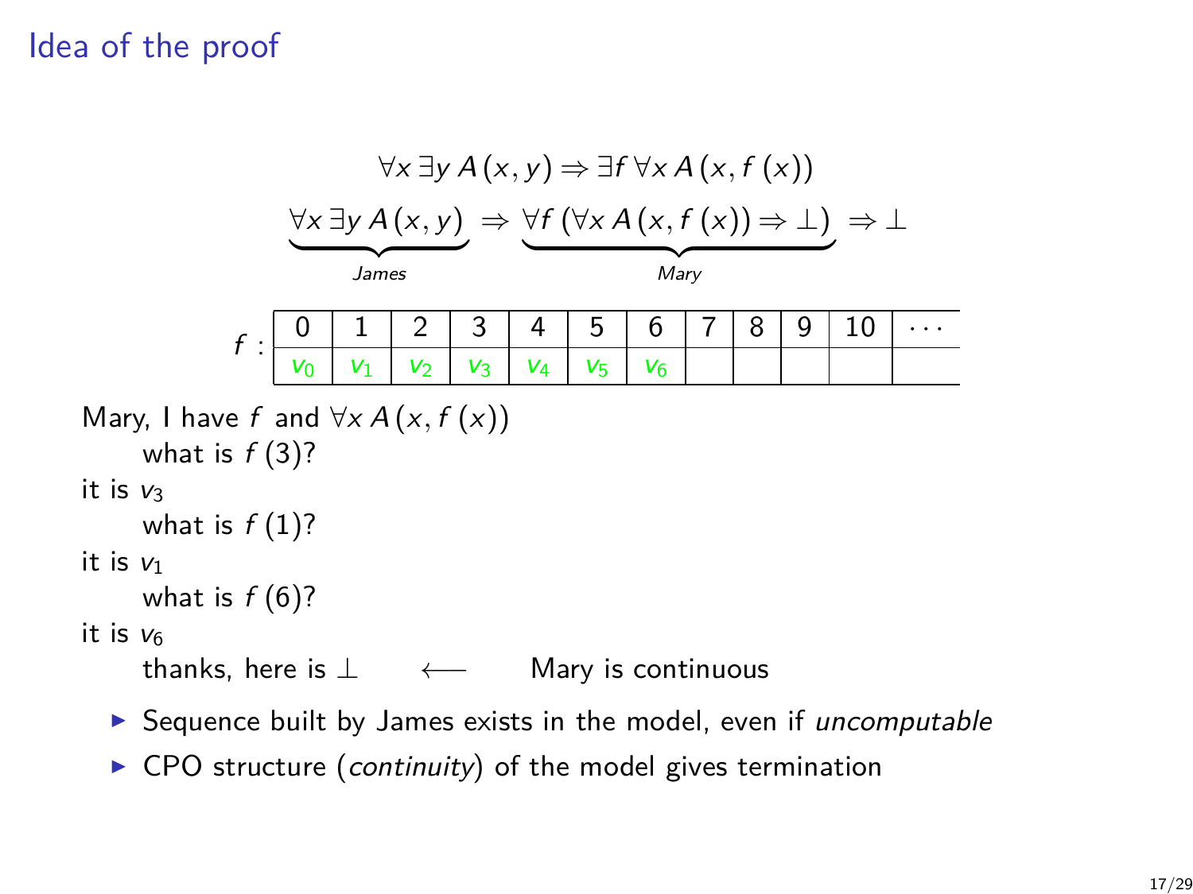## Idea of the proof

$$\forall x\, \exists y\, A(x,y) \Rightarrow \exists f\, \forall x\, A(x, f(x))$$

$$\underbrace{\forall x\, \exists y\, A(x,y)}_{James} \Rightarrow \underbrace{\forall f\, (\forall x\, A(x, f(x)) \Rightarrow \bot)}_{Mary} \Rightarrow \bot$$

$f$ :

| 0 | 1 | 2 | 3 | 4 | 5 | 6 | 7 | 8 | 9 | 10 | $\cdots$ |
|---|---|---|---|---|---|---|---|---|---|---|---|
| $v_0$ | $v_1$ | $v_2$ | $v_3$ | $v_4$ | $v_5$ | $v_6$ | | | | | |

Mary, I have $f$ and $\forall x\, A(x, f(x))$

  what is $f(3)$?

it is $v_3$

  what is $f(1)$?

it is $v_1$

  what is $f(6)$?

it is $v_6$

  thanks, here is $\bot$   $\longleftarrow$   Mary is continuous

- Sequence built by James exists in the model, even if *uncomputable*
- CPO structure (*continuity*) of the model gives termination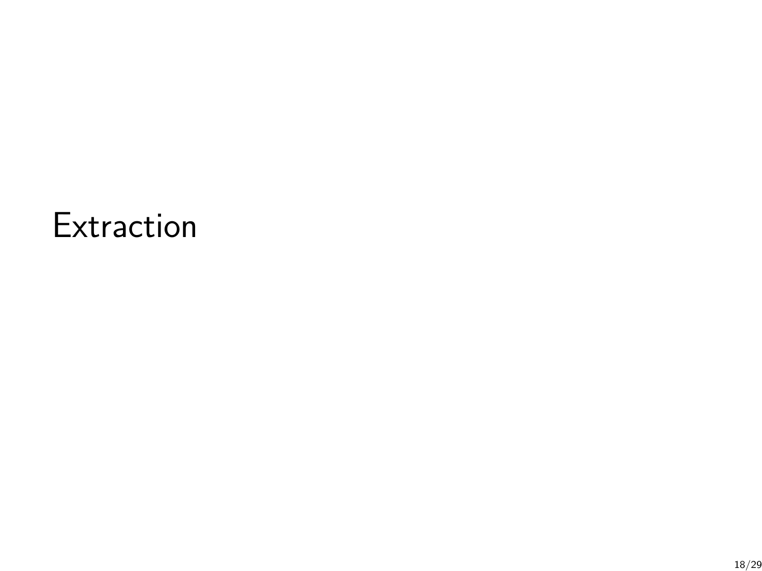# Extraction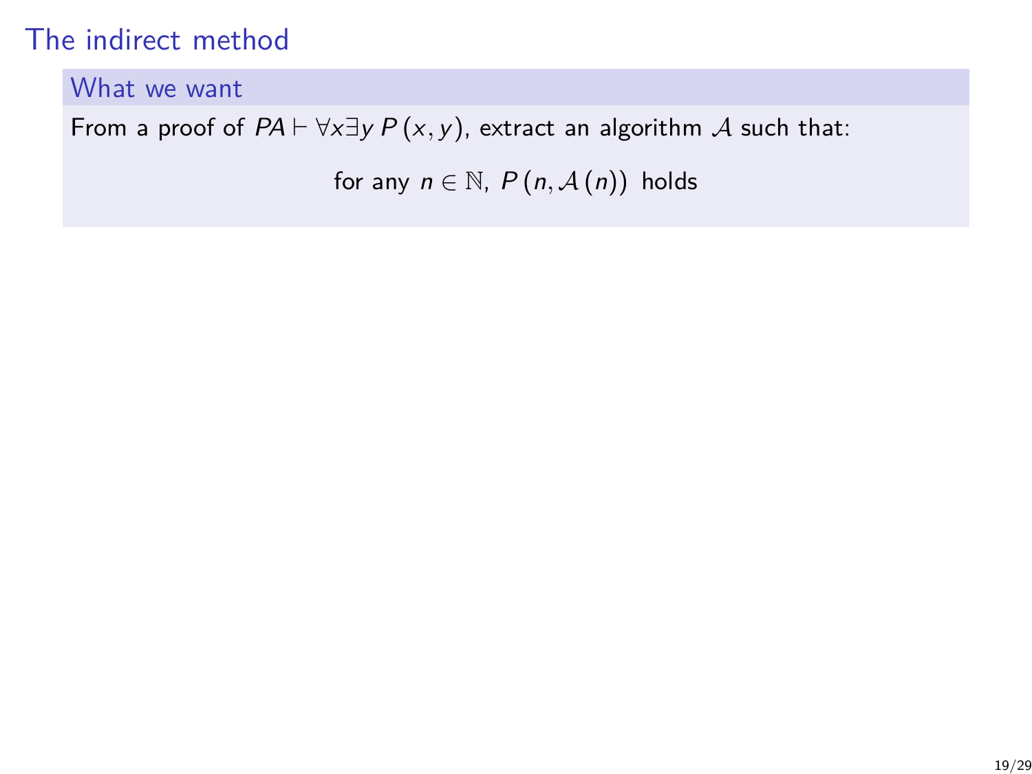# The indirect method

### What we want

From a proof of $PA \vdash \forall x \exists y \, P(x, y)$, extract an algorithm $\mathcal{A}$ such that:

$$\text{for any } n \in \mathbb{N}, \; P(n, \mathcal{A}(n)) \; \text{holds}$$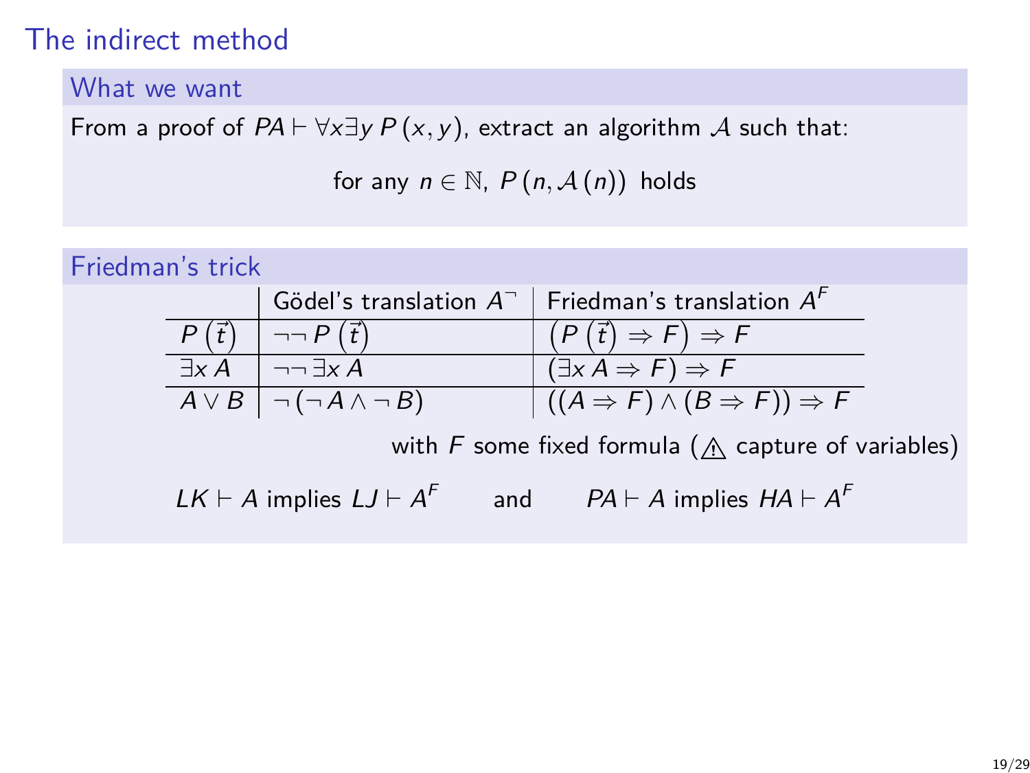# The indirect method

## What we want

From a proof of $PA \vdash \forall x \exists y \, P(x, y)$, extract an algorithm $\mathcal{A}$ such that:

$$\text{for any } n \in \mathbb{N}, \; P(n, \mathcal{A}(n)) \text{ holds}$$

## Friedman's trick

| | Gödel's translation $A^{\neg}$ | Friedman's translation $A^F$ |
|---|---|---|
| $P(\vec{t})$ | $\neg\neg P(\vec{t})$ | $(P(\vec{t}) \Rightarrow F) \Rightarrow F$ |
| $\exists x \, A$ | $\neg\neg \exists x \, A$ | $(\exists x \, A \Rightarrow F) \Rightarrow F$ |
| $A \vee B$ | $\neg(\neg A \wedge \neg B)$ | $((A \Rightarrow F) \wedge (B \Rightarrow F)) \Rightarrow F$ |

with $F$ some fixed formula (⚠ capture of variables)

$LK \vdash A$ implies $LJ \vdash A^F$ and $PA \vdash A$ implies $HA \vdash A^F$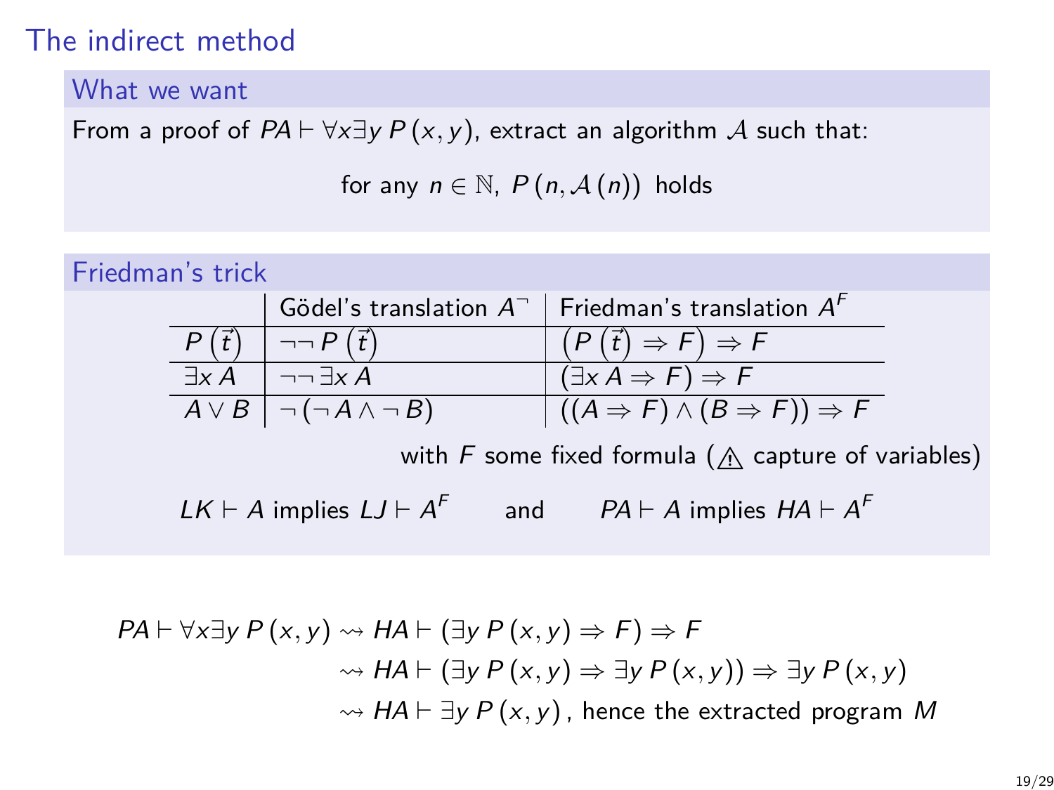# The indirect method

## What we want

From a proof of $PA \vdash \forall x \exists y\, P(x, y)$, extract an algorithm $\mathcal{A}$ such that:

$$\text{for any } n \in \mathbb{N},\ P(n, \mathcal{A}(n)) \text{ holds}$$

## Friedman's trick

| | Gödel's translation $A^{\neg}$ | Friedman's translation $A^{F}$ |
|---|---|---|
| $P(\vec{t})$ | $\neg\neg P(\vec{t})$ | $(P(\vec{t}) \Rightarrow F) \Rightarrow F$ |
| $\exists x\, A$ | $\neg\neg \exists x\, A$ | $(\exists x\, A \Rightarrow F) \Rightarrow F$ |
| $A \vee B$ | $\neg(\neg A \wedge \neg B)$ | $((A \Rightarrow F) \wedge (B \Rightarrow F)) \Rightarrow F$ |

with $F$ some fixed formula (⚠ capture of variables)

$LK \vdash A$ implies $LJ \vdash A^F$ and $PA \vdash A$ implies $HA \vdash A^F$

$$\begin{aligned}
PA \vdash \forall x \exists y\, P(x, y) &\rightsquigarrow HA \vdash (\exists y\, P(x, y) \Rightarrow F) \Rightarrow F \\
&\rightsquigarrow HA \vdash (\exists y\, P(x, y) \Rightarrow \exists y\, P(x, y)) \Rightarrow \exists y\, P(x, y) \\
&\rightsquigarrow HA \vdash \exists y\, P(x, y), \text{ hence the extracted program } M
\end{aligned}$$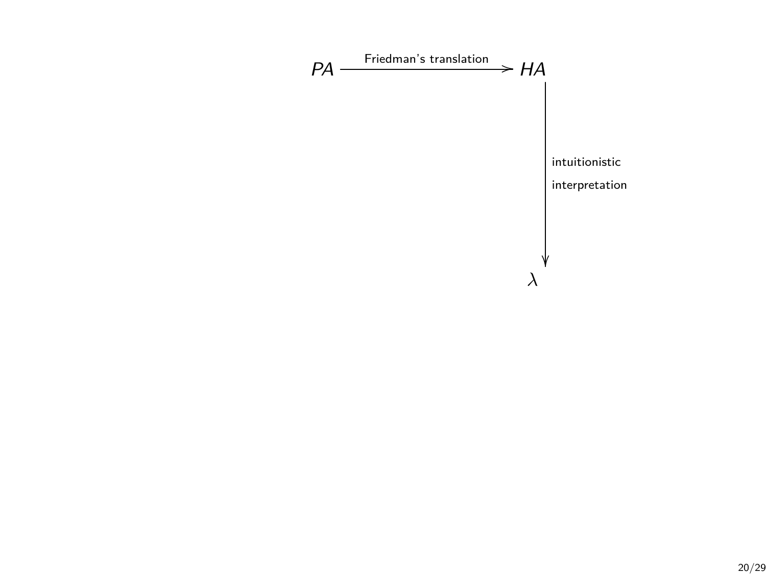$$PA \xrightarrow{\text{Friedman's translation}} HA$$

$$HA \xrightarrow{\text{intuitionistic interpretation}} \lambda$$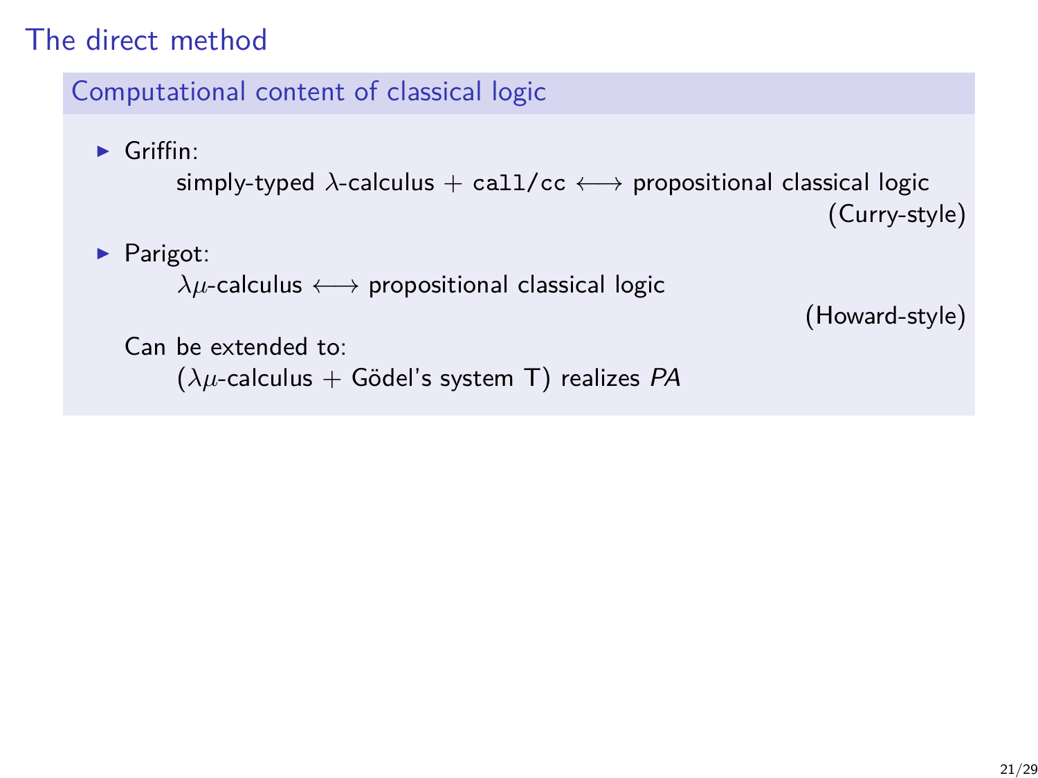# The direct method

## Computational content of classical logic

- Griffin:

  simply-typed $\lambda$-calculus + `call/cc` $\longleftrightarrow$ propositional classical logic

  (Curry-style)

- Parigot:

  $\lambda\mu$-calculus $\longleftrightarrow$ propositional classical logic

  (Howard-style)

  Can be extended to:

  ($\lambda\mu$-calculus + Gödel's system T) realizes *PA*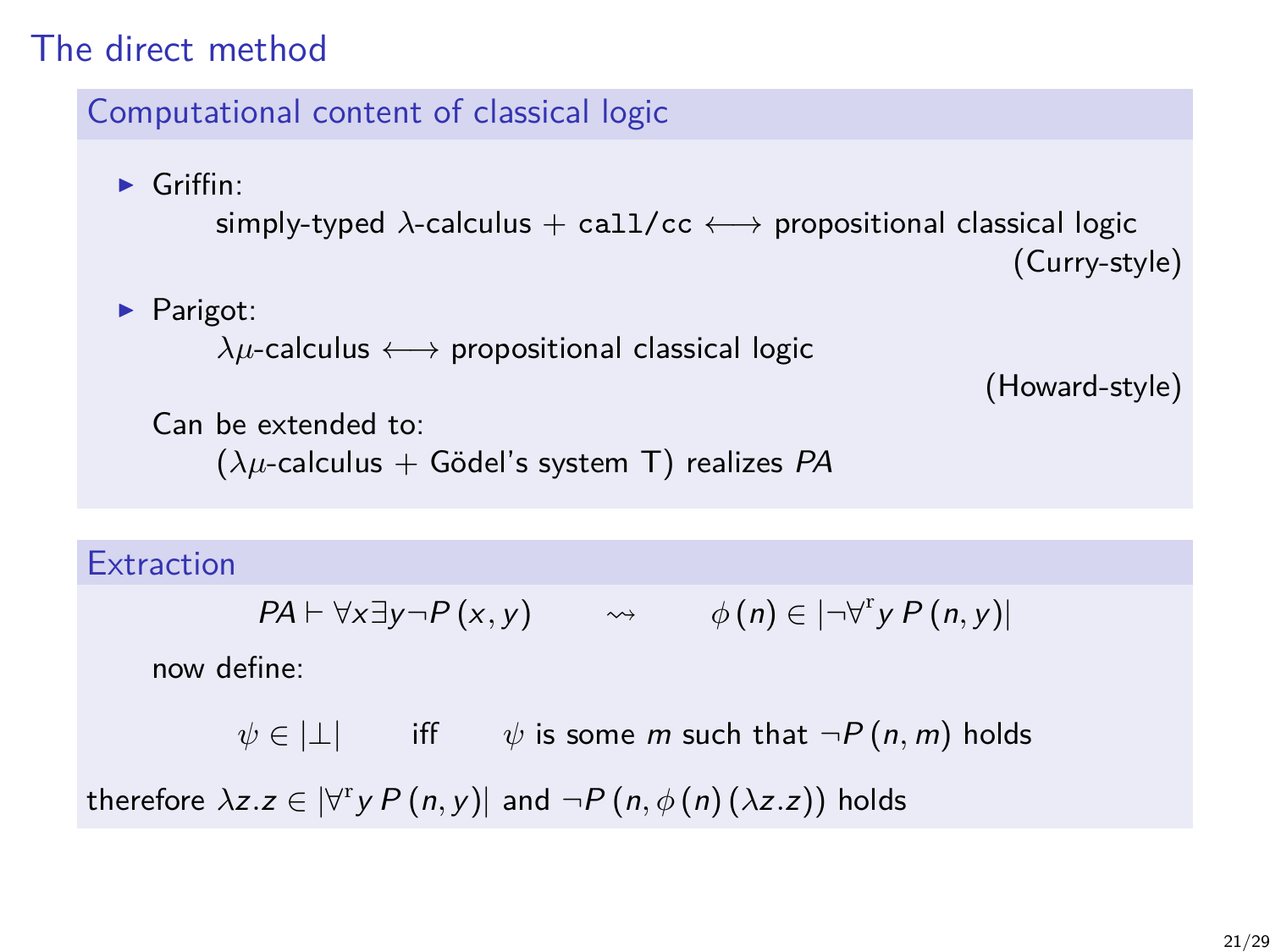# The direct method

## Computational content of classical logic

- Griffin:

  simply-typed $\lambda$-calculus + `call/cc` $\longleftrightarrow$ propositional classical logic
  (Curry-style)

- Parigot:

  $\lambda\mu$-calculus $\longleftrightarrow$ propositional classical logic
  (Howard-style)

  Can be extended to:

  ($\lambda\mu$-calculus + Gödel's system T) realizes $PA$

## Extraction

$$PA \vdash \forall x \exists y \neg P(x, y) \qquad \rightsquigarrow \qquad \phi(n) \in |\neg \forall^{\mathrm{r}} y\, P(n, y)|$$

now define:

$$\psi \in |\bot| \qquad \text{iff} \qquad \psi \text{ is some } m \text{ such that } \neg P(n, m) \text{ holds}$$

therefore $\lambda z.z \in |\forall^{\mathrm{r}} y\, P(n, y)|$ and $\neg P(n, \phi(n)(\lambda z.z))$ holds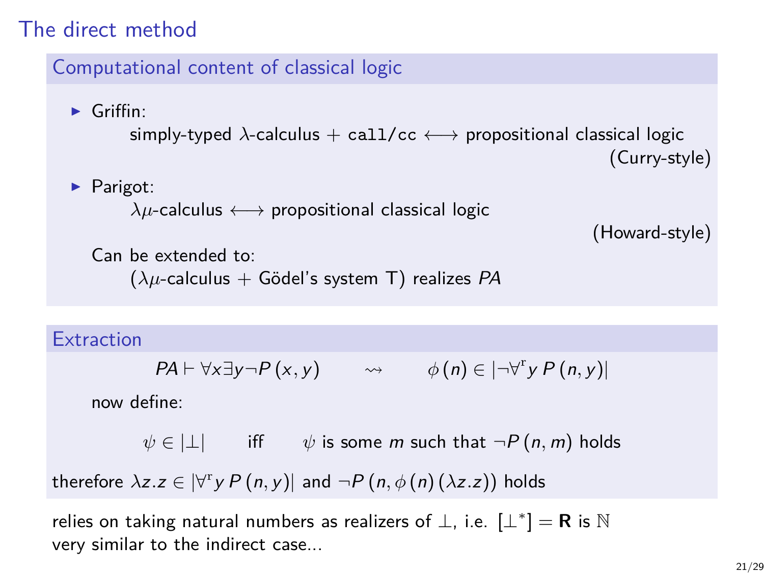# The direct method

## Computational content of classical logic

- Griffin:

  simply-typed $\lambda$-calculus + `call/cc` $\longleftrightarrow$ propositional classical logic

  (Curry-style)

- Parigot:

  $\lambda\mu$-calculus $\longleftrightarrow$ propositional classical logic

  (Howard-style)

  Can be extended to:

  ($\lambda\mu$-calculus + Gödel's system T) realizes $PA$

## Extraction

$$PA \vdash \forall x \exists y \neg P(x, y) \qquad \rightsquigarrow \qquad \phi(n) \in |\neg \forall^{\mathrm{r}} y \, P(n, y)|$$

now define:

$$\psi \in |\bot| \qquad \text{iff} \qquad \psi \text{ is some } m \text{ such that } \neg P(n, m) \text{ holds}$$

therefore $\lambda z.z \in |\forall^{\mathrm{r}} y \, P(n, y)|$ and $\neg P(n, \phi(n)(\lambda z.z))$ holds

relies on taking natural numbers as realizers of $\bot$, i.e. $[\bot^*] = \mathbf{R}$ is $\mathbb{N}$
very similar to the indirect case...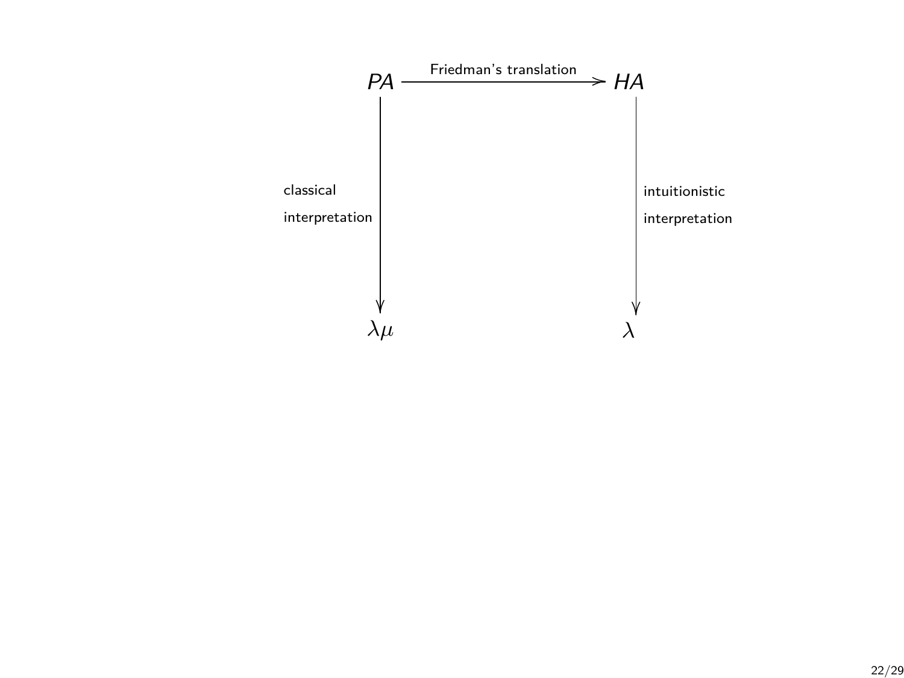$$
\begin{array}{ccc}
PA & \xrightarrow{\text{Friedman's translation}} & HA \\
\Big\downarrow {\scriptstyle \text{classical interpretation}} & & \Big\downarrow {\scriptstyle \text{intuitionistic interpretation}} \\
\lambda\mu & & \lambda
\end{array}
$$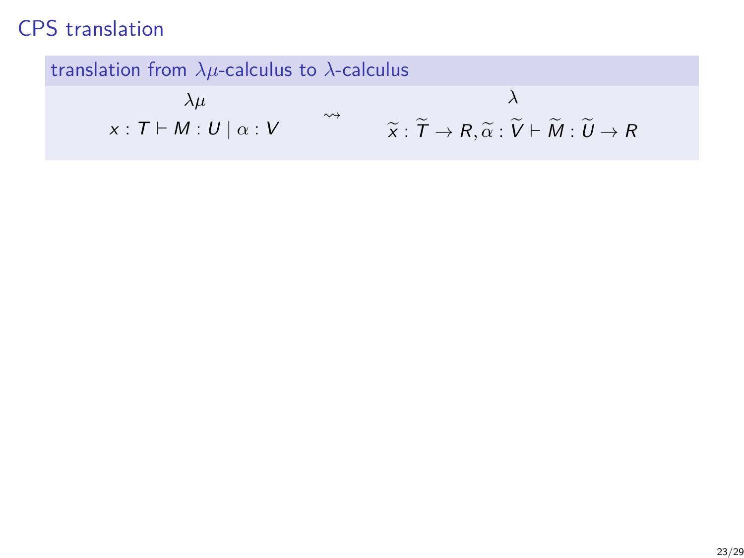# CPS translation

**translation from $\lambda\mu$-calculus to $\lambda$-calculus**

| $\lambda\mu$ | | $\lambda$ |
|---|---|---|
| $x : T \vdash M : U \mid \alpha : V$ | $\rightsquigarrow$ | $\widetilde{x} : \widetilde{T} \to R, \widetilde{\alpha} : \widetilde{V} \vdash \widetilde{M} : \widetilde{U} \to R$ |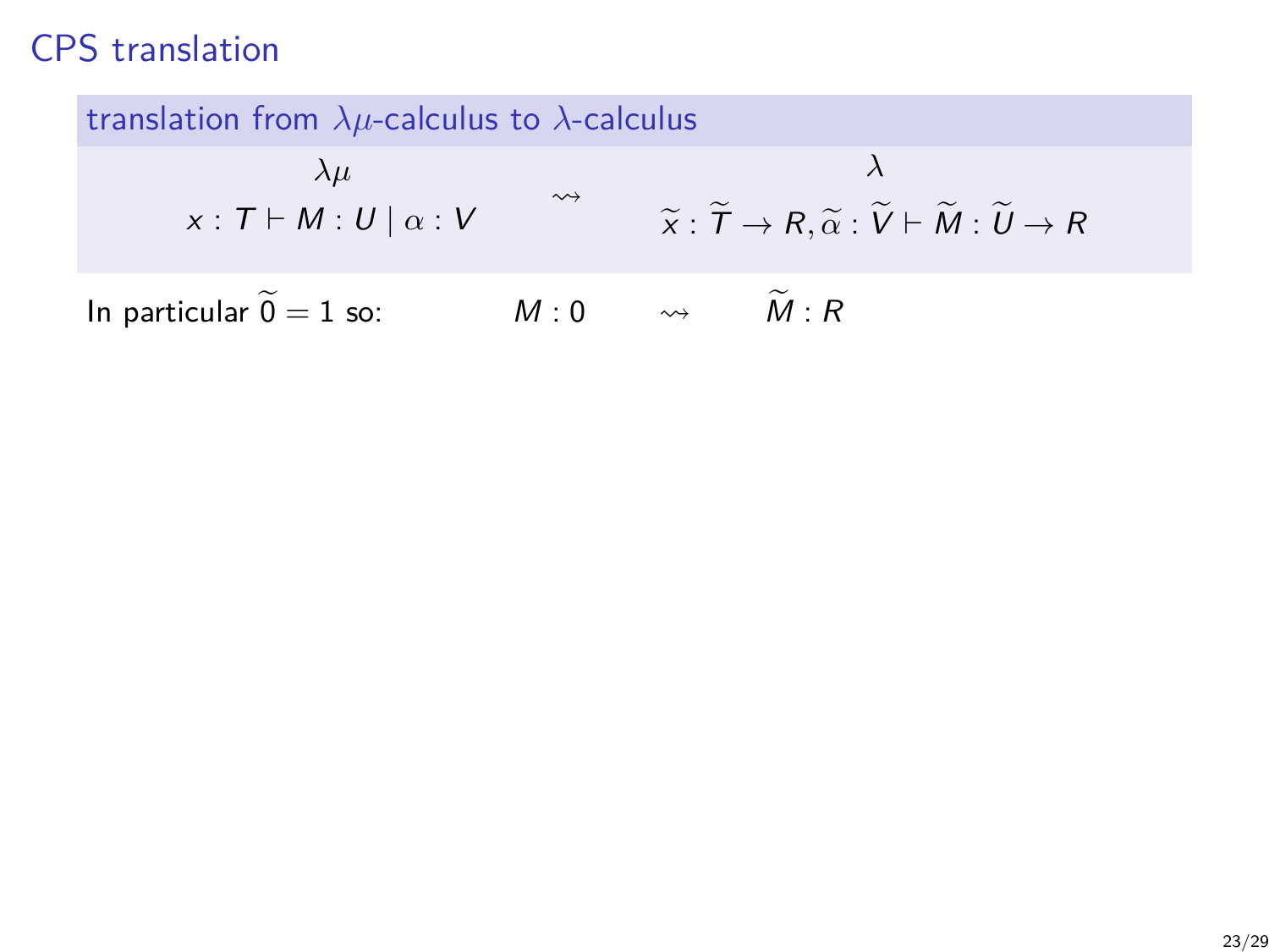# CPS translation

**translation from $\lambda\mu$-calculus to $\lambda$-calculus**

| $\lambda\mu$ | | $\lambda$ |
|---|---|---|
| $x : T \vdash M : U \mid \alpha : V$ | $\rightsquigarrow$ | $\widetilde{x} : \widetilde{T} \to R, \widetilde{\alpha} : \widetilde{V} \vdash \widetilde{M} : \widetilde{U} \to R$ |

In particular $\widetilde{0} = 1$ so: $\quad M : 0 \quad \rightsquigarrow \quad \widetilde{M} : R$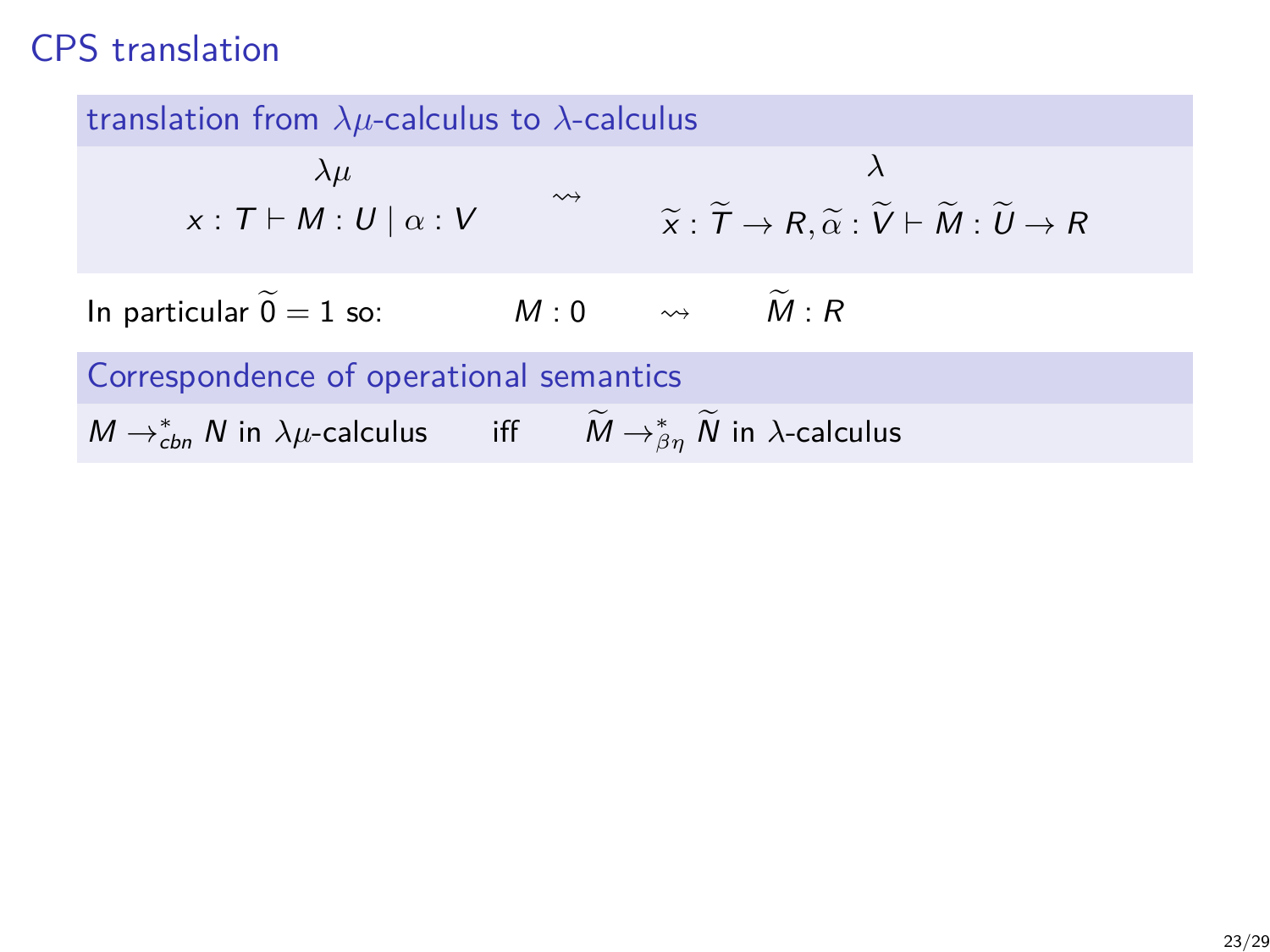# CPS translation

### translation from $\lambda\mu$-calculus to $\lambda$-calculus

| $\lambda\mu$ | | $\lambda$ |
|---|---|---|
| $x : T \vdash M : U \mid \alpha : V$ | $\rightsquigarrow$ | $\widetilde{x} : \widetilde{T} \to R, \widetilde{\alpha} : \widetilde{V} \vdash \widetilde{M} : \widetilde{U} \to R$ |

In particular $\widetilde{0} = 1$ so: $\quad M : 0 \quad \rightsquigarrow \quad \widetilde{M} : R$

### Correspondence of operational semantics

$M \to_{cbn}^{*} N$ in $\lambda\mu$-calculus $\quad$ iff $\quad \widetilde{M} \to_{\beta\eta}^{*} \widetilde{N}$ in $\lambda$-calculus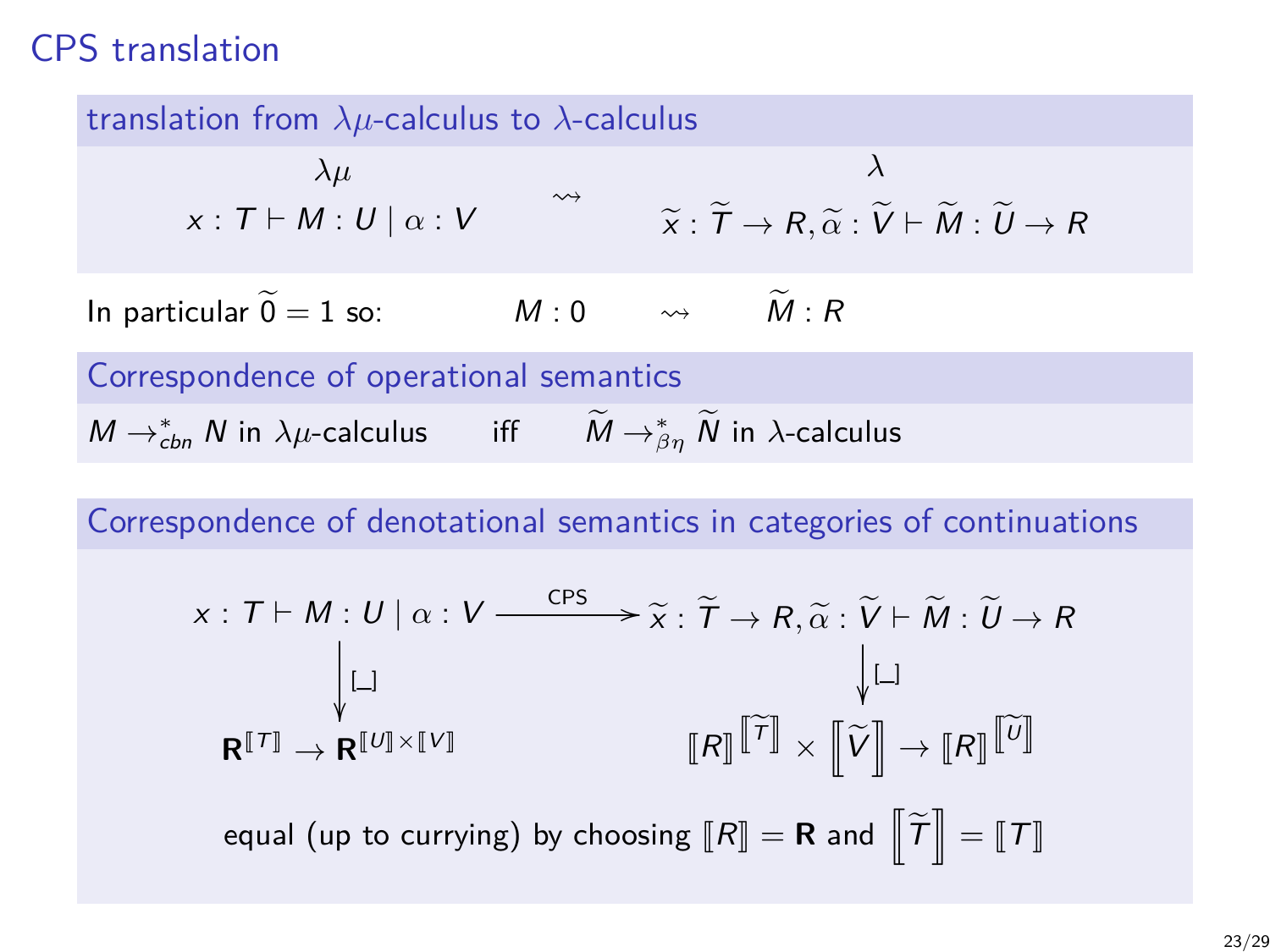# CPS translation

## translation from $\lambda\mu$-calculus to $\lambda$-calculus

$$\begin{array}{ccc} \lambda\mu & & \lambda \\ x : T \vdash M : U \mid \alpha : V & \rightsquigarrow & \widetilde{x} : \widetilde{T} \to R, \widetilde{\alpha} : \widetilde{V} \vdash \widetilde{M} : \widetilde{U} \to R \end{array}$$

In particular $\widetilde{0} = 1$ so: $\quad M : 0 \quad \rightsquigarrow \quad \widetilde{M} : R$

## Correspondence of operational semantics

$M \to^*_{cbn} N$ in $\lambda\mu$-calculus $\quad$ iff $\quad \widetilde{M} \to^*_{\beta\eta} \widetilde{N}$ in $\lambda$-calculus

## Correspondence of denotational semantics in categories of continuations

$$\begin{array}{ccc} x : T \vdash M : U \mid \alpha : V & \xrightarrow{\text{CPS}} & \widetilde{x} : \widetilde{T} \to R, \widetilde{\alpha} : \widetilde{V} \vdash \widetilde{M} : \widetilde{U} \to R \\ \downarrow [\_] & & \downarrow [\_] \\ \mathbf{R}^{[\![T]\!]} \to \mathbf{R}^{[\![U]\!] \times [\![V]\!]} & & [\![R]\!]^{[\![\widetilde{T}]\!]} \times [\![\widetilde{V}]\!] \to [\![R]\!]^{[\![\widetilde{U}]\!]} \end{array}$$

equal (up to currying) by choosing $[\![R]\!] = \mathbf{R}$ and $[\![\widetilde{T}]\!] = [\![T]\!]$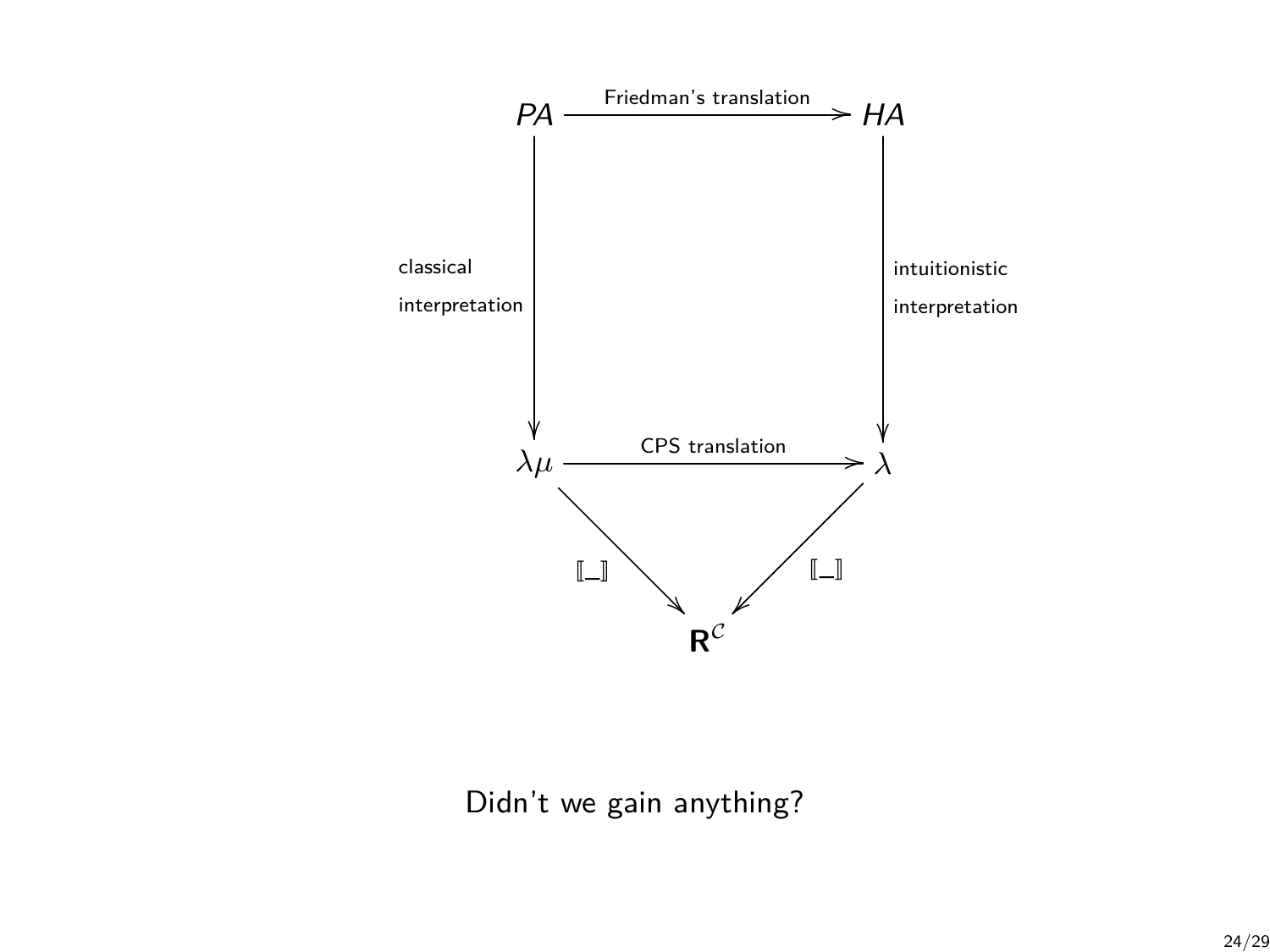$PA$ —Friedman's translation→ $HA$

$PA$ —classical interpretation→ $\lambda\mu$

$HA$ —intuitionistic interpretation→ $\lambda$

$\lambda\mu$ —CPS translation→ $\lambda$

$\lambda\mu$ —$[\![\_]\!]$→ $\mathbf{R}^{\mathcal{C}}$

$\lambda$ —$[\![\_]\!]$→ $\mathbf{R}^{\mathcal{C}}$

Didn't we gain anything?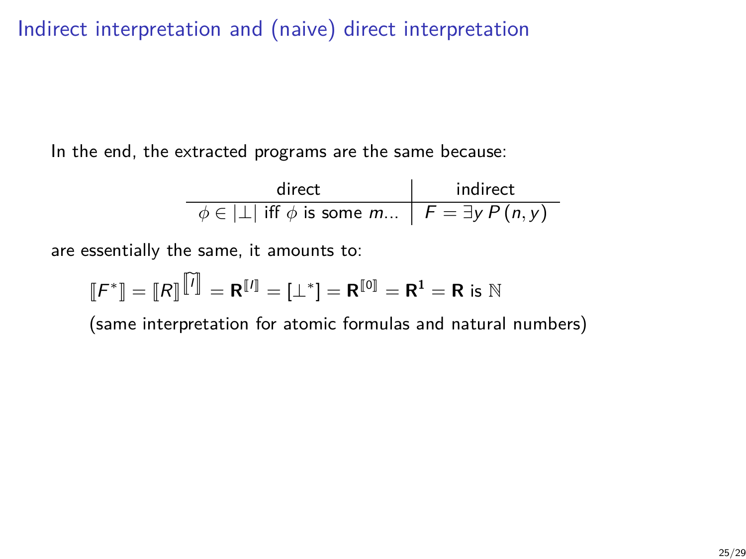# Indirect interpretation and (naive) direct interpretation

In the end, the extracted programs are the same because:

| direct | indirect |
| --- | --- |
| $\phi \in \lvert\bot\rvert$ iff $\phi$ is some $m$... | $F = \exists y\, P\,(n, y)$ |

are essentially the same, it amounts to:

$$[\![F^*]\!] = [\![R]\!]^{\widetilde{[\![I]\!]}} = \mathbf{R}^{[\![I]\!]} = [\bot^*] = \mathbf{R}^{[\![0]\!]} = \mathbf{R}^{\mathbf{1}} = \mathbf{R} \text{ is } \mathbb{N}$$

(same interpretation for atomic formulas and natural numbers)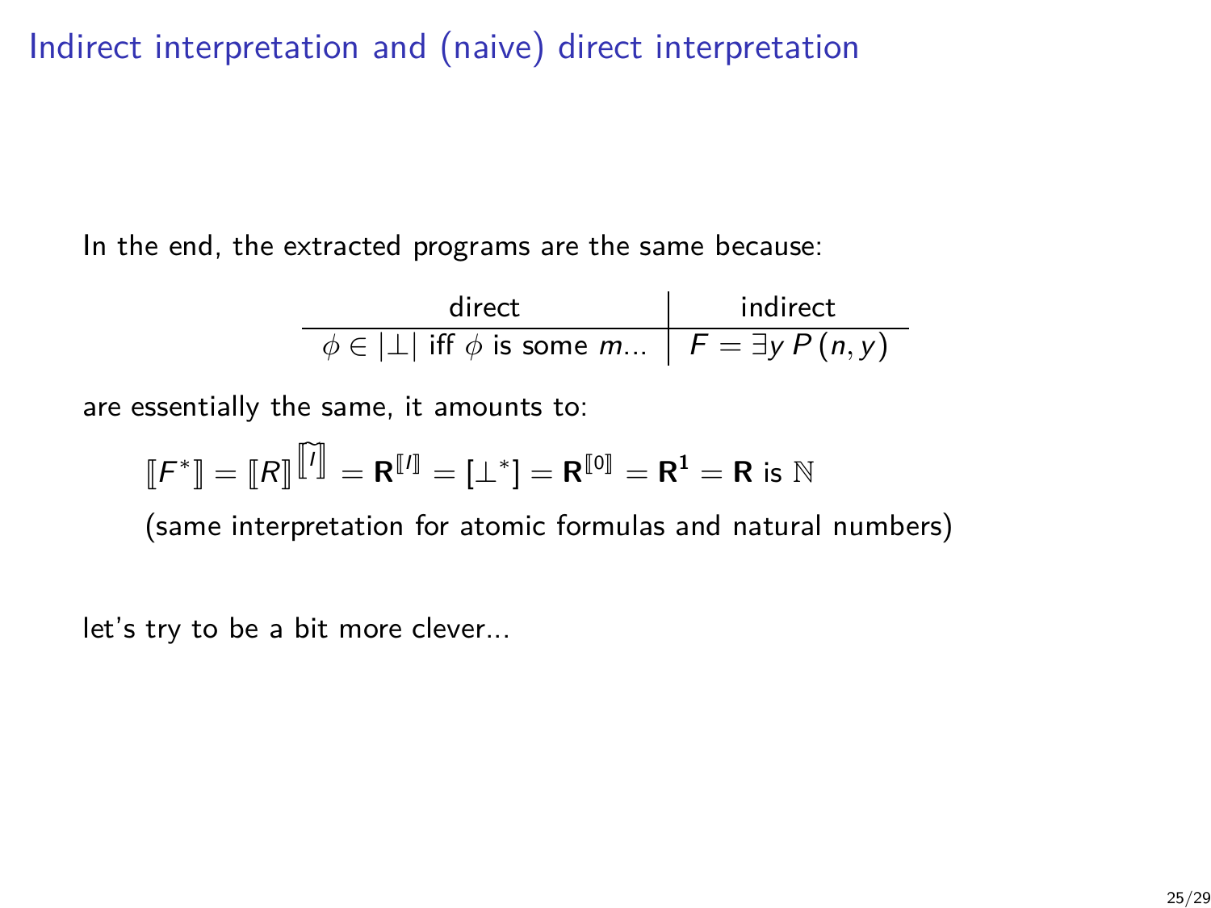# Indirect interpretation and (naive) direct interpretation

In the end, the extracted programs are the same because:

| direct | indirect |
| --- | --- |
| $\phi \in \lvert\bot\rvert$ iff $\phi$ is some $m$... | $F = \exists y\, P\,(n, y)$ |

are essentially the same, it amounts to:

$$[\![F^*]\!] = [\![R]\!]^{\widetilde{[\![I]\!]}} = \mathbf{R}^{[\![I]\!]} = [\bot^*] = \mathbf{R}^{[\![0]\!]} = \mathbf{R}^{\mathbf{1}} = \mathbf{R} \text{ is } \mathbb{N}$$

(same interpretation for atomic formulas and natural numbers)

let's try to be a bit more clever...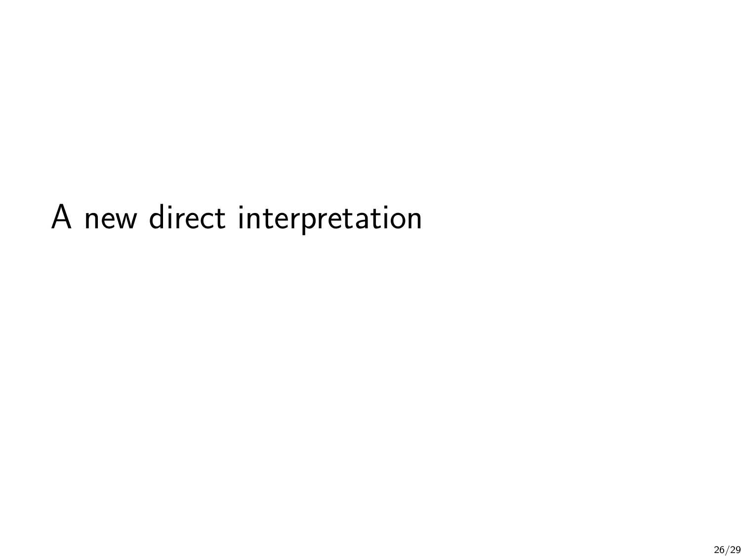# A new direct interpretation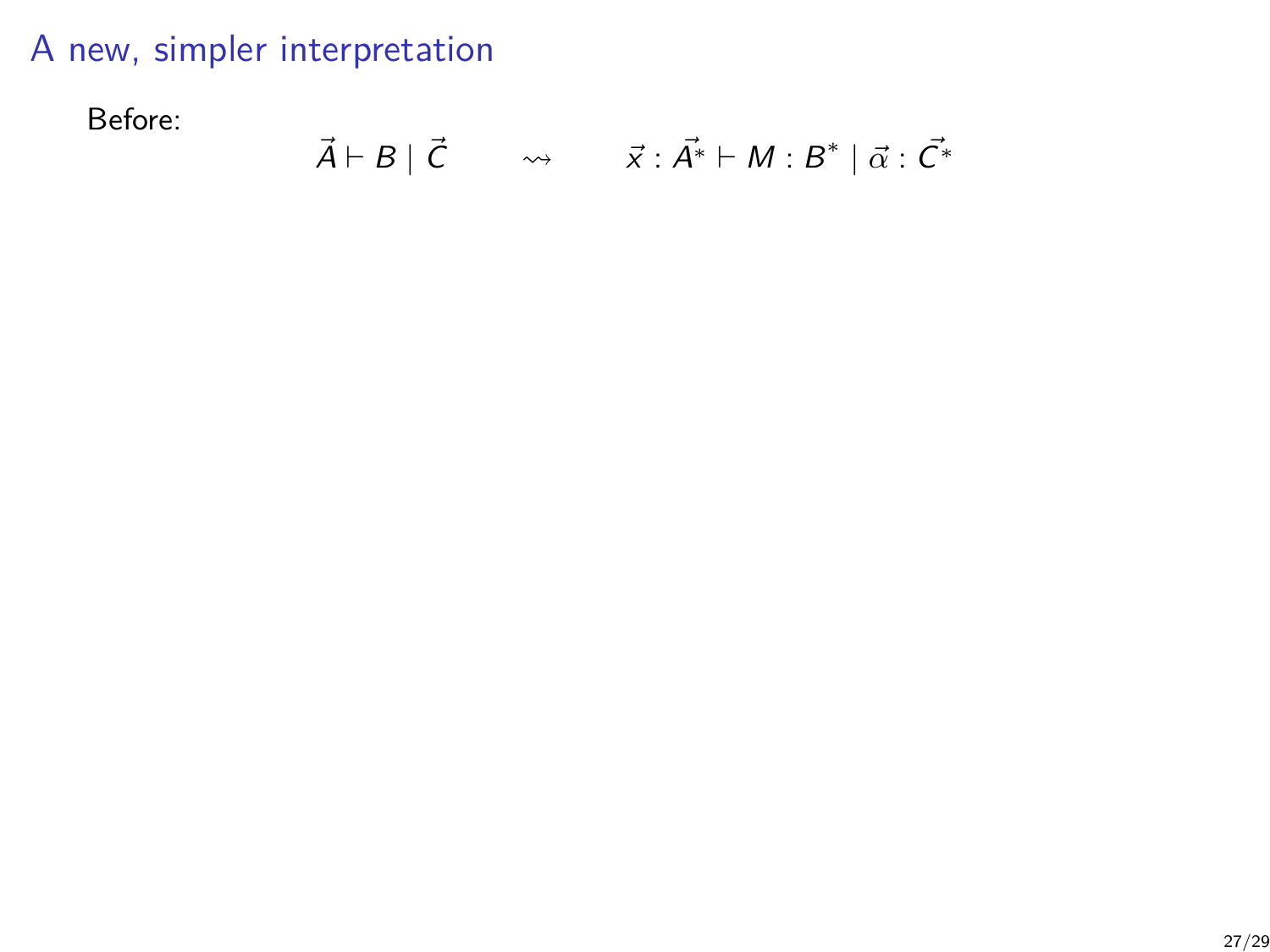# A new, simpler interpretation

Before:

$$\vec{A} \vdash B \mid \vec{C} \qquad \rightsquigarrow \qquad \vec{x} : \vec{A^*} \vdash M : B^* \mid \vec{\alpha} : \vec{C^*}$$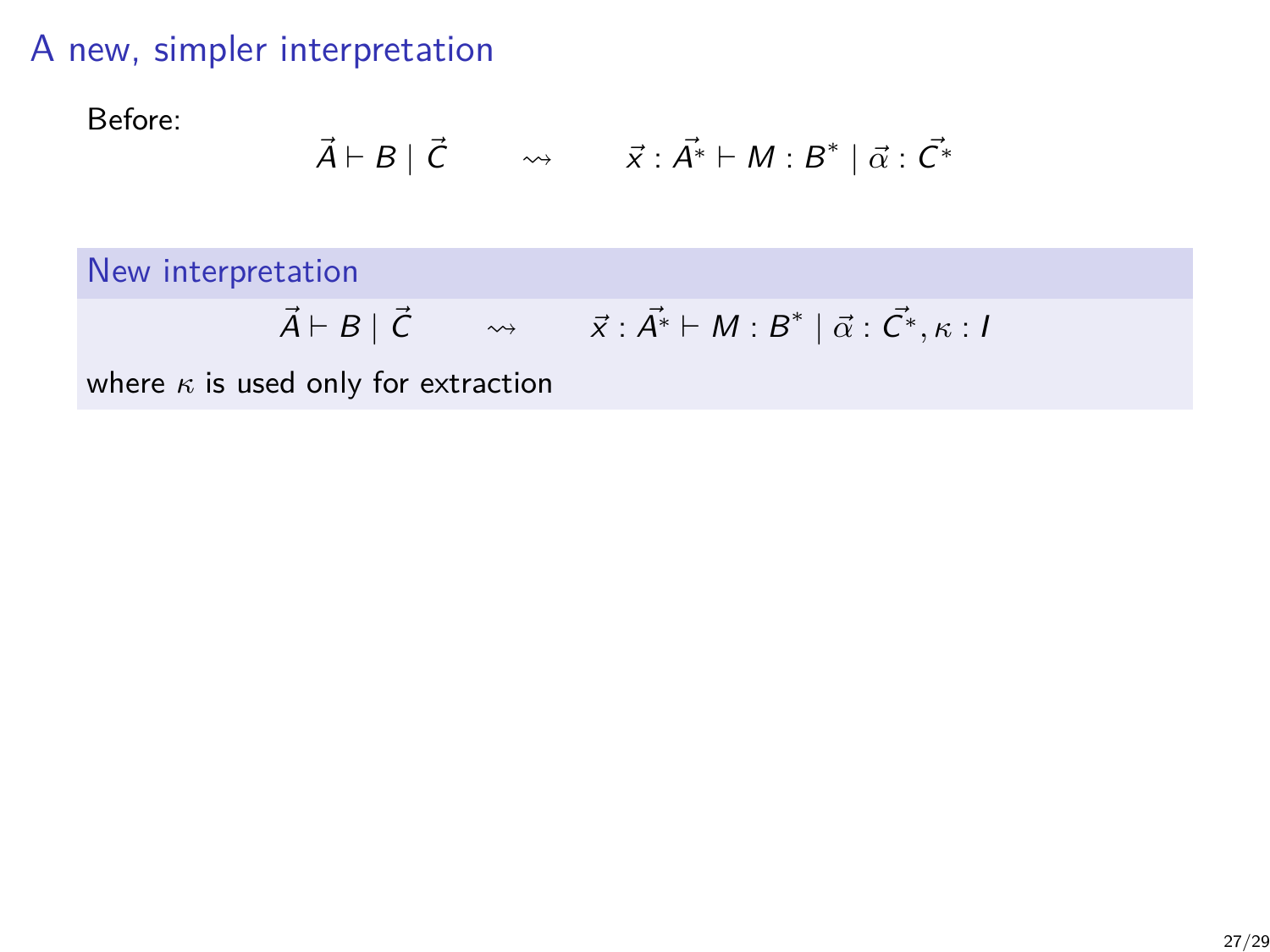# A new, simpler interpretation

Before:

$$\vec{A} \vdash B \mid \vec{C} \qquad \rightsquigarrow \qquad \vec{x} : \vec{A^*} \vdash M : B^* \mid \vec{\alpha} : \vec{C^*}$$

**New interpretation**

$$\vec{A} \vdash B \mid \vec{C} \qquad \rightsquigarrow \qquad \vec{x} : \vec{A^*} \vdash M : B^* \mid \vec{\alpha} : \vec{C^*}, \kappa : I$$

where $\kappa$ is used only for extraction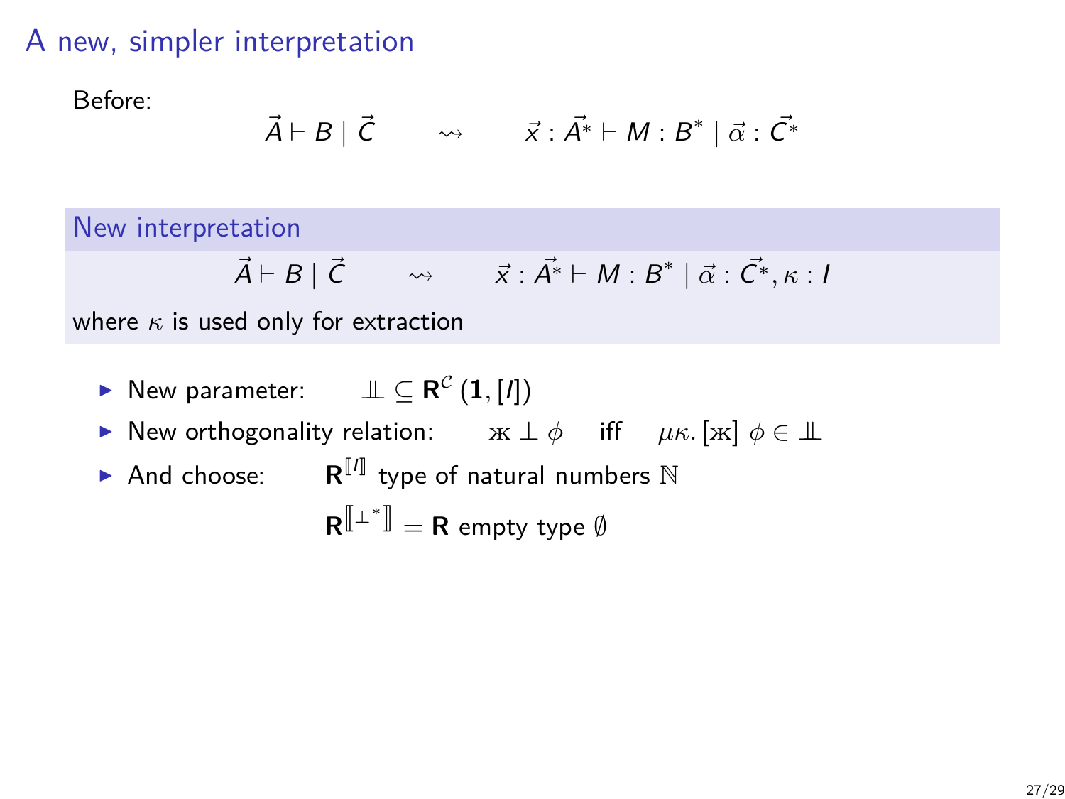# A new, simpler interpretation

Before:

$$\vec{A} \vdash B \mid \vec{C} \qquad \rightsquigarrow \qquad \vec{x} : \vec{A^*} \vdash M : B^* \mid \vec{\alpha} : \vec{C^*}$$

## New interpretation

$$\vec{A} \vdash B \mid \vec{C} \qquad \rightsquigarrow \qquad \vec{x} : \vec{A^*} \vdash M : B^* \mid \vec{\alpha} : \vec{C^*}, \kappa : I$$

where $\kappa$ is used only for extraction

- New parameter: $\perp\!\!\!\perp \subseteq \mathbf{R}^{\mathcal{C}}(\mathbf{1}, [I])$
- New orthogonality relation: $\text{ж} \perp \phi \quad$ iff $\quad \mu\kappa.\,[\text{ж}]\ \phi \in \perp\!\!\!\perp$
- And choose: $\mathbf{R}^{[\![I]\!]}$ type of natural numbers $\mathbb{N}$

  $\mathbf{R}^{[\![\perp^*]\!]} = \mathbf{R}$ empty type $\emptyset$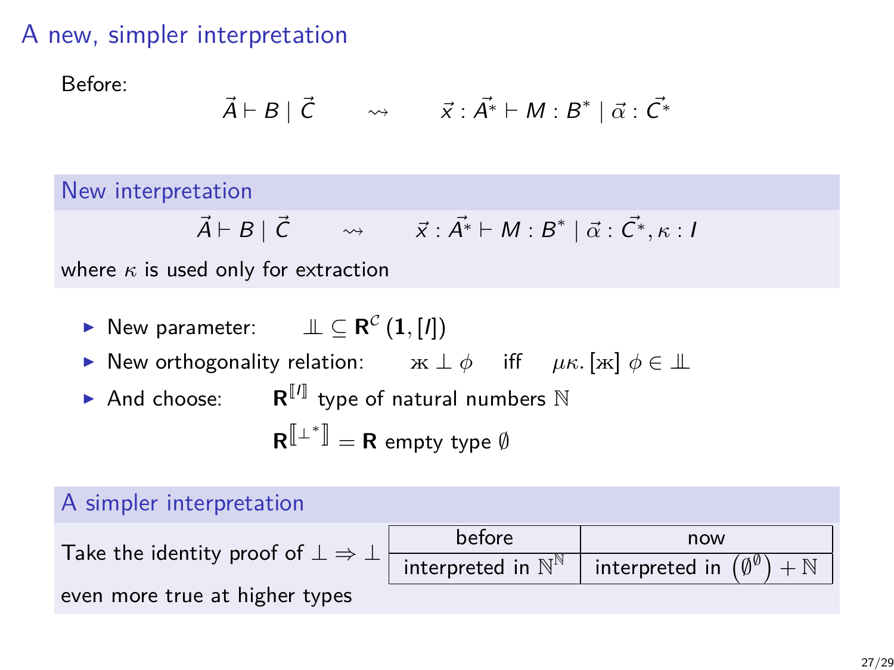# A new, simpler interpretation

Before:

$$\vec{A} \vdash B \mid \vec{C} \qquad \rightsquigarrow \qquad \vec{x} : \vec{A^*} \vdash M : B^* \mid \vec{\alpha} : \vec{C^*}$$

## New interpretation

$$\vec{A} \vdash B \mid \vec{C} \qquad \rightsquigarrow \qquad \vec{x} : \vec{A^*} \vdash M : B^* \mid \vec{\alpha} : \vec{C^*}, \kappa : I$$

where $\kappa$ is used only for extraction

- New parameter: $\perp\!\!\!\perp \subseteq \mathbf{R}^{\mathcal{C}}(\mathbf{1}, [I])$
- New orthogonality relation: $ж \perp \phi$ iff $\mu\kappa.\,[ж]\,\phi \in \perp\!\!\!\perp$
- And choose: $\mathbf{R}^{[\![I]\!]}$ type of natural numbers $\mathbb{N}$

  $\mathbf{R}^{[\![\perp^*]\!]} = \mathbf{R}$ empty type $\emptyset$

## A simpler interpretation

Take the identity proof of $\perp \Rightarrow \perp$

| before | now |
|---|---|
| interpreted in $\mathbb{N}^{\mathbb{N}}$ | interpreted in $\left(\emptyset^{\emptyset}\right) + \mathbb{N}$ |

even more true at higher types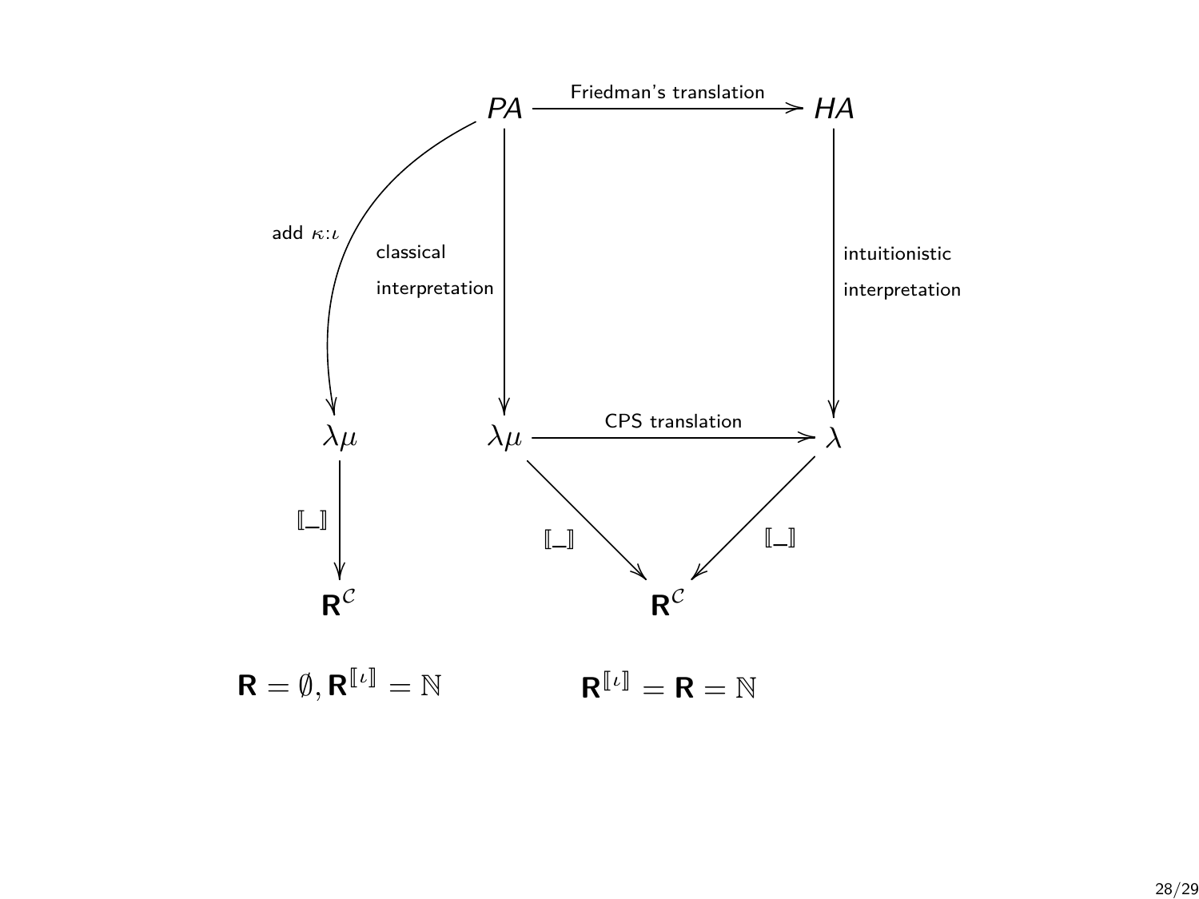$PA$ —Friedman's translation→ $HA$

$PA$ —add $\kappa{:}\iota$→ $\lambda\mu$

$PA$ —classical interpretation→ $\lambda\mu$

$HA$ —intuitionistic interpretation→ $\lambda$

$\lambda\mu$ —CPS translation→ $\lambda$

$\lambda\mu$ —$[\![\_]\!]$→ $\mathbf{R}^{\mathcal{C}}$

$\lambda\mu$ —$[\![\_]\!]$→ $\mathbf{R}^{\mathcal{C}}$ ←$[\![\_]\!]$— $\lambda$

$\mathbf{R} = \emptyset, \mathbf{R}^{[\![\iota]\!]} = \mathbb{N}$

$\mathbf{R}^{[\![\iota]\!]} = \mathbf{R} = \mathbb{N}$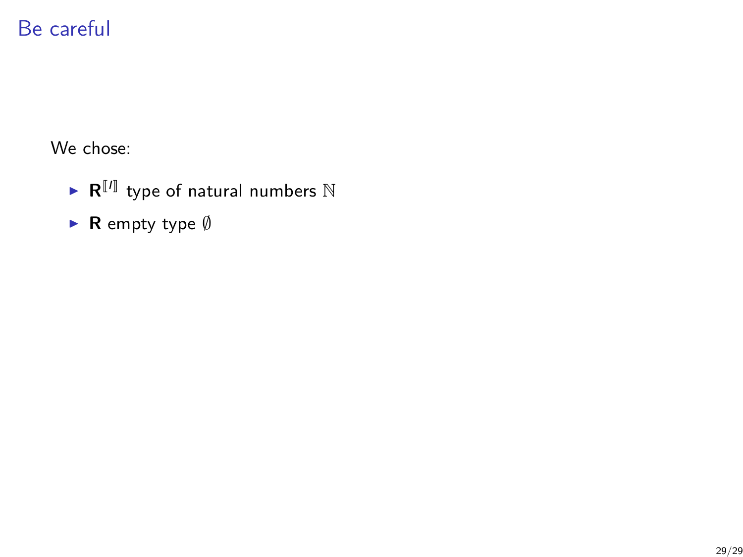# Be careful

We chose:

- $\mathbf{R}^{[\![I]\!]}$ type of natural numbers $\mathbb{N}$
- $\mathbf{R}$ empty type $\emptyset$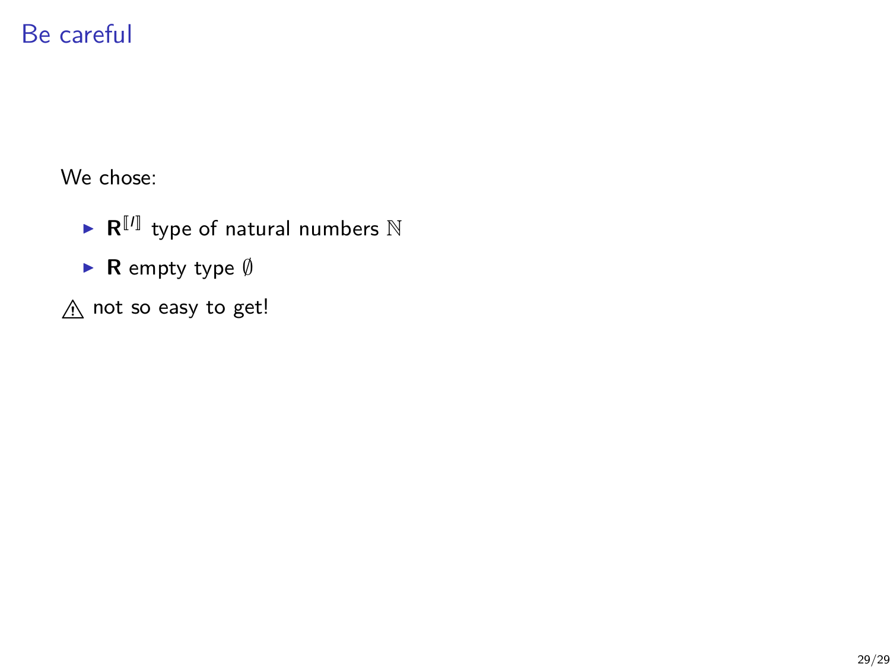# Be careful

We chose:

- $\mathbf{R}^{[\![I]\!]}$ type of natural numbers $\mathbb{N}$
- $\mathbf{R}$ empty type $\emptyset$

⚠ not so easy to get!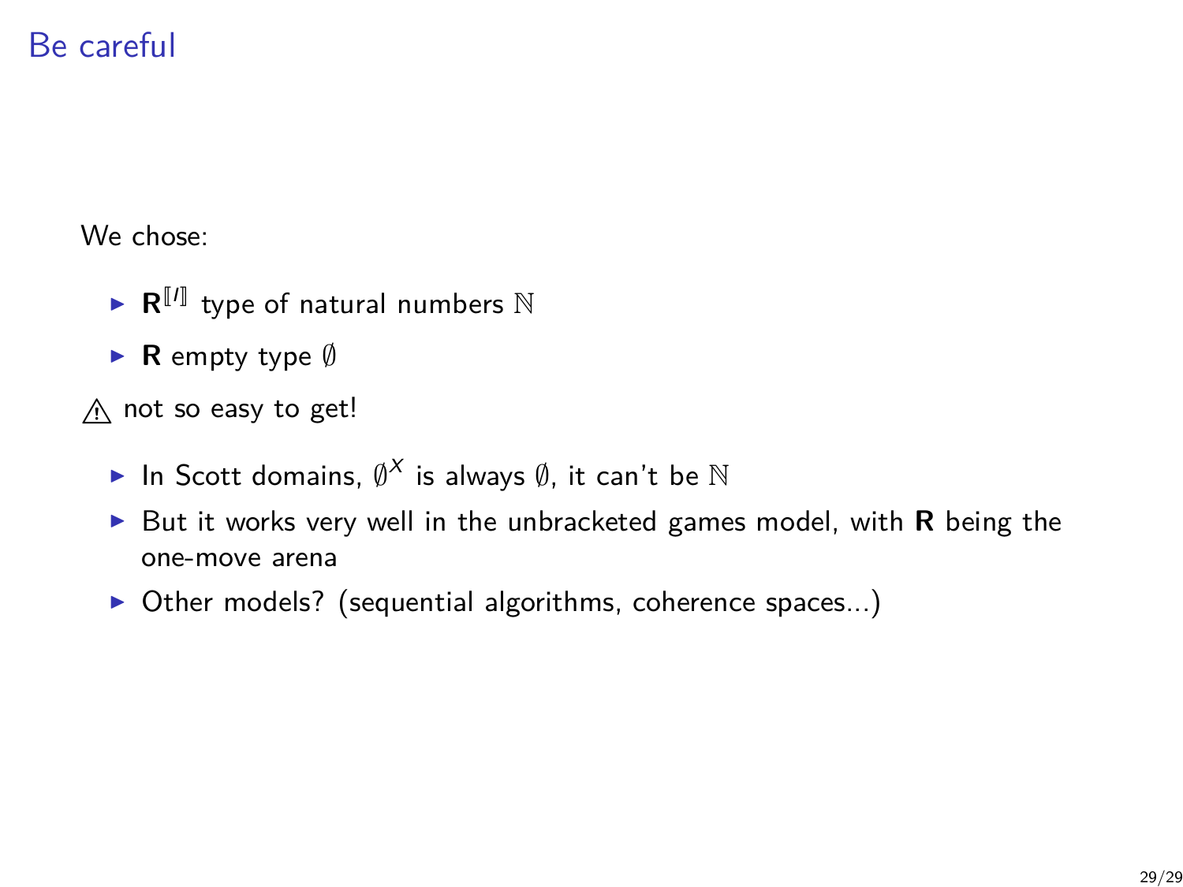# Be careful

We chose:

- $\mathbf{R}^{[\![I]\!]}$ type of natural numbers $\mathbb{N}$
- $\mathbf{R}$ empty type $\emptyset$

⚠ not so easy to get!

- In Scott domains, $\emptyset^X$ is always $\emptyset$, it can't be $\mathbb{N}$
- But it works very well in the unbracketed games model, with $\mathbf{R}$ being the one-move arena
- Other models? (sequential algorithms, coherence spaces...)